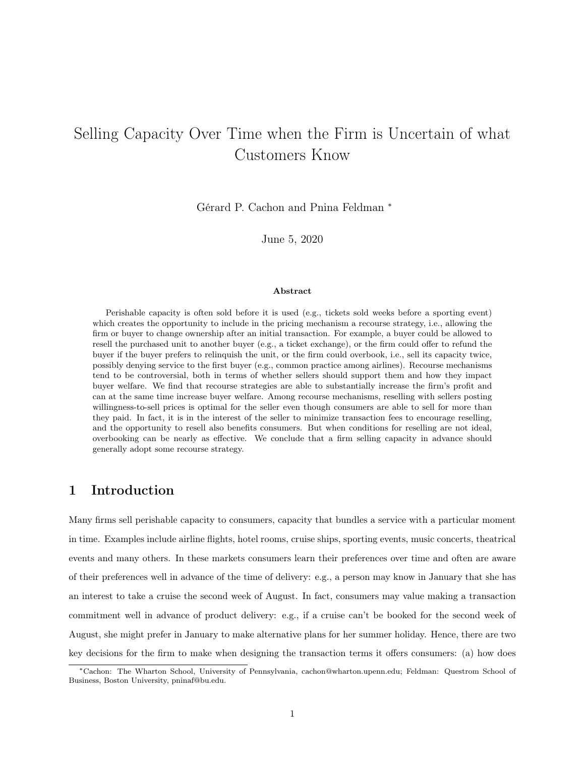# Selling Capacity Over Time when the Firm is Uncertain of what Customers Know

Gérard P. Cachon and Pnina Feldman [*]

June 5, 2020

### Abstract

Perishable capacity is often sold before it is used (e.g., tickets sold weeks before a sporting event) which creates the opportunity to include in the pricing mechanism a recourse strategy, i.e., allowing the firm or buyer to change ownership after an initial transaction. For example, a buyer could be allowed to resell the purchased unit to another buyer (e.g., a ticket exchange), or the firm could offer to refund the buyer if the buyer prefers to relinquish the unit, or the firm could overbook, i.e., sell its capacity twice, possibly denying service to the first buyer (e.g., common practice among airlines). Recourse mechanisms tend to be controversial, both in terms of whether sellers should support them and how they impact buyer welfare. We find that recourse strategies are able to substantially increase the firm's profit and can at the same time increase buyer welfare. Among recourse mechanisms, reselling with sellers posting willingness-to-sell prices is optimal for the seller even though consumers are able to sell for more than they paid. In fact, it is in the interest of the seller to minimize transaction fees to encourage reselling, and the opportunity to resell also benefits consumers. But when conditions for reselling are not ideal, overbooking can be nearly as effective. We conclude that a firm selling capacity in advance should generally adopt some recourse strategy.

## 1 Introduction

Many firms sell perishable capacity to consumers, capacity that bundles a service with a particular moment in time. Examples include airline flights, hotel rooms, cruise ships, sporting events, music concerts, theatrical events and many others. In these markets consumers learn their preferences over time and often are aware of their preferences well in advance of the time of delivery: e.g., a person may know in January that she has an interest to take a cruise the second week of August. In fact, consumers may value making a transaction commitment well in advance of product delivery: e.g., if a cruise can't be booked for the second week of August, she might prefer in January to make alternative plans for her summer holiday. Hence, there are two key decisions for the firm to make when designing the transaction terms it offers consumers: (a) how does

[*] Cachon: The Wharton School, University of Pennsylvania, cachon@wharton.upenn.edu; Feldman: Questrom School of Business, Boston University, pninaf@bu.edu.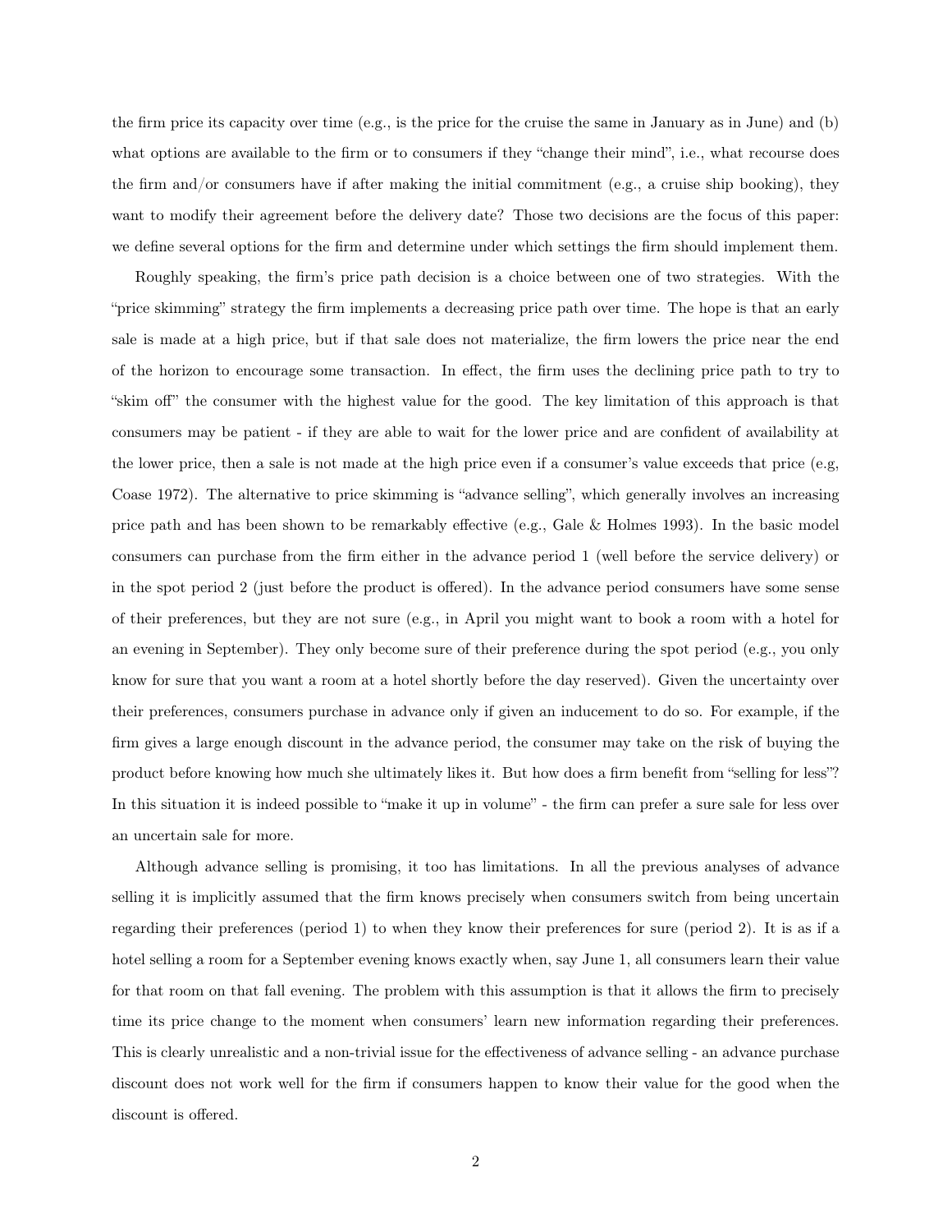the firm price its capacity over time (e.g., is the price for the cruise the same in January as in June) and (b) what options are available to the firm or to consumers if they "change their mind", i.e., what recourse does the firm and/or consumers have if after making the initial commitment (e.g., a cruise ship booking), they want to modify their agreement before the delivery date? Those two decisions are the focus of this paper: we define several options for the firm and determine under which settings the firm should implement them.

Roughly speaking, the firm's price path decision is a choice between one of two strategies. With the "price skimming" strategy the firm implements a decreasing price path over time. The hope is that an early sale is made at a high price, but if that sale does not materialize, the firm lowers the price near the end of the horizon to encourage some transaction. In effect, the firm uses the declining price path to try to "skim off" the consumer with the highest value for the good. The key limitation of this approach is that consumers may be patient - if they are able to wait for the lower price and are confident of availability at the lower price, then a sale is not made at the high price even if a consumer's value exceeds that price (e.g, Coase 1972). The alternative to price skimming is "advance selling", which generally involves an increasing price path and has been shown to be remarkably effective (e.g., Gale & Holmes 1993). In the basic model consumers can purchase from the firm either in the advance period 1 (well before the service delivery) or in the spot period 2 (just before the product is offered). In the advance period consumers have some sense of their preferences, but they are not sure (e.g., in April you might want to book a room with a hotel for an evening in September). They only become sure of their preference during the spot period (e.g., you only know for sure that you want a room at a hotel shortly before the day reserved). Given the uncertainty over their preferences, consumers purchase in advance only if given an inducement to do so. For example, if the firm gives a large enough discount in the advance period, the consumer may take on the risk of buying the product before knowing how much she ultimately likes it. But how does a firm benefit from "selling for less"? In this situation it is indeed possible to "make it up in volume" - the firm can prefer a sure sale for less over an uncertain sale for more.

Although advance selling is promising, it too has limitations. In all the previous analyses of advance selling it is implicitly assumed that the firm knows precisely when consumers switch from being uncertain regarding their preferences (period 1) to when they know their preferences for sure (period 2). It is as if a hotel selling a room for a September evening knows exactly when, say June 1, all consumers learn their value for that room on that fall evening. The problem with this assumption is that it allows the firm to precisely time its price change to the moment when consumers' learn new information regarding their preferences. This is clearly unrealistic and a non-trivial issue for the effectiveness of advance selling - an advance purchase discount does not work well for the firm if consumers happen to know their value for the good when the discount is offered.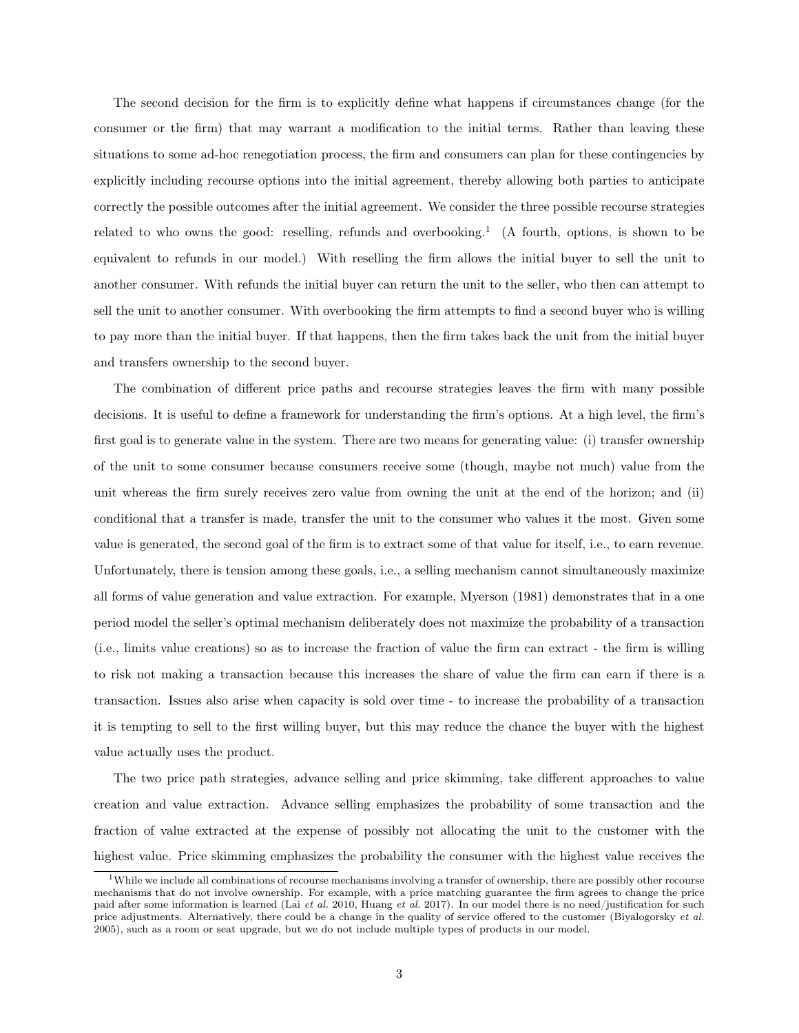The second decision for the firm is to explicitly define what happens if circumstances change (for the consumer or the firm) that may warrant a modification to the initial terms. Rather than leaving these situations to some ad-hoc renegotiation process, the firm and consumers can plan for these contingencies by explicitly including recourse options into the initial agreement, thereby allowing both parties to anticipate correctly the possible outcomes after the initial agreement. We consider the three possible recourse strategies related to who owns the good: reselling, refunds and overbooking.[1] (A fourth, options, is shown to be equivalent to refunds in our model.) With reselling the firm allows the initial buyer to sell the unit to another consumer. With refunds the initial buyer can return the unit to the seller, who then can attempt to sell the unit to another consumer. With overbooking the firm attempts to find a second buyer who is willing to pay more than the initial buyer. If that happens, then the firm takes back the unit from the initial buyer and transfers ownership to the second buyer.

The combination of different price paths and recourse strategies leaves the firm with many possible decisions. It is useful to define a framework for understanding the firm's options. At a high level, the firm's first goal is to generate value in the system. There are two means for generating value: (i) transfer ownership of the unit to some consumer because consumers receive some (though, maybe not much) value from the unit whereas the firm surely receives zero value from owning the unit at the end of the horizon; and (ii) conditional that a transfer is made, transfer the unit to the consumer who values it the most. Given some value is generated, the second goal of the firm is to extract some of that value for itself, i.e., to earn revenue. Unfortunately, there is tension among these goals, i.e., a selling mechanism cannot simultaneously maximize all forms of value generation and value extraction. For example, Myerson (1981) demonstrates that in a one period model the seller's optimal mechanism deliberately does not maximize the probability of a transaction (i.e., limits value creations) so as to increase the fraction of value the firm can extract - the firm is willing to risk not making a transaction because this increases the share of value the firm can earn if there is a transaction. Issues also arise when capacity is sold over time - to increase the probability of a transaction it is tempting to sell to the first willing buyer, but this may reduce the chance the buyer with the highest value actually uses the product.

The two price path strategies, advance selling and price skimming, take different approaches to value creation and value extraction. Advance selling emphasizes the probability of some transaction and the fraction of value extracted at the expense of possibly not allocating the unit to the customer with the highest value. Price skimming emphasizes the probability the consumer with the highest value receives the

---

[1] While we include all combinations of recourse mechanisms involving a transfer of ownership, there are possibly other recourse mechanisms that do not involve ownership. For example, with a price matching guarantee the firm agrees to change the price paid after some information is learned (Lai *et al.* 2010, Huang *et al.* 2017). In our model there is no need/justification for such price adjustments. Alternatively, there could be a change in the quality of service offered to the customer (Biyalogorsky *et al.* 2005), such as a room or seat upgrade, but we do not include multiple types of products in our model.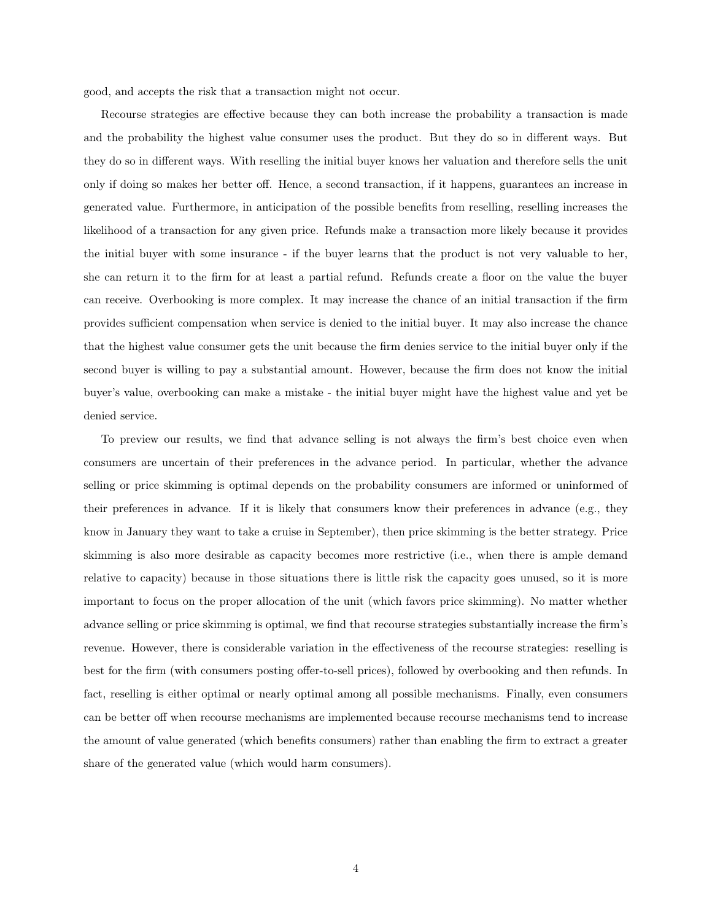good, and accepts the risk that a transaction might not occur.

Recourse strategies are effective because they can both increase the probability a transaction is made and the probability the highest value consumer uses the product. But they do so in different ways. But they do so in different ways. With reselling the initial buyer knows her valuation and therefore sells the unit only if doing so makes her better off. Hence, a second transaction, if it happens, guarantees an increase in generated value. Furthermore, in anticipation of the possible benefits from reselling, reselling increases the likelihood of a transaction for any given price. Refunds make a transaction more likely because it provides the initial buyer with some insurance - if the buyer learns that the product is not very valuable to her, she can return it to the firm for at least a partial refund. Refunds create a floor on the value the buyer can receive. Overbooking is more complex. It may increase the chance of an initial transaction if the firm provides sufficient compensation when service is denied to the initial buyer. It may also increase the chance that the highest value consumer gets the unit because the firm denies service to the initial buyer only if the second buyer is willing to pay a substantial amount. However, because the firm does not know the initial buyer's value, overbooking can make a mistake - the initial buyer might have the highest value and yet be denied service.

To preview our results, we find that advance selling is not always the firm's best choice even when consumers are uncertain of their preferences in the advance period. In particular, whether the advance selling or price skimming is optimal depends on the probability consumers are informed or uninformed of their preferences in advance. If it is likely that consumers know their preferences in advance (e.g., they know in January they want to take a cruise in September), then price skimming is the better strategy. Price skimming is also more desirable as capacity becomes more restrictive (i.e., when there is ample demand relative to capacity) because in those situations there is little risk the capacity goes unused, so it is more important to focus on the proper allocation of the unit (which favors price skimming). No matter whether advance selling or price skimming is optimal, we find that recourse strategies substantially increase the firm's revenue. However, there is considerable variation in the effectiveness of the recourse strategies: reselling is best for the firm (with consumers posting offer-to-sell prices), followed by overbooking and then refunds. In fact, reselling is either optimal or nearly optimal among all possible mechanisms. Finally, even consumers can be better off when recourse mechanisms are implemented because recourse mechanisms tend to increase the amount of value generated (which benefits consumers) rather than enabling the firm to extract a greater share of the generated value (which would harm consumers).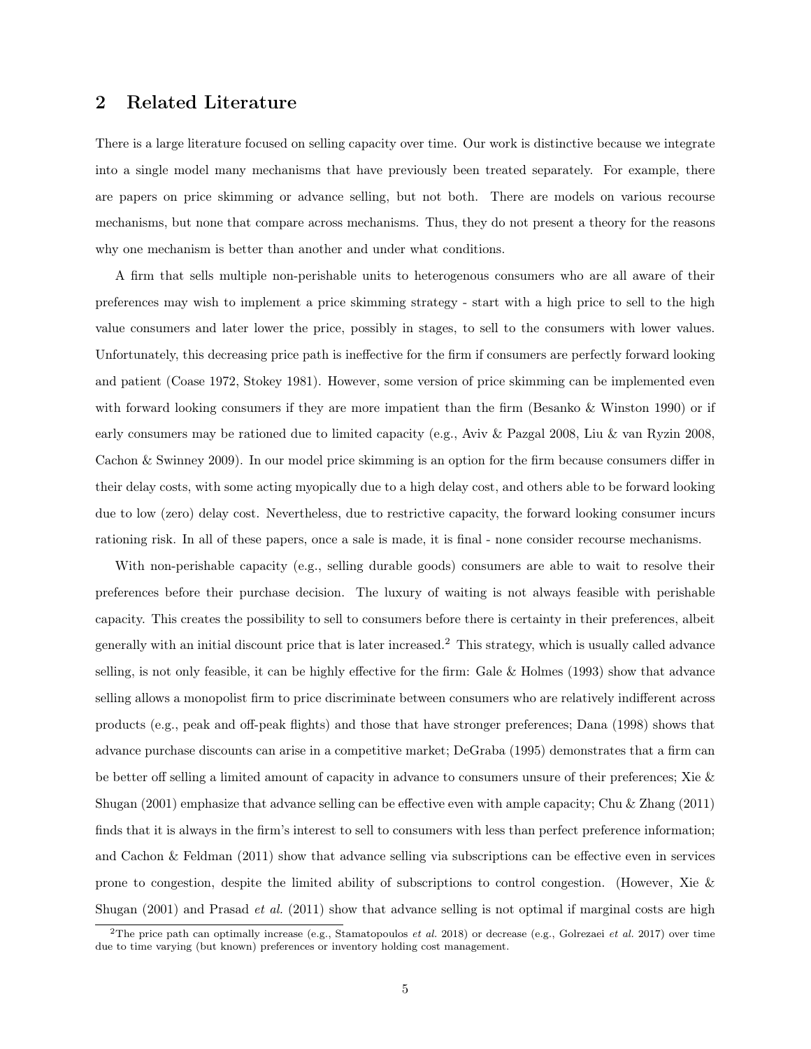## 2 Related Literature

There is a large literature focused on selling capacity over time. Our work is distinctive because we integrate into a single model many mechanisms that have previously been treated separately. For example, there are papers on price skimming or advance selling, but not both. There are models on various recourse mechanisms, but none that compare across mechanisms. Thus, they do not present a theory for the reasons why one mechanism is better than another and under what conditions.

A firm that sells multiple non-perishable units to heterogenous consumers who are all aware of their preferences may wish to implement a price skimming strategy - start with a high price to sell to the high value consumers and later lower the price, possibly in stages, to sell to the consumers with lower values. Unfortunately, this decreasing price path is ineffective for the firm if consumers are perfectly forward looking and patient (Coase 1972, Stokey 1981). However, some version of price skimming can be implemented even with forward looking consumers if they are more impatient than the firm (Besanko & Winston 1990) or if early consumers may be rationed due to limited capacity (e.g., Aviv & Pazgal 2008, Liu & van Ryzin 2008, Cachon & Swinney 2009). In our model price skimming is an option for the firm because consumers differ in their delay costs, with some acting myopically due to a high delay cost, and others able to be forward looking due to low (zero) delay cost. Nevertheless, due to restrictive capacity, the forward looking consumer incurs rationing risk. In all of these papers, once a sale is made, it is final - none consider recourse mechanisms.

With non-perishable capacity (e.g., selling durable goods) consumers are able to wait to resolve their preferences before their purchase decision. The luxury of waiting is not always feasible with perishable capacity. This creates the possibility to sell to consumers before there is certainty in their preferences, albeit generally with an initial discount price that is later increased.[2] This strategy, which is usually called advance selling, is not only feasible, it can be highly effective for the firm: Gale & Holmes (1993) show that advance selling allows a monopolist firm to price discriminate between consumers who are relatively indifferent across products (e.g., peak and off-peak flights) and those that have stronger preferences; Dana (1998) shows that advance purchase discounts can arise in a competitive market; DeGraba (1995) demonstrates that a firm can be better off selling a limited amount of capacity in advance to consumers unsure of their preferences; Xie & Shugan (2001) emphasize that advance selling can be effective even with ample capacity; Chu & Zhang (2011) finds that it is always in the firm's interest to sell to consumers with less than perfect preference information; and Cachon & Feldman (2011) show that advance selling via subscriptions can be effective even in services prone to congestion, despite the limited ability of subscriptions to control congestion. (However, Xie & Shugan (2001) and Prasad *et al.* (2011) show that advance selling is not optimal if marginal costs are high

[2] The price path can optimally increase (e.g., Stamatopoulos *et al.* 2018) or decrease (e.g., Golrezaei *et al.* 2017) over time due to time varying (but known) preferences or inventory holding cost management.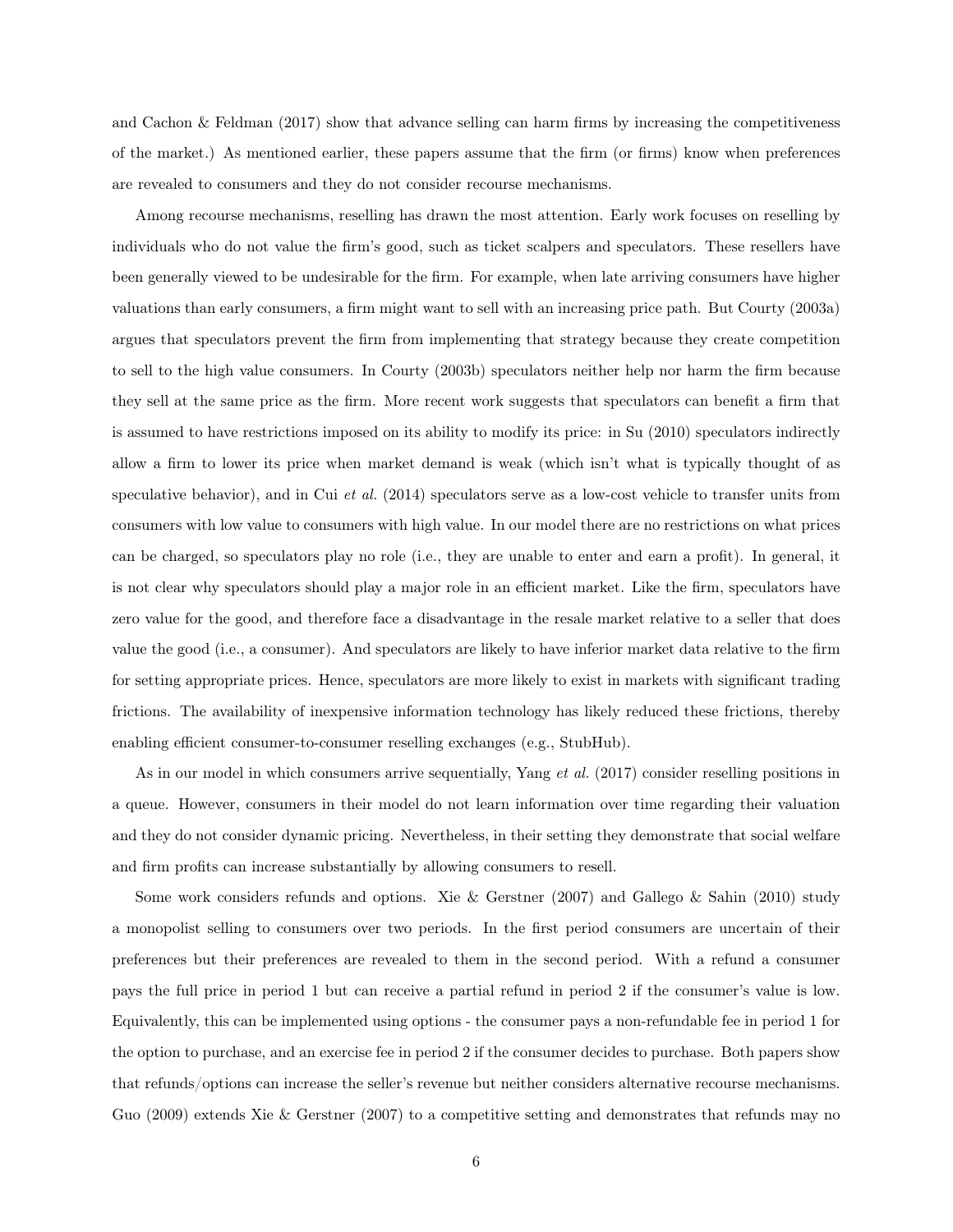and Cachon & Feldman (2017) show that advance selling can harm firms by increasing the competitiveness of the market.) As mentioned earlier, these papers assume that the firm (or firms) know when preferences are revealed to consumers and they do not consider recourse mechanisms.

Among recourse mechanisms, reselling has drawn the most attention. Early work focuses on reselling by individuals who do not value the firm's good, such as ticket scalpers and speculators. These resellers have been generally viewed to be undesirable for the firm. For example, when late arriving consumers have higher valuations than early consumers, a firm might want to sell with an increasing price path. But Courty (2003a) argues that speculators prevent the firm from implementing that strategy because they create competition to sell to the high value consumers. In Courty (2003b) speculators neither help nor harm the firm because they sell at the same price as the firm. More recent work suggests that speculators can benefit a firm that is assumed to have restrictions imposed on its ability to modify its price: in Su (2010) speculators indirectly allow a firm to lower its price when market demand is weak (which isn't what is typically thought of as speculative behavior), and in Cui *et al.* (2014) speculators serve as a low-cost vehicle to transfer units from consumers with low value to consumers with high value. In our model there are no restrictions on what prices can be charged, so speculators play no role (i.e., they are unable to enter and earn a profit). In general, it is not clear why speculators should play a major role in an efficient market. Like the firm, speculators have zero value for the good, and therefore face a disadvantage in the resale market relative to a seller that does value the good (i.e., a consumer). And speculators are likely to have inferior market data relative to the firm for setting appropriate prices. Hence, speculators are more likely to exist in markets with significant trading frictions. The availability of inexpensive information technology has likely reduced these frictions, thereby enabling efficient consumer-to-consumer reselling exchanges (e.g., StubHub).

As in our model in which consumers arrive sequentially, Yang *et al.* (2017) consider reselling positions in a queue. However, consumers in their model do not learn information over time regarding their valuation and they do not consider dynamic pricing. Nevertheless, in their setting they demonstrate that social welfare and firm profits can increase substantially by allowing consumers to resell.

Some work considers refunds and options. Xie & Gerstner (2007) and Gallego & Sahin (2010) study a monopolist selling to consumers over two periods. In the first period consumers are uncertain of their preferences but their preferences are revealed to them in the second period. With a refund a consumer pays the full price in period 1 but can receive a partial refund in period 2 if the consumer's value is low. Equivalently, this can be implemented using options - the consumer pays a non-refundable fee in period 1 for the option to purchase, and an exercise fee in period 2 if the consumer decides to purchase. Both papers show that refunds/options can increase the seller's revenue but neither considers alternative recourse mechanisms. Guo (2009) extends Xie & Gerstner (2007) to a competitive setting and demonstrates that refunds may no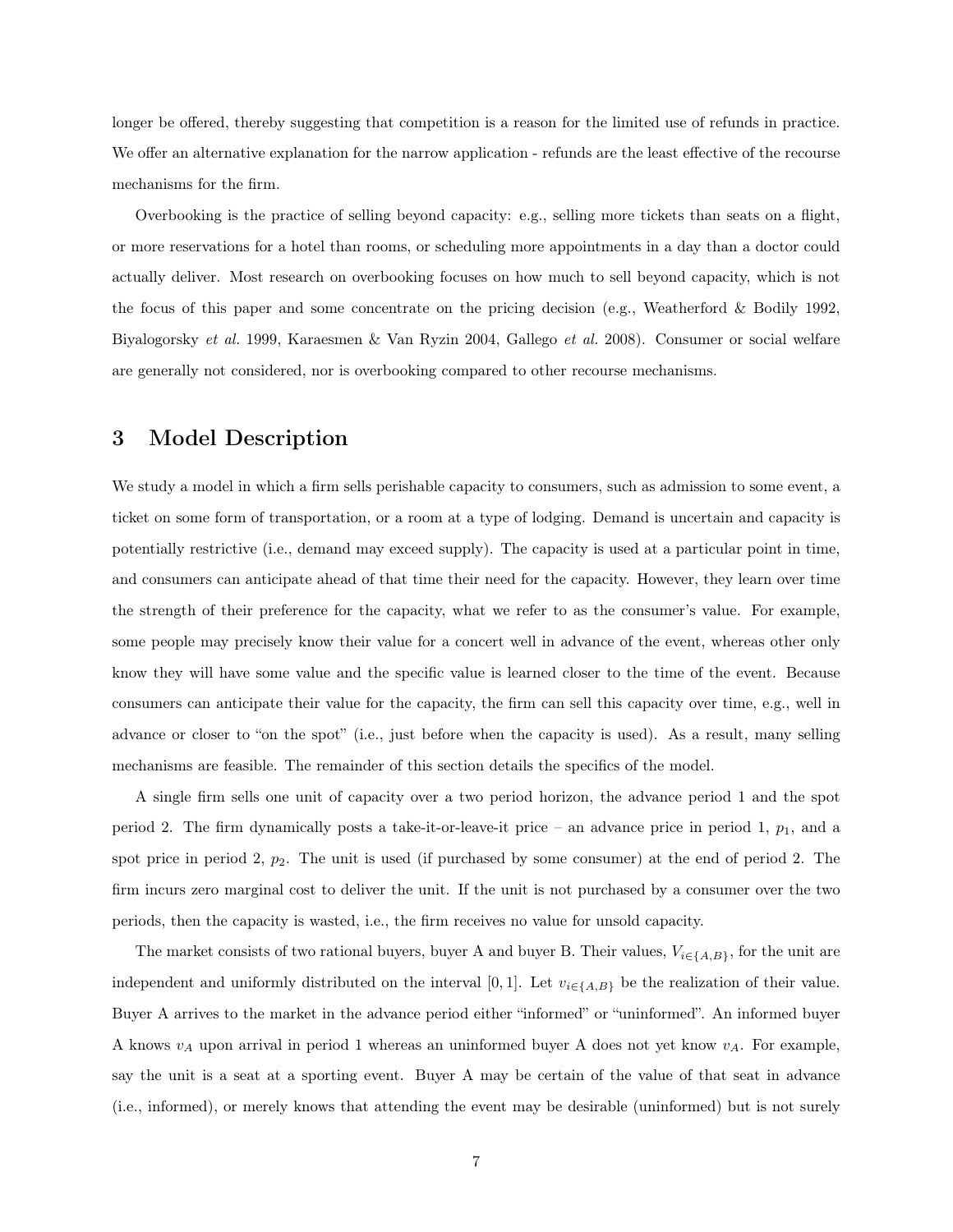longer be offered, thereby suggesting that competition is a reason for the limited use of refunds in practice. We offer an alternative explanation for the narrow application - refunds are the least effective of the recourse mechanisms for the firm.

Overbooking is the practice of selling beyond capacity: e.g., selling more tickets than seats on a flight, or more reservations for a hotel than rooms, or scheduling more appointments in a day than a doctor could actually deliver. Most research on overbooking focuses on how much to sell beyond capacity, which is not the focus of this paper and some concentrate on the pricing decision (e.g., Weatherford & Bodily 1992, Biyalogorsky *et al.* 1999, Karaesmen & Van Ryzin 2004, Gallego *et al.* 2008). Consumer or social welfare are generally not considered, nor is overbooking compared to other recourse mechanisms.

# 3 Model Description

We study a model in which a firm sells perishable capacity to consumers, such as admission to some event, a ticket on some form of transportation, or a room at a type of lodging. Demand is uncertain and capacity is potentially restrictive (i.e., demand may exceed supply). The capacity is used at a particular point in time, and consumers can anticipate ahead of that time their need for the capacity. However, they learn over time the strength of their preference for the capacity, what we refer to as the consumer's value. For example, some people may precisely know their value for a concert well in advance of the event, whereas other only know they will have some value and the specific value is learned closer to the time of the event. Because consumers can anticipate their value for the capacity, the firm can sell this capacity over time, e.g., well in advance or closer to "on the spot" (i.e., just before when the capacity is used). As a result, many selling mechanisms are feasible. The remainder of this section details the specifics of the model.

A single firm sells one unit of capacity over a two period horizon, the advance period 1 and the spot period 2. The firm dynamically posts a take-it-or-leave-it price – an advance price in period 1, $p_1$, and a spot price in period 2, $p_2$. The unit is used (if purchased by some consumer) at the end of period 2. The firm incurs zero marginal cost to deliver the unit. If the unit is not purchased by a consumer over the two periods, then the capacity is wasted, i.e., the firm receives no value for unsold capacity.

The market consists of two rational buyers, buyer A and buyer B. Their values, $V_{i\in\{A,B\}}$, for the unit are independent and uniformly distributed on the interval $[0, 1]$. Let $v_{i\in\{A,B\}}$ be the realization of their value. Buyer A arrives to the market in the advance period either "informed" or "uninformed". An informed buyer A knows $v_A$ upon arrival in period 1 whereas an uninformed buyer A does not yet know $v_A$. For example, say the unit is a seat at a sporting event. Buyer A may be certain of the value of that seat in advance (i.e., informed), or merely knows that attending the event may be desirable (uninformed) but is not surely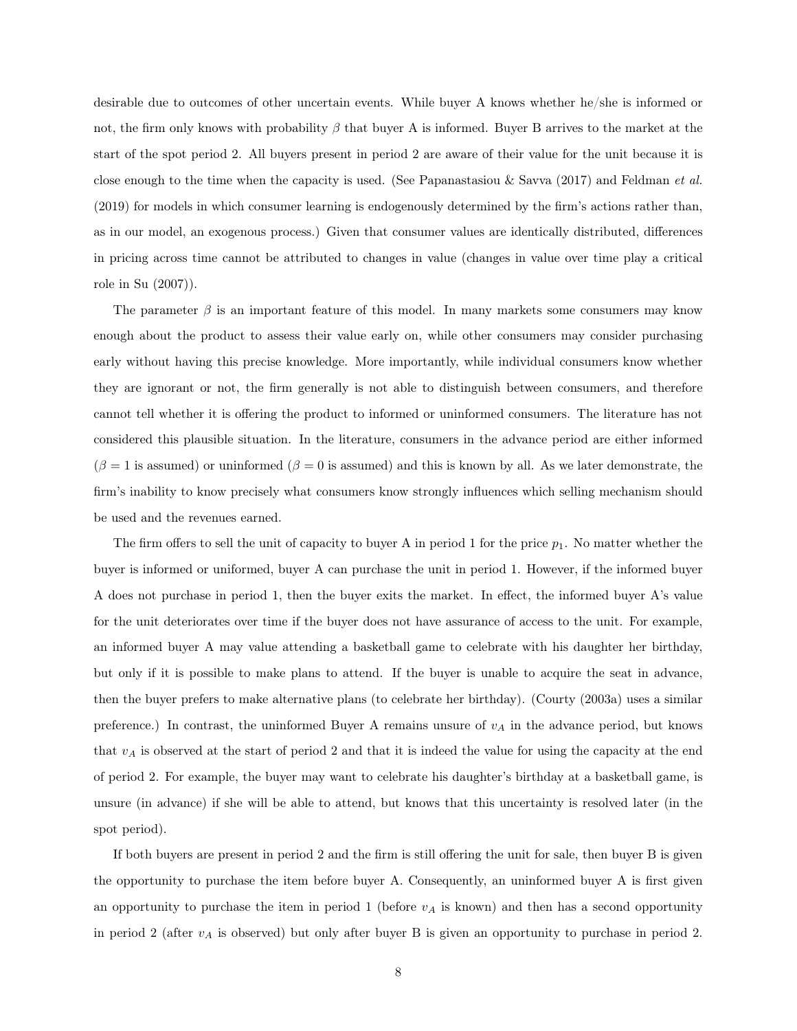desirable due to outcomes of other uncertain events. While buyer A knows whether he/she is informed or not, the firm only knows with probability $\beta$ that buyer A is informed. Buyer B arrives to the market at the start of the spot period 2. All buyers present in period 2 are aware of their value for the unit because it is close enough to the time when the capacity is used. (See Papanastasiou & Savva (2017) and Feldman *et al.* (2019) for models in which consumer learning is endogenously determined by the firm's actions rather than, as in our model, an exogenous process.) Given that consumer values are identically distributed, differences in pricing across time cannot be attributed to changes in value (changes in value over time play a critical role in Su (2007)).

The parameter $\beta$ is an important feature of this model. In many markets some consumers may know enough about the product to assess their value early on, while other consumers may consider purchasing early without having this precise knowledge. More importantly, while individual consumers know whether they are ignorant or not, the firm generally is not able to distinguish between consumers, and therefore cannot tell whether it is offering the product to informed or uninformed consumers. The literature has not considered this plausible situation. In the literature, consumers in the advance period are either informed ($\beta = 1$ is assumed) or uninformed ($\beta = 0$ is assumed) and this is known by all. As we later demonstrate, the firm's inability to know precisely what consumers know strongly influences which selling mechanism should be used and the revenues earned.

The firm offers to sell the unit of capacity to buyer A in period 1 for the price $p_1$. No matter whether the buyer is informed or uniformed, buyer A can purchase the unit in period 1. However, if the informed buyer A does not purchase in period 1, then the buyer exits the market. In effect, the informed buyer A's value for the unit deteriorates over time if the buyer does not have assurance of access to the unit. For example, an informed buyer A may value attending a basketball game to celebrate with his daughter her birthday, but only if it is possible to make plans to attend. If the buyer is unable to acquire the seat in advance, then the buyer prefers to make alternative plans (to celebrate her birthday). (Courty (2003a) uses a similar preference.) In contrast, the uninformed Buyer A remains unsure of $v_A$ in the advance period, but knows that $v_A$ is observed at the start of period 2 and that it is indeed the value for using the capacity at the end of period 2. For example, the buyer may want to celebrate his daughter's birthday at a basketball game, is unsure (in advance) if she will be able to attend, but knows that this uncertainty is resolved later (in the spot period).

If both buyers are present in period 2 and the firm is still offering the unit for sale, then buyer B is given the opportunity to purchase the item before buyer A. Consequently, an uninformed buyer A is first given an opportunity to purchase the item in period 1 (before $v_A$ is known) and then has a second opportunity in period 2 (after $v_A$ is observed) but only after buyer B is given an opportunity to purchase in period 2.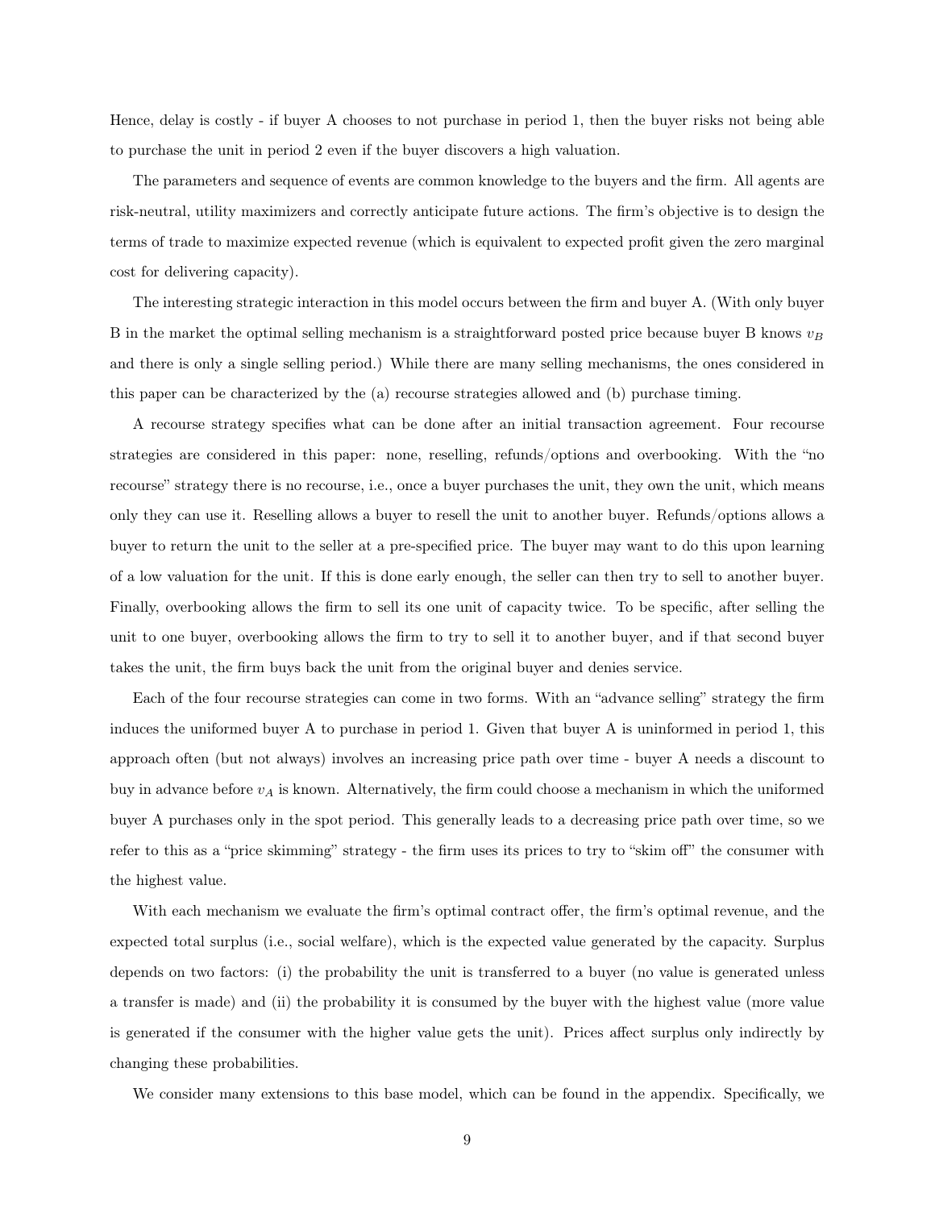Hence, delay is costly - if buyer A chooses to not purchase in period 1, then the buyer risks not being able to purchase the unit in period 2 even if the buyer discovers a high valuation.

The parameters and sequence of events are common knowledge to the buyers and the firm. All agents are risk-neutral, utility maximizers and correctly anticipate future actions. The firm's objective is to design the terms of trade to maximize expected revenue (which is equivalent to expected profit given the zero marginal cost for delivering capacity).

The interesting strategic interaction in this model occurs between the firm and buyer A. (With only buyer B in the market the optimal selling mechanism is a straightforward posted price because buyer B knows $v_B$ and there is only a single selling period.) While there are many selling mechanisms, the ones considered in this paper can be characterized by the (a) recourse strategies allowed and (b) purchase timing.

A recourse strategy specifies what can be done after an initial transaction agreement. Four recourse strategies are considered in this paper: none, reselling, refunds/options and overbooking. With the "no recourse" strategy there is no recourse, i.e., once a buyer purchases the unit, they own the unit, which means only they can use it. Reselling allows a buyer to resell the unit to another buyer. Refunds/options allows a buyer to return the unit to the seller at a pre-specified price. The buyer may want to do this upon learning of a low valuation for the unit. If this is done early enough, the seller can then try to sell to another buyer. Finally, overbooking allows the firm to sell its one unit of capacity twice. To be specific, after selling the unit to one buyer, overbooking allows the firm to try to sell it to another buyer, and if that second buyer takes the unit, the firm buys back the unit from the original buyer and denies service.

Each of the four recourse strategies can come in two forms. With an "advance selling" strategy the firm induces the uniformed buyer A to purchase in period 1. Given that buyer A is uninformed in period 1, this approach often (but not always) involves an increasing price path over time - buyer A needs a discount to buy in advance before $v_A$ is known. Alternatively, the firm could choose a mechanism in which the uniformed buyer A purchases only in the spot period. This generally leads to a decreasing price path over time, so we refer to this as a "price skimming" strategy - the firm uses its prices to try to "skim off" the consumer with the highest value.

With each mechanism we evaluate the firm's optimal contract offer, the firm's optimal revenue, and the expected total surplus (i.e., social welfare), which is the expected value generated by the capacity. Surplus depends on two factors: (i) the probability the unit is transferred to a buyer (no value is generated unless a transfer is made) and (ii) the probability it is consumed by the buyer with the highest value (more value is generated if the consumer with the higher value gets the unit). Prices affect surplus only indirectly by changing these probabilities.

We consider many extensions to this base model, which can be found in the appendix. Specifically, we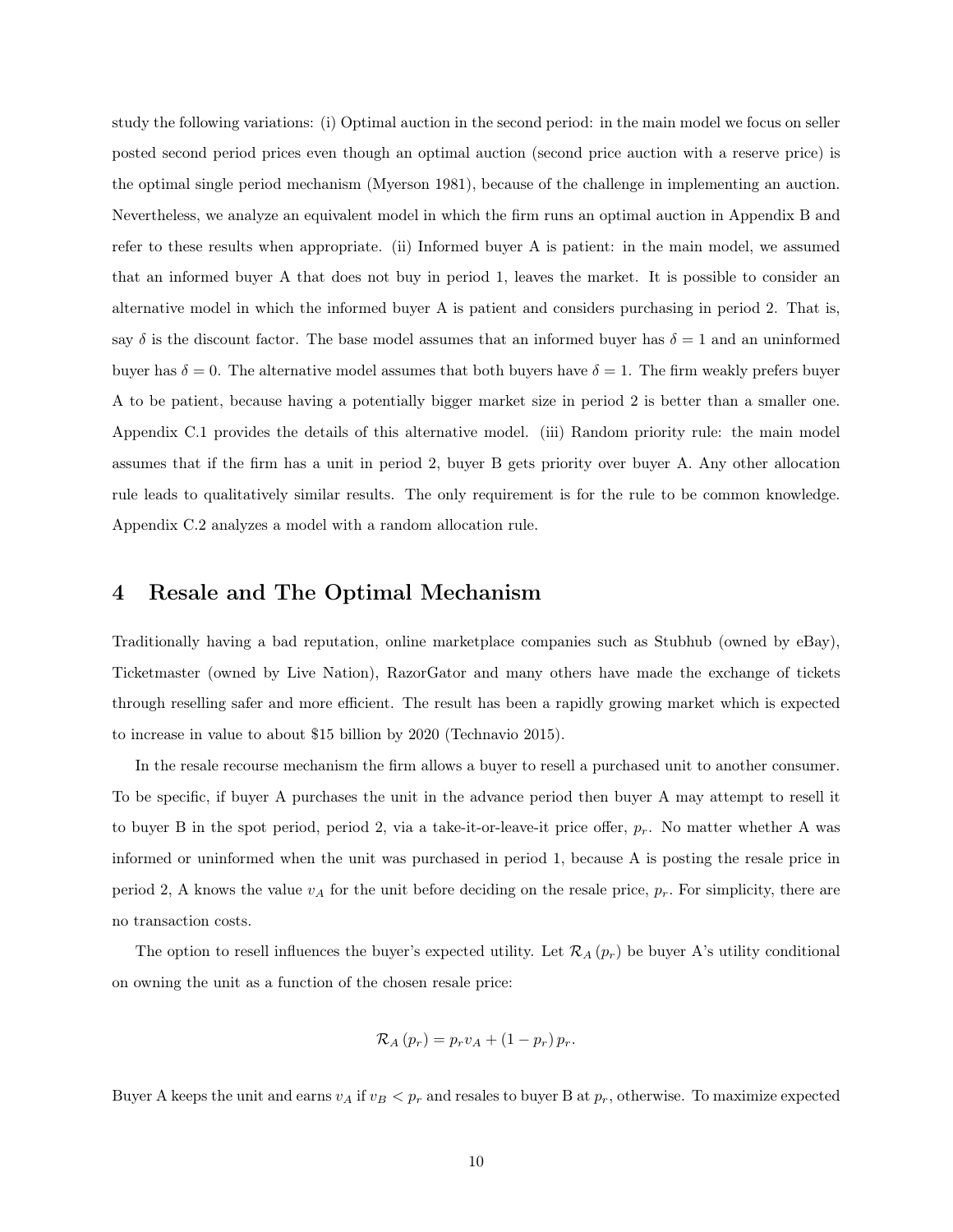study the following variations: (i) Optimal auction in the second period: in the main model we focus on seller posted second period prices even though an optimal auction (second price auction with a reserve price) is the optimal single period mechanism (Myerson 1981), because of the challenge in implementing an auction. Nevertheless, we analyze an equivalent model in which the firm runs an optimal auction in Appendix B and refer to these results when appropriate. (ii) Informed buyer A is patient: in the main model, we assumed that an informed buyer A that does not buy in period 1, leaves the market. It is possible to consider an alternative model in which the informed buyer A is patient and considers purchasing in period 2. That is, say $\delta$ is the discount factor. The base model assumes that an informed buyer has $\delta = 1$ and an uninformed buyer has $\delta = 0$. The alternative model assumes that both buyers have $\delta = 1$. The firm weakly prefers buyer A to be patient, because having a potentially bigger market size in period 2 is better than a smaller one. Appendix C.1 provides the details of this alternative model. (iii) Random priority rule: the main model assumes that if the firm has a unit in period 2, buyer B gets priority over buyer A. Any other allocation rule leads to qualitatively similar results. The only requirement is for the rule to be common knowledge. Appendix C.2 analyzes a model with a random allocation rule.

# 4 Resale and The Optimal Mechanism

Traditionally having a bad reputation, online marketplace companies such as Stubhub (owned by eBay), Ticketmaster (owned by Live Nation), RazorGator and many others have made the exchange of tickets through reselling safer and more efficient. The result has been a rapidly growing market which is expected to increase in value to about \$15 billion by 2020 (Technavio 2015).

In the resale recourse mechanism the firm allows a buyer to resell a purchased unit to another consumer. To be specific, if buyer A purchases the unit in the advance period then buyer A may attempt to resell it to buyer B in the spot period, period 2, via a take-it-or-leave-it price offer, $p_r$. No matter whether A was informed or uninformed when the unit was purchased in period 1, because A is posting the resale price in period 2, A knows the value $v_A$ for the unit before deciding on the resale price, $p_r$. For simplicity, there are no transaction costs.

The option to resell influences the buyer's expected utility. Let $\mathcal{R}_A(p_r)$ be buyer A's utility conditional on owning the unit as a function of the chosen resale price:

$$\mathcal{R}_A(p_r) = p_r v_A + (1 - p_r) p_r.$$

Buyer A keeps the unit and earns $v_A$ if $v_B < p_r$ and resales to buyer B at $p_r$, otherwise. To maximize expected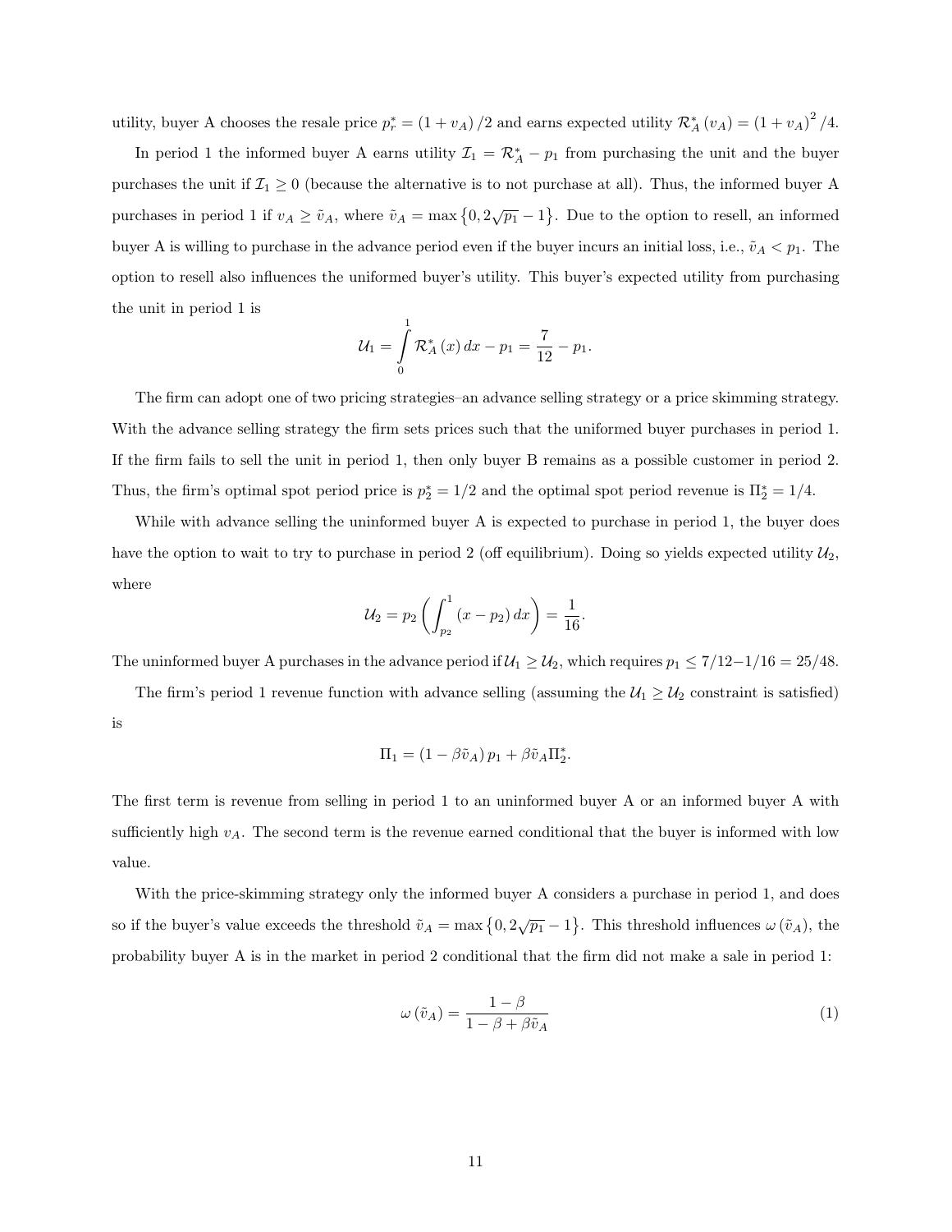utility, buyer A chooses the resale price $p_r^* = (1+v_A)/2$ and earns expected utility $\mathcal{R}_A^*(v_A) = (1+v_A)^2/4$.

In period 1 the informed buyer A earns utility $\mathcal{I}_1 = \mathcal{R}_A^* - p_1$ from purchasing the unit and the buyer purchases the unit if $\mathcal{I}_1 \geq 0$ (because the alternative is to not purchase at all). Thus, the informed buyer A purchases in period 1 if $v_A \geq \tilde{v}_A$, where $\tilde{v}_A = \max\{0, 2\sqrt{p_1} - 1\}$. Due to the option to resell, an informed buyer A is willing to purchase in the advance period even if the buyer incurs an initial loss, i.e., $\tilde{v}_A < p_1$. The option to resell also influences the uniformed buyer's utility. This buyer's expected utility from purchasing the unit in period 1 is

$$\mathcal{U}_1 = \int_0^1 \mathcal{R}_A^*(x)\,dx - p_1 = \frac{7}{12} - p_1.$$

The firm can adopt one of two pricing strategies–an advance selling strategy or a price skimming strategy. With the advance selling strategy the firm sets prices such that the uniformed buyer purchases in period 1. If the firm fails to sell the unit in period 1, then only buyer B remains as a possible customer in period 2. Thus, the firm's optimal spot period price is $p_2^* = 1/2$ and the optimal spot period revenue is $\Pi_2^* = 1/4$.

While with advance selling the uninformed buyer A is expected to purchase in period 1, the buyer does have the option to wait to try to purchase in period 2 (off equilibrium). Doing so yields expected utility $\mathcal{U}_2$, where

$$\mathcal{U}_2 = p_2\left(\int_{p_2}^1 (x - p_2)\,dx\right) = \frac{1}{16}.$$

The uninformed buyer A purchases in the advance period if $\mathcal{U}_1 \geq \mathcal{U}_2$, which requires $p_1 \leq 7/12 - 1/16 = 25/48$.

The firm's period 1 revenue function with advance selling (assuming the $\mathcal{U}_1 \geq \mathcal{U}_2$ constraint is satisfied) is

$$\Pi_1 = (1 - \beta\tilde{v}_A)\,p_1 + \beta\tilde{v}_A\Pi_2^*.$$

The first term is revenue from selling in period 1 to an uninformed buyer A or an informed buyer A with sufficiently high $v_A$. The second term is the revenue earned conditional that the buyer is informed with low value.

With the price-skimming strategy only the informed buyer A considers a purchase in period 1, and does so if the buyer's value exceeds the threshold $\tilde{v}_A = \max\{0, 2\sqrt{p_1} - 1\}$. This threshold influences $\omega(\tilde{v}_A)$, the probability buyer A is in the market in period 2 conditional that the firm did not make a sale in period 1:

$$\omega(\tilde{v}_A) = \frac{1-\beta}{1-\beta+\beta\tilde{v}_A} \tag{1}$$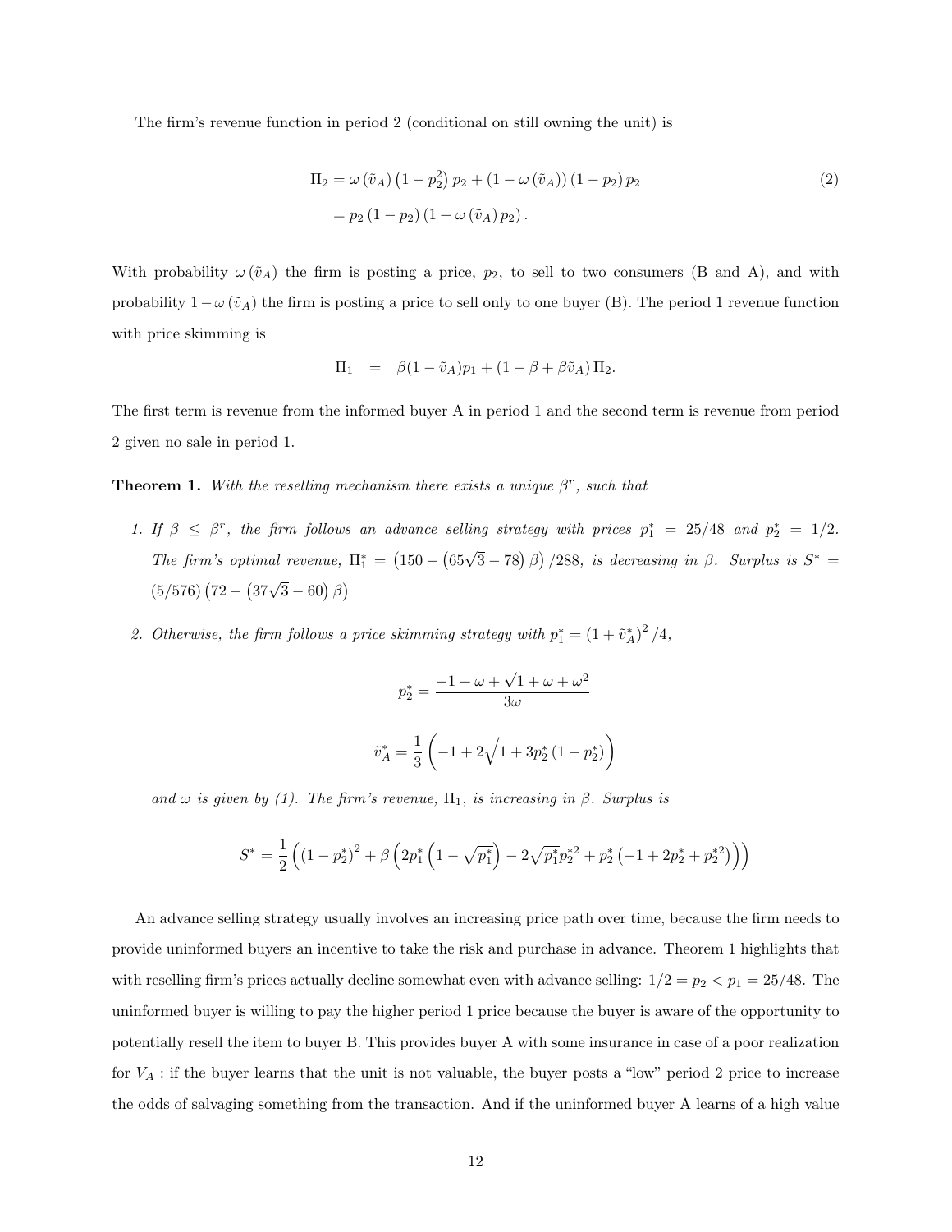The firm's revenue function in period 2 (conditional on still owning the unit) is

$$
\begin{aligned}
\Pi_2 &= \omega\left(\tilde{v}_A\right)\left(1-p_2^2\right)p_2 + \left(1-\omega\left(\tilde{v}_A\right)\right)\left(1-p_2\right)p_2 \\
&= p_2\left(1-p_2\right)\left(1+\omega\left(\tilde{v}_A\right)p_2\right).
\end{aligned}
\tag{2}
$$

With probability $\omega(\tilde{v}_A)$ the firm is posting a price, $p_2$, to sell to two consumers (B and A), and with probability $1-\omega(\tilde{v}_A)$ the firm is posting a price to sell only to one buyer (B). The period 1 revenue function with price skimming is

$$
\Pi_1 \quad = \quad \beta(1-\tilde{v}_A)p_1 + (1-\beta+\beta\tilde{v}_A)\,\Pi_2.
$$

The first term is revenue from the informed buyer A in period 1 and the second term is revenue from period 2 given no sale in period 1.

**Theorem 1.** *With the reselling mechanism there exists a unique $\beta^r$, such that*

1. *If $\beta \leq \beta^r$, the firm follows an advance selling strategy with prices $p_1^* = 25/48$ and $p_2^* = 1/2$. The firm's optimal revenue, $\Pi_1^* = \left(150 - \left(65\sqrt{3}-78\right)\beta\right)/288$, is decreasing in $\beta$. Surplus is $S^* = (5/576)\left(72 - \left(37\sqrt{3}-60\right)\beta\right)$*

2. *Otherwise, the firm follows a price skimming strategy with $p_1^* = \left(1+\tilde{v}_A^*\right)^2/4$,*

$$
p_2^* = \frac{-1+\omega+\sqrt{1+\omega+\omega^2}}{3\omega}
$$

$$
\tilde{v}_A^* = \frac{1}{3}\left(-1+2\sqrt{1+3p_2^*\left(1-p_2^*\right)}\right)
$$

*and $\omega$ is given by (1). The firm's revenue, $\Pi_1$, is increasing in $\beta$. Surplus is*

$$
S^* = \frac{1}{2}\left(\left(1-p_2^*\right)^2 + \beta\left(2p_1^*\left(1-\sqrt{p_1^*}\right) - 2\sqrt{p_1^*}p_2^{*2} + p_2^*\left(-1+2p_2^*+p_2^{*2}\right)\right)\right)
$$

An advance selling strategy usually involves an increasing price path over time, because the firm needs to provide uninformed buyers an incentive to take the risk and purchase in advance. Theorem 1 highlights that with reselling firm's prices actually decline somewhat even with advance selling: $1/2 = p_2 < p_1 = 25/48$. The uninformed buyer is willing to pay the higher period 1 price because the buyer is aware of the opportunity to potentially resell the item to buyer B. This provides buyer A with some insurance in case of a poor realization for $V_A$ : if the buyer learns that the unit is not valuable, the buyer posts a "low" period 2 price to increase the odds of salvaging something from the transaction. And if the uninformed buyer A learns of a high value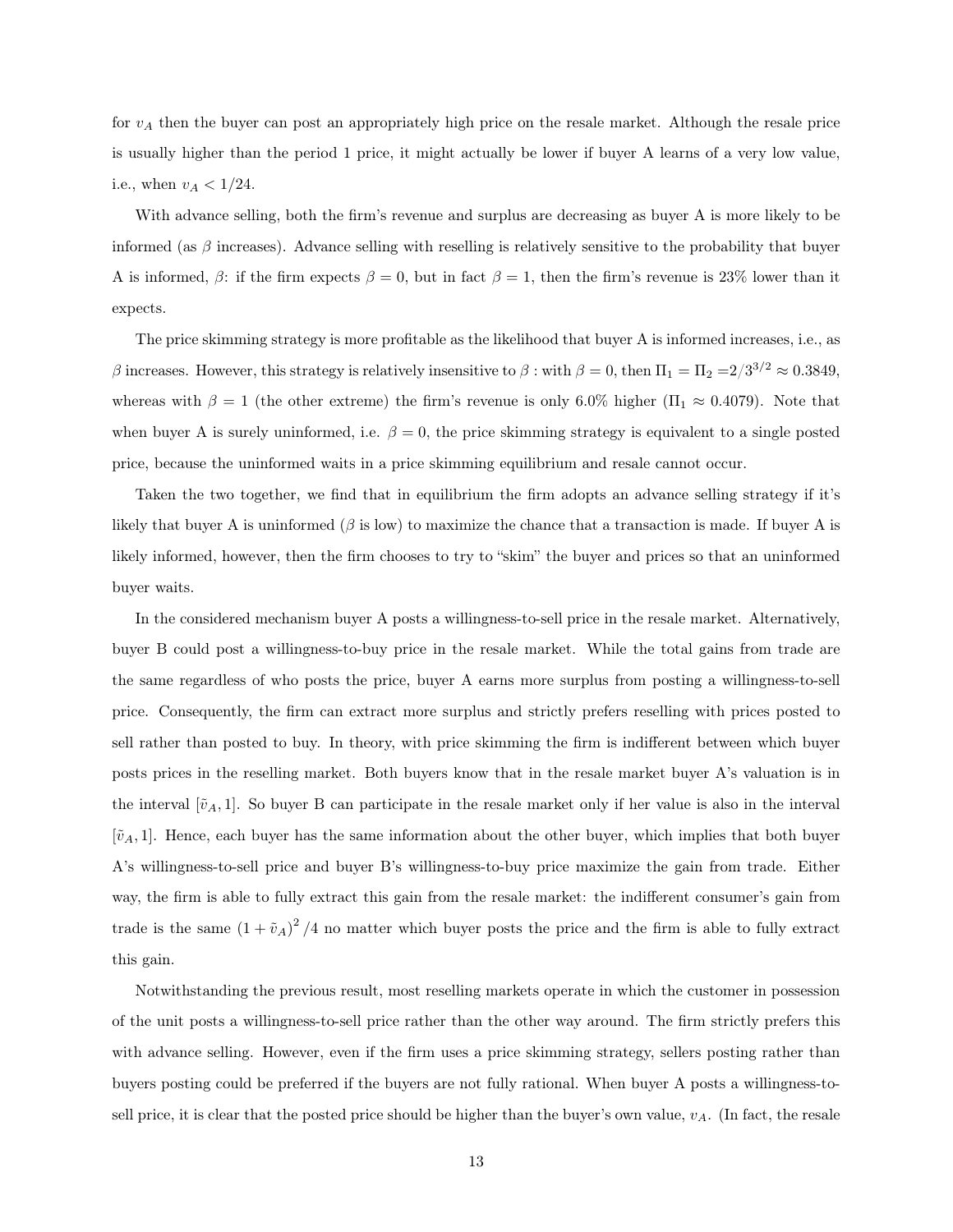for $v_A$ then the buyer can post an appropriately high price on the resale market. Although the resale price is usually higher than the period 1 price, it might actually be lower if buyer A learns of a very low value, i.e., when $v_A < 1/24$.

With advance selling, both the firm's revenue and surplus are decreasing as buyer A is more likely to be informed (as $\beta$ increases). Advance selling with reselling is relatively sensitive to the probability that buyer A is informed, $\beta$: if the firm expects $\beta = 0$, but in fact $\beta = 1$, then the firm's revenue is 23% lower than it expects.

The price skimming strategy is more profitable as the likelihood that buyer A is informed increases, i.e., as $\beta$ increases. However, this strategy is relatively insensitive to $\beta$ : with $\beta = 0$, then $\Pi_1 = \Pi_2 = 2/3^{3/2} \approx 0.3849$, whereas with $\beta = 1$ (the other extreme) the firm's revenue is only 6.0% higher ($\Pi_1 \approx 0.4079$). Note that when buyer A is surely uninformed, i.e. $\beta = 0$, the price skimming strategy is equivalent to a single posted price, because the uninformed waits in a price skimming equilibrium and resale cannot occur.

Taken the two together, we find that in equilibrium the firm adopts an advance selling strategy if it's likely that buyer A is uninformed ($\beta$ is low) to maximize the chance that a transaction is made. If buyer A is likely informed, however, then the firm chooses to try to "skim" the buyer and prices so that an uninformed buyer waits.

In the considered mechanism buyer A posts a willingness-to-sell price in the resale market. Alternatively, buyer B could post a willingness-to-buy price in the resale market. While the total gains from trade are the same regardless of who posts the price, buyer A earns more surplus from posting a willingness-to-sell price. Consequently, the firm can extract more surplus and strictly prefers reselling with prices posted to sell rather than posted to buy. In theory, with price skimming the firm is indifferent between which buyer posts prices in the reselling market. Both buyers know that in the resale market buyer A's valuation is in the interval $[\tilde{v}_A, 1]$. So buyer B can participate in the resale market only if her value is also in the interval $[\tilde{v}_A, 1]$. Hence, each buyer has the same information about the other buyer, which implies that both buyer A's willingness-to-sell price and buyer B's willingness-to-buy price maximize the gain from trade. Either way, the firm is able to fully extract this gain from the resale market: the indifferent consumer's gain from trade is the same $(1 + \tilde{v}_A)^2/4$ no matter which buyer posts the price and the firm is able to fully extract this gain.

Notwithstanding the previous result, most reselling markets operate in which the customer in possession of the unit posts a willingness-to-sell price rather than the other way around. The firm strictly prefers this with advance selling. However, even if the firm uses a price skimming strategy, sellers posting rather than buyers posting could be preferred if the buyers are not fully rational. When buyer A posts a willingness-to-sell price, it is clear that the posted price should be higher than the buyer's own value, $v_A$. (In fact, the resale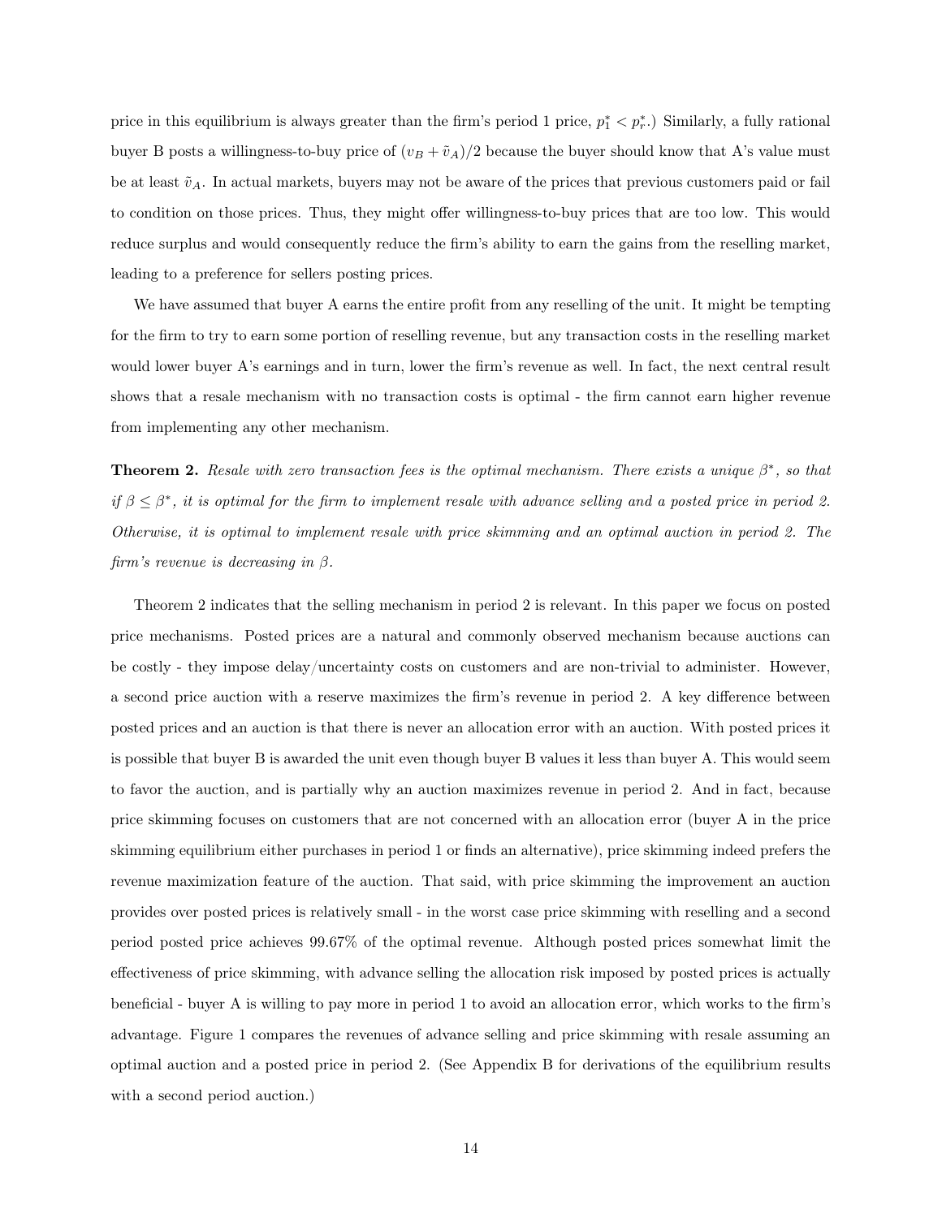price in this equilibrium is always greater than the firm's period 1 price, $p_1^* < p_r^*$.) Similarly, a fully rational buyer B posts a willingness-to-buy price of $(v_B + \tilde{v}_A)/2$ because the buyer should know that A's value must be at least $\tilde{v}_A$. In actual markets, buyers may not be aware of the prices that previous customers paid or fail to condition on those prices. Thus, they might offer willingness-to-buy prices that are too low. This would reduce surplus and would consequently reduce the firm's ability to earn the gains from the reselling market, leading to a preference for sellers posting prices.

We have assumed that buyer A earns the entire profit from any reselling of the unit. It might be tempting for the firm to try to earn some portion of reselling revenue, but any transaction costs in the reselling market would lower buyer A's earnings and in turn, lower the firm's revenue as well. In fact, the next central result shows that a resale mechanism with no transaction costs is optimal - the firm cannot earn higher revenue from implementing any other mechanism.

**Theorem 2.** *Resale with zero transaction fees is the optimal mechanism. There exists a unique $\beta^*$, so that if $\beta \leq \beta^*$, it is optimal for the firm to implement resale with advance selling and a posted price in period 2. Otherwise, it is optimal to implement resale with price skimming and an optimal auction in period 2. The firm's revenue is decreasing in $\beta$.*

Theorem 2 indicates that the selling mechanism in period 2 is relevant. In this paper we focus on posted price mechanisms. Posted prices are a natural and commonly observed mechanism because auctions can be costly - they impose delay/uncertainty costs on customers and are non-trivial to administer. However, a second price auction with a reserve maximizes the firm's revenue in period 2. A key difference between posted prices and an auction is that there is never an allocation error with an auction. With posted prices it is possible that buyer B is awarded the unit even though buyer B values it less than buyer A. This would seem to favor the auction, and is partially why an auction maximizes revenue in period 2. And in fact, because price skimming focuses on customers that are not concerned with an allocation error (buyer A in the price skimming equilibrium either purchases in period 1 or finds an alternative), price skimming indeed prefers the revenue maximization feature of the auction. That said, with price skimming the improvement an auction provides over posted prices is relatively small - in the worst case price skimming with reselling and a second period posted price achieves 99.67% of the optimal revenue. Although posted prices somewhat limit the effectiveness of price skimming, with advance selling the allocation risk imposed by posted prices is actually beneficial - buyer A is willing to pay more in period 1 to avoid an allocation error, which works to the firm's advantage. Figure 1 compares the revenues of advance selling and price skimming with resale assuming an optimal auction and a posted price in period 2. (See Appendix B for derivations of the equilibrium results with a second period auction.)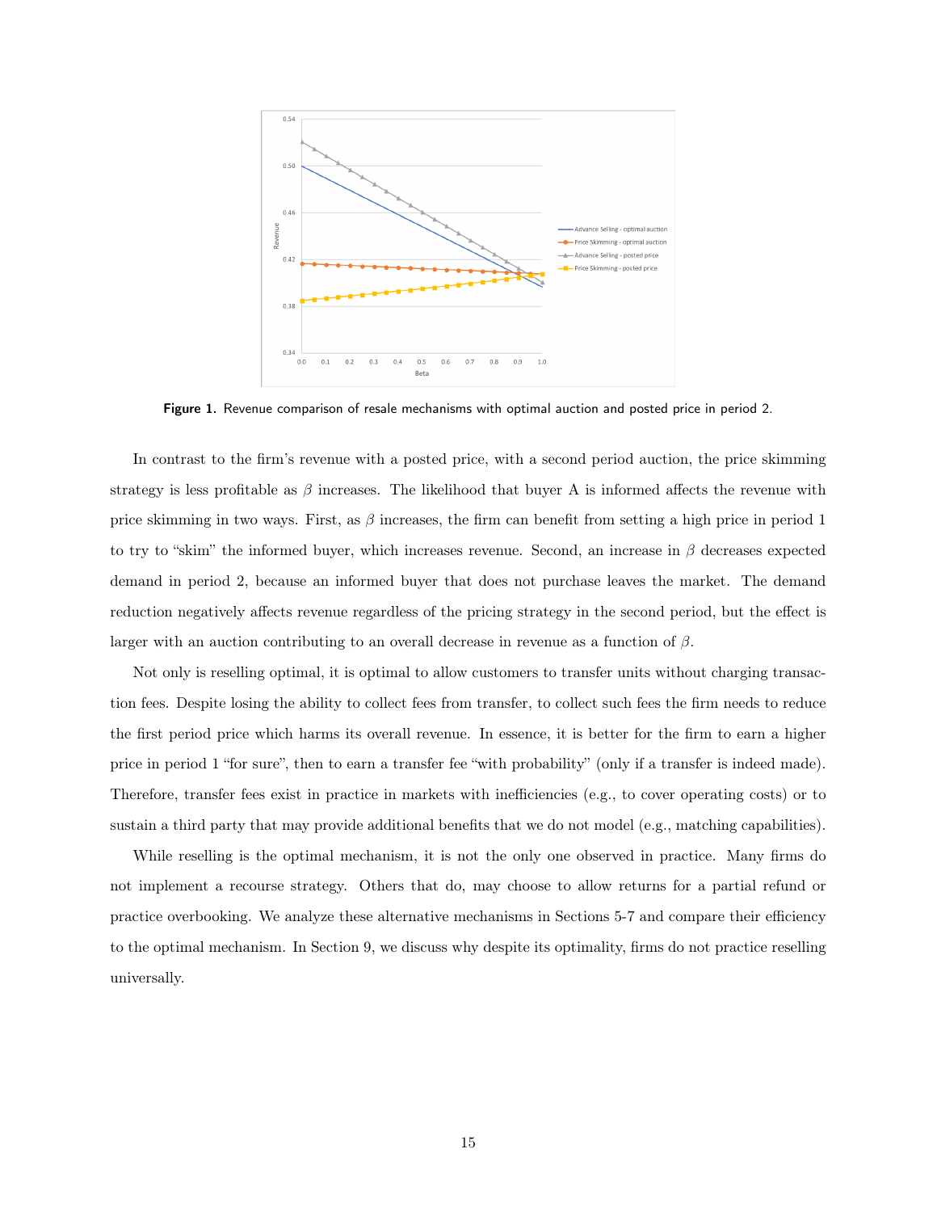0.54
0.50
0.46
0.42
0.38
0.34

Revenue

0.0 0.1 0.2 0.3 0.4 0.5 0.6 0.7 0.8 0.9 1.0

Beta

Advance Selling - optimal auction
Price Skimming - optimal auction
Advance Selling - posted price
Price Skimming - posted price

**Figure 1.** Revenue comparison of resale mechanisms with optimal auction and posted price in period 2.

In contrast to the firm's revenue with a posted price, with a second period auction, the price skimming strategy is less profitable as $\beta$ increases. The likelihood that buyer A is informed affects the revenue with price skimming in two ways. First, as $\beta$ increases, the firm can benefit from setting a high price in period 1 to try to "skim" the informed buyer, which increases revenue. Second, an increase in $\beta$ decreases expected demand in period 2, because an informed buyer that does not purchase leaves the market. The demand reduction negatively affects revenue regardless of the pricing strategy in the second period, but the effect is larger with an auction contributing to an overall decrease in revenue as a function of $\beta$.

Not only is reselling optimal, it is optimal to allow customers to transfer units without charging transaction fees. Despite losing the ability to collect fees from transfer, to collect such fees the firm needs to reduce the first period price which harms its overall revenue. In essence, it is better for the firm to earn a higher price in period 1 "for sure", then to earn a transfer fee "with probability" (only if a transfer is indeed made). Therefore, transfer fees exist in practice in markets with inefficiencies (e.g., to cover operating costs) or to sustain a third party that may provide additional benefits that we do not model (e.g., matching capabilities).

While reselling is the optimal mechanism, it is not the only one observed in practice. Many firms do not implement a recourse strategy. Others that do, may choose to allow returns for a partial refund or practice overbooking. We analyze these alternative mechanisms in Sections 5-7 and compare their efficiency to the optimal mechanism. In Section 9, we discuss why despite its optimality, firms do not practice reselling universally.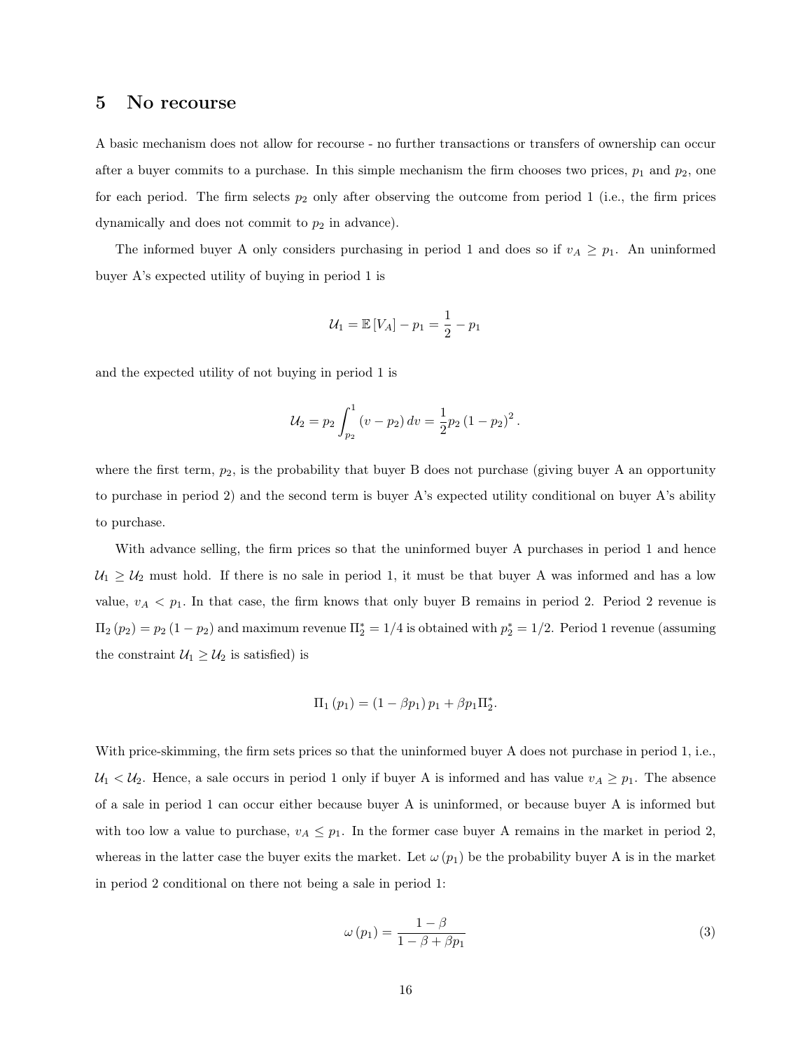# 5 No recourse

A basic mechanism does not allow for recourse - no further transactions or transfers of ownership can occur after a buyer commits to a purchase. In this simple mechanism the firm chooses two prices, $p_1$ and $p_2$, one for each period. The firm selects $p_2$ only after observing the outcome from period 1 (i.e., the firm prices dynamically and does not commit to $p_2$ in advance).

The informed buyer A only considers purchasing in period 1 and does so if $v_A \geq p_1$. An uninformed buyer A's expected utility of buying in period 1 is

$$\mathcal{U}_1 = \mathbb{E}[V_A] - p_1 = \frac{1}{2} - p_1$$

and the expected utility of not buying in period 1 is

$$\mathcal{U}_2 = p_2 \int_{p_2}^{1} (v - p_2)\, dv = \frac{1}{2} p_2 (1 - p_2)^2 .$$

where the first term, $p_2$, is the probability that buyer B does not purchase (giving buyer A an opportunity to purchase in period 2) and the second term is buyer A's expected utility conditional on buyer A's ability to purchase.

With advance selling, the firm prices so that the uninformed buyer A purchases in period 1 and hence $\mathcal{U}_1 \geq \mathcal{U}_2$ must hold. If there is no sale in period 1, it must be that buyer A was informed and has a low value, $v_A < p_1$. In that case, the firm knows that only buyer B remains in period 2. Period 2 revenue is $\Pi_2(p_2) = p_2(1 - p_2)$ and maximum revenue $\Pi_2^* = 1/4$ is obtained with $p_2^* = 1/2$. Period 1 revenue (assuming the constraint $\mathcal{U}_1 \geq \mathcal{U}_2$ is satisfied) is

$$\Pi_1(p_1) = (1 - \beta p_1) p_1 + \beta p_1 \Pi_2^* .$$

With price-skimming, the firm sets prices so that the uninformed buyer A does not purchase in period 1, i.e., $\mathcal{U}_1 < \mathcal{U}_2$. Hence, a sale occurs in period 1 only if buyer A is informed and has value $v_A \geq p_1$. The absence of a sale in period 1 can occur either because buyer A is uninformed, or because buyer A is informed but with too low a value to purchase, $v_A \leq p_1$. In the former case buyer A remains in the market in period 2, whereas in the latter case the buyer exits the market. Let $\omega(p_1)$ be the probability buyer A is in the market in period 2 conditional on there not being a sale in period 1:

$$\omega(p_1) = \frac{1 - \beta}{1 - \beta + \beta p_1} \tag{3}$$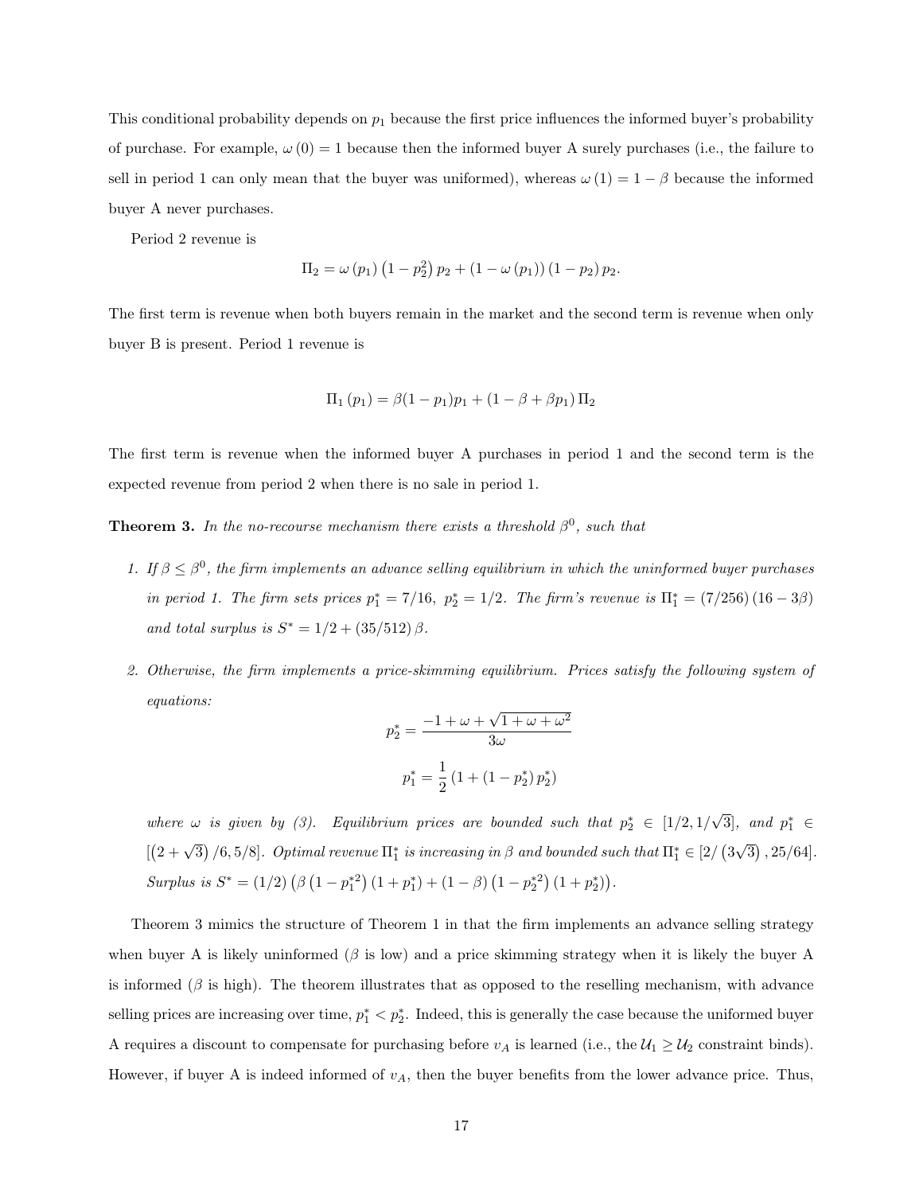This conditional probability depends on $p_1$ because the first price influences the informed buyer's probability of purchase. For example, $\omega(0) = 1$ because then the informed buyer A surely purchases (i.e., the failure to sell in period 1 can only mean that the buyer was uniformed), whereas $\omega(1) = 1 - \beta$ because the informed buyer A never purchases.

Period 2 revenue is

$$\Pi_2 = \omega(p_1)\left(1 - p_2^2\right)p_2 + (1 - \omega(p_1))(1 - p_2)p_2.$$

The first term is revenue when both buyers remain in the market and the second term is revenue when only buyer B is present. Period 1 revenue is

$$\Pi_1(p_1) = \beta(1 - p_1)p_1 + (1 - \beta + \beta p_1)\Pi_2$$

The first term is revenue when the informed buyer A purchases in period 1 and the second term is the expected revenue from period 2 when there is no sale in period 1.

**Theorem 3.** *In the no-recourse mechanism there exists a threshold $\beta^0$, such that*

1. *If $\beta \leq \beta^0$, the firm implements an advance selling equilibrium in which the uninformed buyer purchases in period 1. The firm sets prices $p_1^* = 7/16$, $p_2^* = 1/2$. The firm's revenue is $\Pi_1^* = (7/256)(16 - 3\beta)$ and total surplus is $S^* = 1/2 + (35/512)\beta$.*
2. *Otherwise, the firm implements a price-skimming equilibrium. Prices satisfy the following system of equations:*

$$p_2^* = \frac{-1 + \omega + \sqrt{1 + \omega + \omega^2}}{3\omega}$$

$$p_1^* = \frac{1}{2}\left(1 + (1 - p_2^*)p_2^*\right)$$

*where $\omega$ is given by (3). Equilibrium prices are bounded such that $p_2^* \in [1/2, 1/\sqrt{3}]$, and $p_1^* \in [(2 + \sqrt{3})/6, 5/8]$. Optimal revenue $\Pi_1^*$ is increasing in $\beta$ and bounded such that $\Pi_1^* \in [2/(3\sqrt{3}), 25/64]$. Surplus is $S^* = (1/2)\left(\beta\left(1 - p_1^{*2}\right)(1 + p_1^*) + (1 - \beta)\left(1 - p_2^{*2}\right)(1 + p_2^*)\right)$.*

Theorem 3 mimics the structure of Theorem 1 in that the firm implements an advance selling strategy when buyer A is likely uninformed ($\beta$ is low) and a price skimming strategy when it is likely the buyer A is informed ($\beta$ is high). The theorem illustrates that as opposed to the reselling mechanism, with advance selling prices are increasing over time, $p_1^* < p_2^*$. Indeed, this is generally the case because the uniformed buyer A requires a discount to compensate for purchasing before $v_A$ is learned (i.e., the $\mathcal{U}_1 \geq \mathcal{U}_2$ constraint binds). However, if buyer A is indeed informed of $v_A$, then the buyer benefits from the lower advance price. Thus,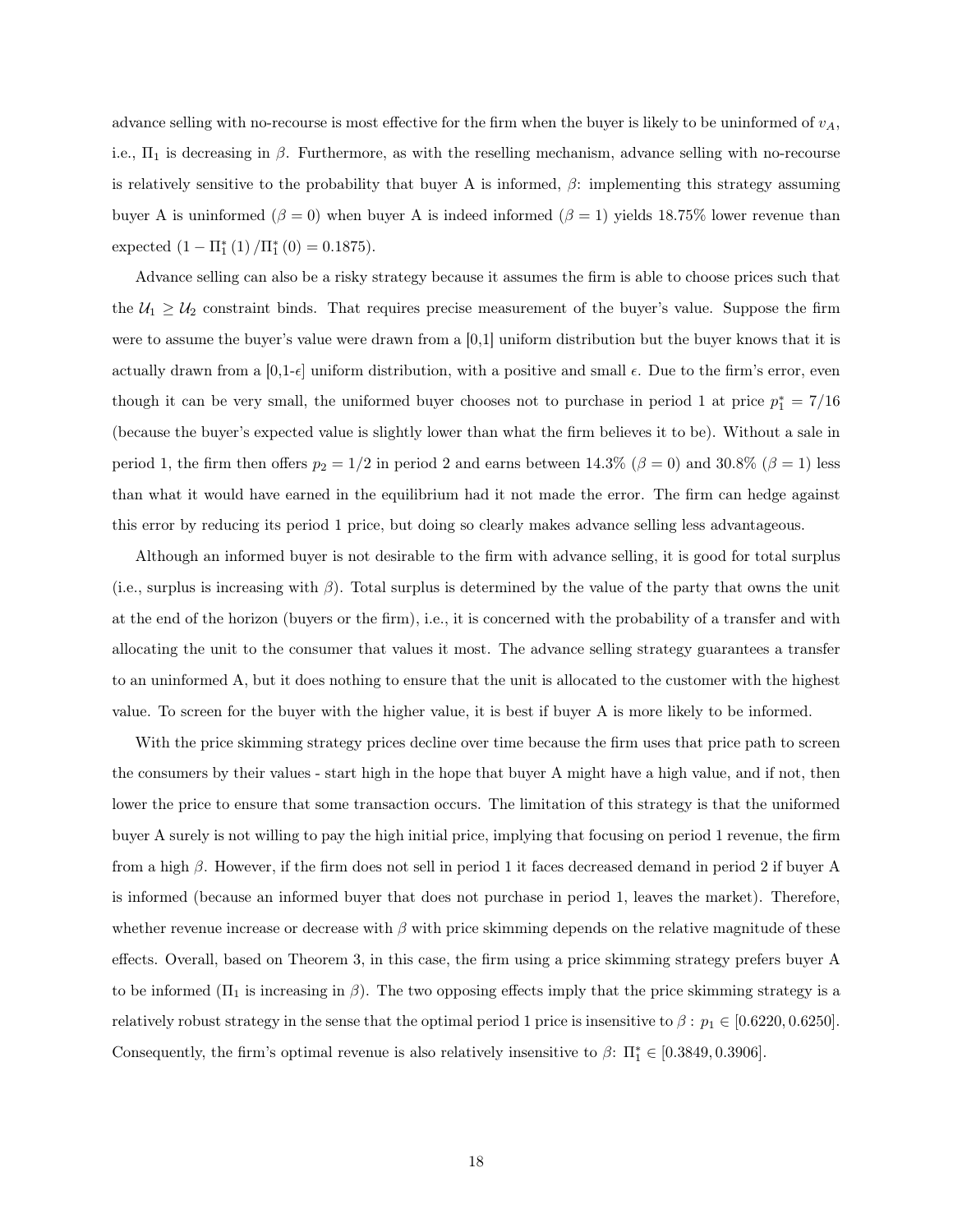advance selling with no-recourse is most effective for the firm when the buyer is likely to be uninformed of $v_A$, i.e., $\Pi_1$ is decreasing in $\beta$. Furthermore, as with the reselling mechanism, advance selling with no-recourse is relatively sensitive to the probability that buyer A is informed, $\beta$: implementing this strategy assuming buyer A is uninformed ($\beta = 0$) when buyer A is indeed informed ($\beta = 1$) yields 18.75% lower revenue than expected $(1 - \Pi_1^*(1)/\Pi_1^*(0) = 0.1875)$.

Advance selling can also be a risky strategy because it assumes the firm is able to choose prices such that the $\mathcal{U}_1 \geq \mathcal{U}_2$ constraint binds. That requires precise measurement of the buyer's value. Suppose the firm were to assume the buyer's value were drawn from a [0,1] uniform distribution but the buyer knows that it is actually drawn from a [0,1-$\epsilon$] uniform distribution, with a positive and small $\epsilon$. Due to the firm's error, even though it can be very small, the uniformed buyer chooses not to purchase in period 1 at price $p_1^* = 7/16$ (because the buyer's expected value is slightly lower than what the firm believes it to be). Without a sale in period 1, the firm then offers $p_2 = 1/2$ in period 2 and earns between 14.3% ($\beta = 0$) and 30.8% ($\beta = 1$) less than what it would have earned in the equilibrium had it not made the error. The firm can hedge against this error by reducing its period 1 price, but doing so clearly makes advance selling less advantageous.

Although an informed buyer is not desirable to the firm with advance selling, it is good for total surplus (i.e., surplus is increasing with $\beta$). Total surplus is determined by the value of the party that owns the unit at the end of the horizon (buyers or the firm), i.e., it is concerned with the probability of a transfer and with allocating the unit to the consumer that values it most. The advance selling strategy guarantees a transfer to an uninformed A, but it does nothing to ensure that the unit is allocated to the customer with the highest value. To screen for the buyer with the higher value, it is best if buyer A is more likely to be informed.

With the price skimming strategy prices decline over time because the firm uses that price path to screen the consumers by their values - start high in the hope that buyer A might have a high value, and if not, then lower the price to ensure that some transaction occurs. The limitation of this strategy is that the uniformed buyer A surely is not willing to pay the high initial price, implying that focusing on period 1 revenue, the firm from a high $\beta$. However, if the firm does not sell in period 1 it faces decreased demand in period 2 if buyer A is informed (because an informed buyer that does not purchase in period 1, leaves the market). Therefore, whether revenue increase or decrease with $\beta$ with price skimming depends on the relative magnitude of these effects. Overall, based on Theorem 3, in this case, the firm using a price skimming strategy prefers buyer A to be informed ($\Pi_1$ is increasing in $\beta$). The two opposing effects imply that the price skimming strategy is a relatively robust strategy in the sense that the optimal period 1 price is insensitive to $\beta : p_1 \in [0.6220, 0.6250]$. Consequently, the firm's optimal revenue is also relatively insensitive to $\beta$: $\Pi_1^* \in [0.3849, 0.3906]$.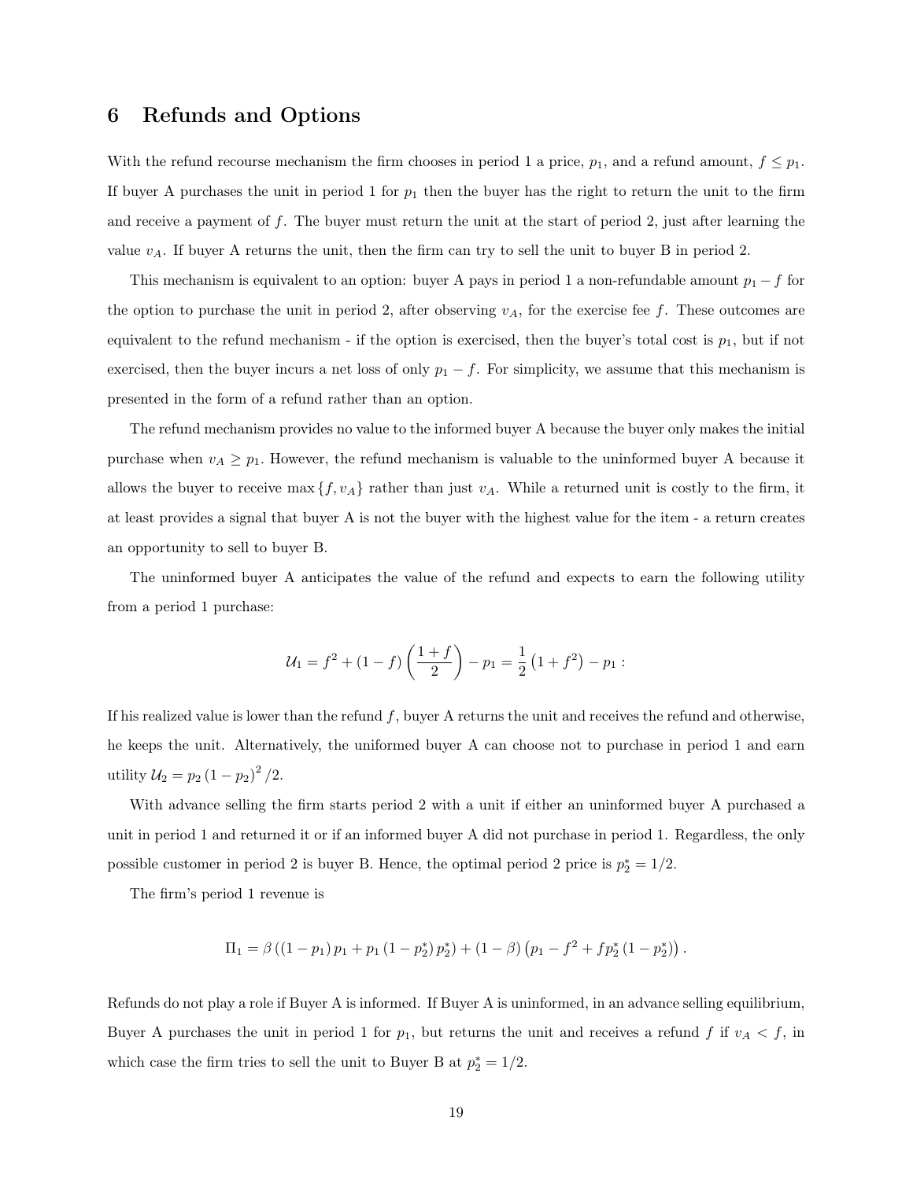# 6 Refunds and Options

With the refund recourse mechanism the firm chooses in period 1 a price, $p_1$, and a refund amount, $f \leq p_1$. If buyer A purchases the unit in period 1 for $p_1$ then the buyer has the right to return the unit to the firm and receive a payment of $f$. The buyer must return the unit at the start of period 2, just after learning the value $v_A$. If buyer A returns the unit, then the firm can try to sell the unit to buyer B in period 2.

This mechanism is equivalent to an option: buyer A pays in period 1 a non-refundable amount $p_1 - f$ for the option to purchase the unit in period 2, after observing $v_A$, for the exercise fee $f$. These outcomes are equivalent to the refund mechanism - if the option is exercised, then the buyer's total cost is $p_1$, but if not exercised, then the buyer incurs a net loss of only $p_1 - f$. For simplicity, we assume that this mechanism is presented in the form of a refund rather than an option.

The refund mechanism provides no value to the informed buyer A because the buyer only makes the initial purchase when $v_A \geq p_1$. However, the refund mechanism is valuable to the uninformed buyer A because it allows the buyer to receive $\max\{f, v_A\}$ rather than just $v_A$. While a returned unit is costly to the firm, it at least provides a signal that buyer A is not the buyer with the highest value for the item - a return creates an opportunity to sell to buyer B.

The uninformed buyer A anticipates the value of the refund and expects to earn the following utility from a period 1 purchase:

$$\mathcal{U}_1 = f^2 + (1-f)\left(\frac{1+f}{2}\right) - p_1 = \frac{1}{2}\left(1+f^2\right) - p_1 :$$

If his realized value is lower than the refund $f$, buyer A returns the unit and receives the refund and otherwise, he keeps the unit. Alternatively, the uniformed buyer A can choose not to purchase in period 1 and earn utility $\mathcal{U}_2 = p_2 (1-p_2)^2 / 2$.

With advance selling the firm starts period 2 with a unit if either an uninformed buyer A purchased a unit in period 1 and returned it or if an informed buyer A did not purchase in period 1. Regardless, the only possible customer in period 2 is buyer B. Hence, the optimal period 2 price is $p_2^* = 1/2$.

The firm's period 1 revenue is

$$\Pi_1 = \beta\left((1-p_1)\,p_1 + p_1\left(1-p_2^*\right)p_2^*\right) + (1-\beta)\left(p_1 - f^2 + f p_2^*\left(1-p_2^*\right)\right).$$

Refunds do not play a role if Buyer A is informed. If Buyer A is uninformed, in an advance selling equilibrium, Buyer A purchases the unit in period 1 for $p_1$, but returns the unit and receives a refund $f$ if $v_A < f$, in which case the firm tries to sell the unit to Buyer B at $p_2^* = 1/2$.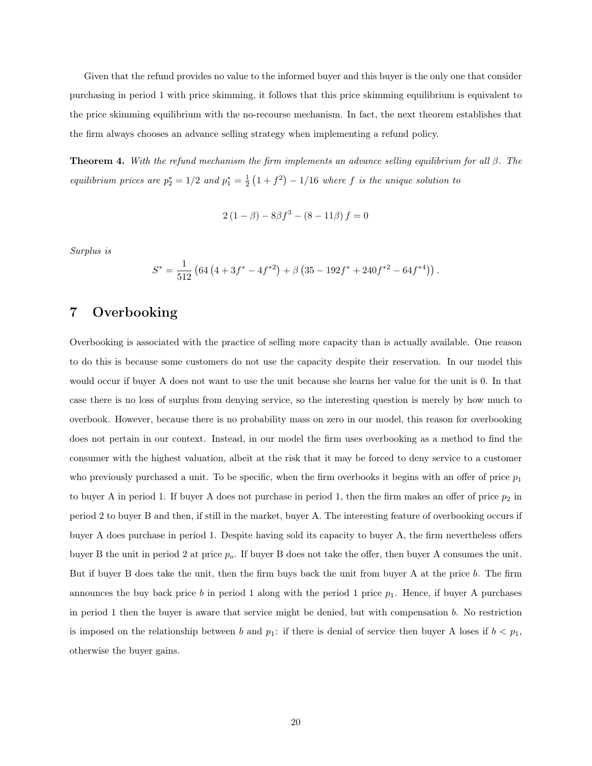Given that the refund provides no value to the informed buyer and this buyer is the only one that consider purchasing in period 1 with price skimming, it follows that this price skimming equilibrium is equivalent to the price skimming equilibrium with the no-recourse mechanism. In fact, the next theorem establishes that the firm always chooses an advance selling strategy when implementing a refund policy.

**Theorem 4.** *With the refund mechanism the firm implements an advance selling equilibrium for all $\beta$. The equilibrium prices are $p_2^* = 1/2$ and $p_1^* = \frac{1}{2}\left(1+f^2\right) - 1/16$ where $f$ is the unique solution to*

$$2\left(1-\beta\right) - 8\beta f^3 - \left(8-11\beta\right) f = 0$$

*Surplus is*

$$S^* = \frac{1}{512}\left(64\left(4+3f^* - 4f^{*2}\right) + \beta\left(35 - 192f^* + 240f^{*2} - 64f^{*4}\right)\right).$$

## 7 Overbooking

Overbooking is associated with the practice of selling more capacity than is actually available. One reason to do this is because some customers do not use the capacity despite their reservation. In our model this would occur if buyer A does not want to use the unit because she learns her value for the unit is 0. In that case there is no loss of surplus from denying service, so the interesting question is merely by how much to overbook. However, because there is no probability mass on zero in our model, this reason for overbooking does not pertain in our context. Instead, in our model the firm uses overbooking as a method to find the consumer with the highest valuation, albeit at the risk that it may be forced to deny service to a customer who previously purchased a unit. To be specific, when the firm overbooks it begins with an offer of price $p_1$ to buyer A in period 1. If buyer A does not purchase in period 1, then the firm makes an offer of price $p_2$ in period 2 to buyer B and then, if still in the market, buyer A. The interesting feature of overbooking occurs if buyer A does purchase in period 1. Despite having sold its capacity to buyer A, the firm nevertheless offers buyer B the unit in period 2 at price $p_o$. If buyer B does not take the offer, then buyer A consumes the unit. But if buyer B does take the unit, then the firm buys back the unit from buyer A at the price $b$. The firm announces the buy back price $b$ in period 1 along with the period 1 price $p_1$. Hence, if buyer A purchases in period 1 then the buyer is aware that service might be denied, but with compensation $b$. No restriction is imposed on the relationship between $b$ and $p_1$: if there is denial of service then buyer A loses if $b < p_1$, otherwise the buyer gains.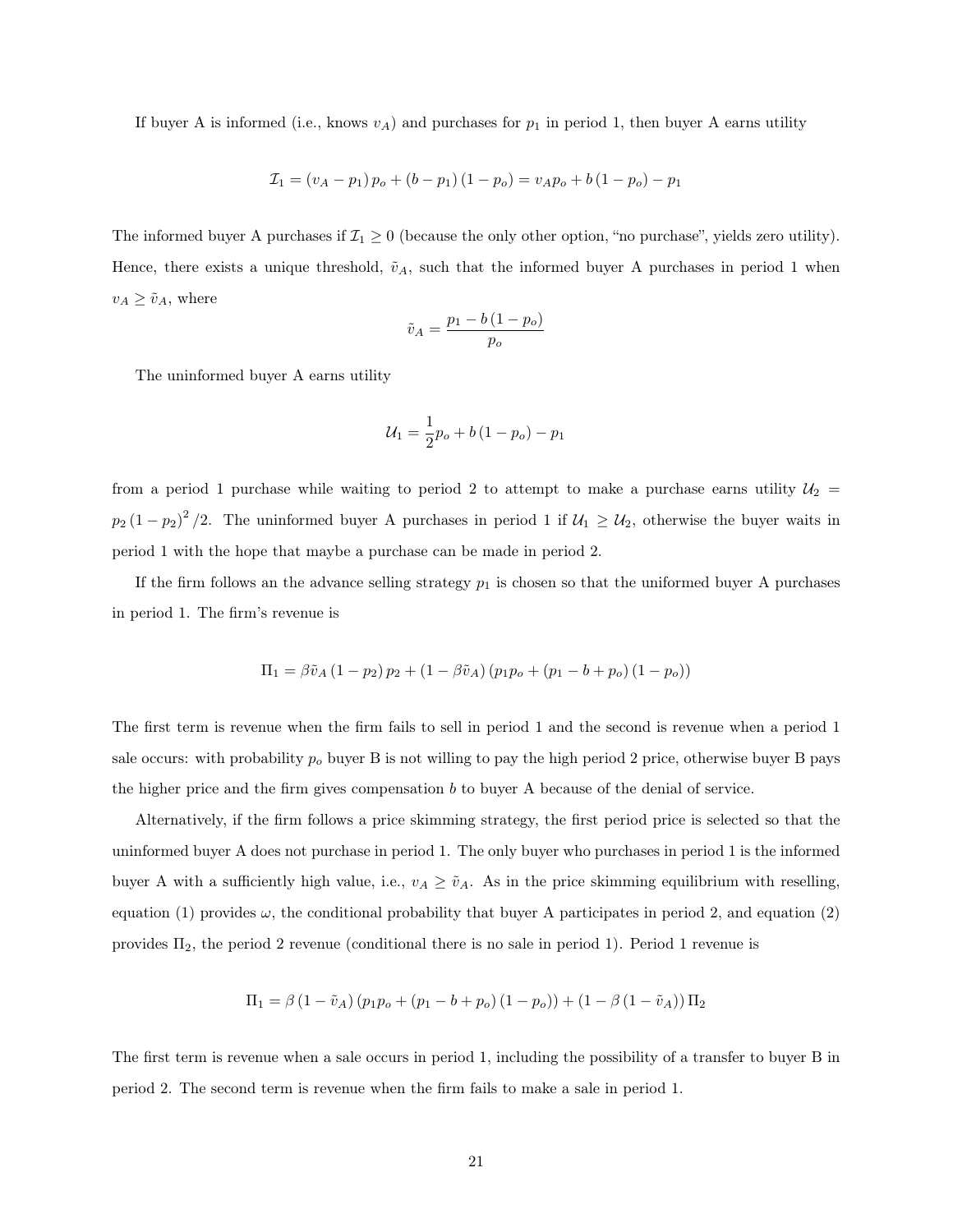If buyer A is informed (i.e., knows $v_A$) and purchases for $p_1$ in period 1, then buyer A earns utility

$$\mathcal{I}_1 = (v_A - p_1) p_o + (b - p_1)(1 - p_o) = v_A p_o + b(1 - p_o) - p_1$$

The informed buyer A purchases if $\mathcal{I}_1 \geq 0$ (because the only other option, "no purchase", yields zero utility). Hence, there exists a unique threshold, $\tilde{v}_A$, such that the informed buyer A purchases in period 1 when $v_A \geq \tilde{v}_A$, where

$$\tilde{v}_A = \frac{p_1 - b(1 - p_o)}{p_o}$$

The uninformed buyer A earns utility

$$\mathcal{U}_1 = \frac{1}{2} p_o + b(1 - p_o) - p_1$$

from a period 1 purchase while waiting to period 2 to attempt to make a purchase earns utility $\mathcal{U}_2 = p_2 (1 - p_2)^2 / 2$. The uninformed buyer A purchases in period 1 if $\mathcal{U}_1 \geq \mathcal{U}_2$, otherwise the buyer waits in period 1 with the hope that maybe a purchase can be made in period 2.

If the firm follows an the advance selling strategy $p_1$ is chosen so that the uniformed buyer A purchases in period 1. The firm's revenue is

$$\Pi_1 = \beta \tilde{v}_A (1 - p_2) p_2 + (1 - \beta \tilde{v}_A)(p_1 p_o + (p_1 - b + p_o)(1 - p_o))$$

The first term is revenue when the firm fails to sell in period 1 and the second is revenue when a period 1 sale occurs: with probability $p_o$ buyer B is not willing to pay the high period 2 price, otherwise buyer B pays the higher price and the firm gives compensation $b$ to buyer A because of the denial of service.

Alternatively, if the firm follows a price skimming strategy, the first period price is selected so that the uninformed buyer A does not purchase in period 1. The only buyer who purchases in period 1 is the informed buyer A with a sufficiently high value, i.e., $v_A \geq \tilde{v}_A$. As in the price skimming equilibrium with reselling, equation (1) provides $\omega$, the conditional probability that buyer A participates in period 2, and equation (2) provides $\Pi_2$, the period 2 revenue (conditional there is no sale in period 1). Period 1 revenue is

$$\Pi_1 = \beta (1 - \tilde{v}_A)(p_1 p_o + (p_1 - b + p_o)(1 - p_o)) + (1 - \beta (1 - \tilde{v}_A)) \Pi_2$$

The first term is revenue when a sale occurs in period 1, including the possibility of a transfer to buyer B in period 2. The second term is revenue when the firm fails to make a sale in period 1.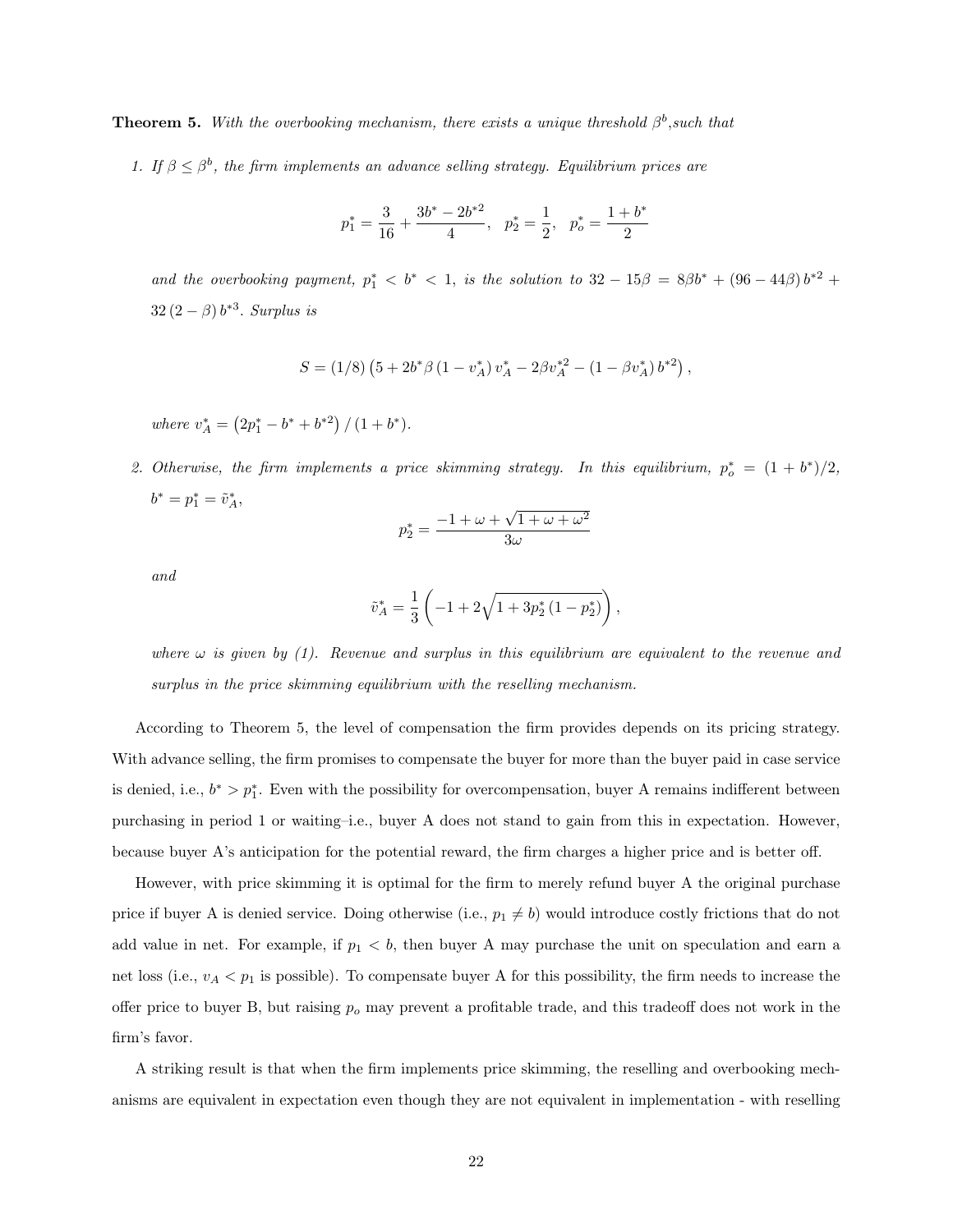**Theorem 5.** *With the overbooking mechanism, there exists a unique threshold $\beta^b$,such that*

1. *If $\beta \leq \beta^b$, the firm implements an advance selling strategy. Equilibrium prices are*

$$p_1^* = \frac{3}{16} + \frac{3b^* - 2b^{*2}}{4}, \quad p_2^* = \frac{1}{2}, \quad p_o^* = \frac{1+b^*}{2}$$

*and the overbooking payment, $p_1^* < b^* < 1$, is the solution to $32 - 15\beta = 8\beta b^* + (96 - 44\beta)\, b^{*2} + 32\,(2-\beta)\, b^{*3}$. Surplus is*

$$S = (1/8)\left(5 + 2b^*\beta\,(1 - v_A^*)\, v_A^* - 2\beta v_A^{*2} - (1 - \beta v_A^*)\, b^{*2}\right),$$

*where $v_A^* = \left(2p_1^* - b^* + b^{*2}\right)/\left(1 + b^*\right)$.*

2. *Otherwise, the firm implements a price skimming strategy. In this equilibrium, $p_o^* = (1+b^*)/2$, $b^* = p_1^* = \tilde{v}_A^*$,*

$$p_2^* = \frac{-1 + \omega + \sqrt{1 + \omega + \omega^2}}{3\omega}$$

*and*

$$\tilde{v}_A^* = \frac{1}{3}\left(-1 + 2\sqrt{1 + 3p_2^*\,(1 - p_2^*)}\right),$$

*where $\omega$ is given by (1). Revenue and surplus in this equilibrium are equivalent to the revenue and surplus in the price skimming equilibrium with the reselling mechanism.*

According to Theorem 5, the level of compensation the firm provides depends on its pricing strategy. With advance selling, the firm promises to compensate the buyer for more than the buyer paid in case service is denied, i.e., $b^* > p_1^*$. Even with the possibility for overcompensation, buyer A remains indifferent between purchasing in period 1 or waiting–i.e., buyer A does not stand to gain from this in expectation. However, because buyer A's anticipation for the potential reward, the firm charges a higher price and is better off.

However, with price skimming it is optimal for the firm to merely refund buyer A the original purchase price if buyer A is denied service. Doing otherwise (i.e., $p_1 \neq b$) would introduce costly frictions that do not add value in net. For example, if $p_1 < b$, then buyer A may purchase the unit on speculation and earn a net loss (i.e., $v_A < p_1$ is possible). To compensate buyer A for this possibility, the firm needs to increase the offer price to buyer B, but raising $p_o$ may prevent a profitable trade, and this tradeoff does not work in the firm's favor.

A striking result is that when the firm implements price skimming, the reselling and overbooking mechanisms are equivalent in expectation even though they are not equivalent in implementation - with reselling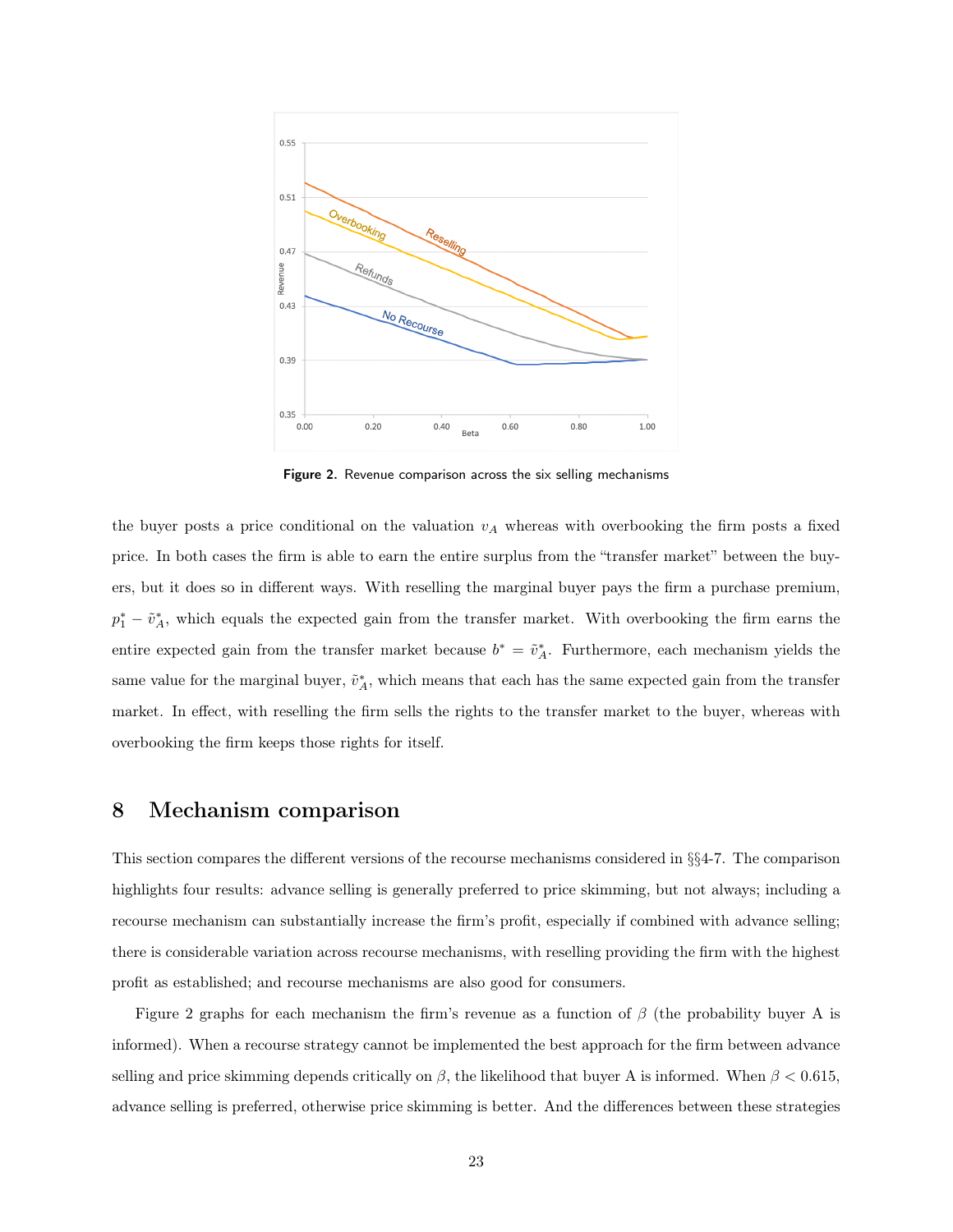0.55

0.51

0.47

0.43

0.39

0.35

Revenue

0.00 0.20 0.40 0.60 0.80 1.00

Beta

Overbooking

Reselling

Refunds

No Recourse

**Figure 2.** Revenue comparison across the six selling mechanisms

the buyer posts a price conditional on the valuation $v_A$ whereas with overbooking the firm posts a fixed price. In both cases the firm is able to earn the entire surplus from the "transfer market" between the buyers, but it does so in different ways. With reselling the marginal buyer pays the firm a purchase premium, $p_1^* - \tilde{v}_A^*$, which equals the expected gain from the transfer market. With overbooking the firm earns the entire expected gain from the transfer market because $b^* = \tilde{v}_A^*$. Furthermore, each mechanism yields the same value for the marginal buyer, $\tilde{v}_A^*$, which means that each has the same expected gain from the transfer market. In effect, with reselling the firm sells the rights to the transfer market to the buyer, whereas with overbooking the firm keeps those rights for itself.

## 8 Mechanism comparison

This section compares the different versions of the recourse mechanisms considered in §§4-7. The comparison highlights four results: advance selling is generally preferred to price skimming, but not always; including a recourse mechanism can substantially increase the firm's profit, especially if combined with advance selling; there is considerable variation across recourse mechanisms, with reselling providing the firm with the highest profit as established; and recourse mechanisms are also good for consumers.

Figure 2 graphs for each mechanism the firm's revenue as a function of $\beta$ (the probability buyer A is informed). When a recourse strategy cannot be implemented the best approach for the firm between advance selling and price skimming depends critically on $\beta$, the likelihood that buyer A is informed. When $\beta < 0.615$, advance selling is preferred, otherwise price skimming is better. And the differences between these strategies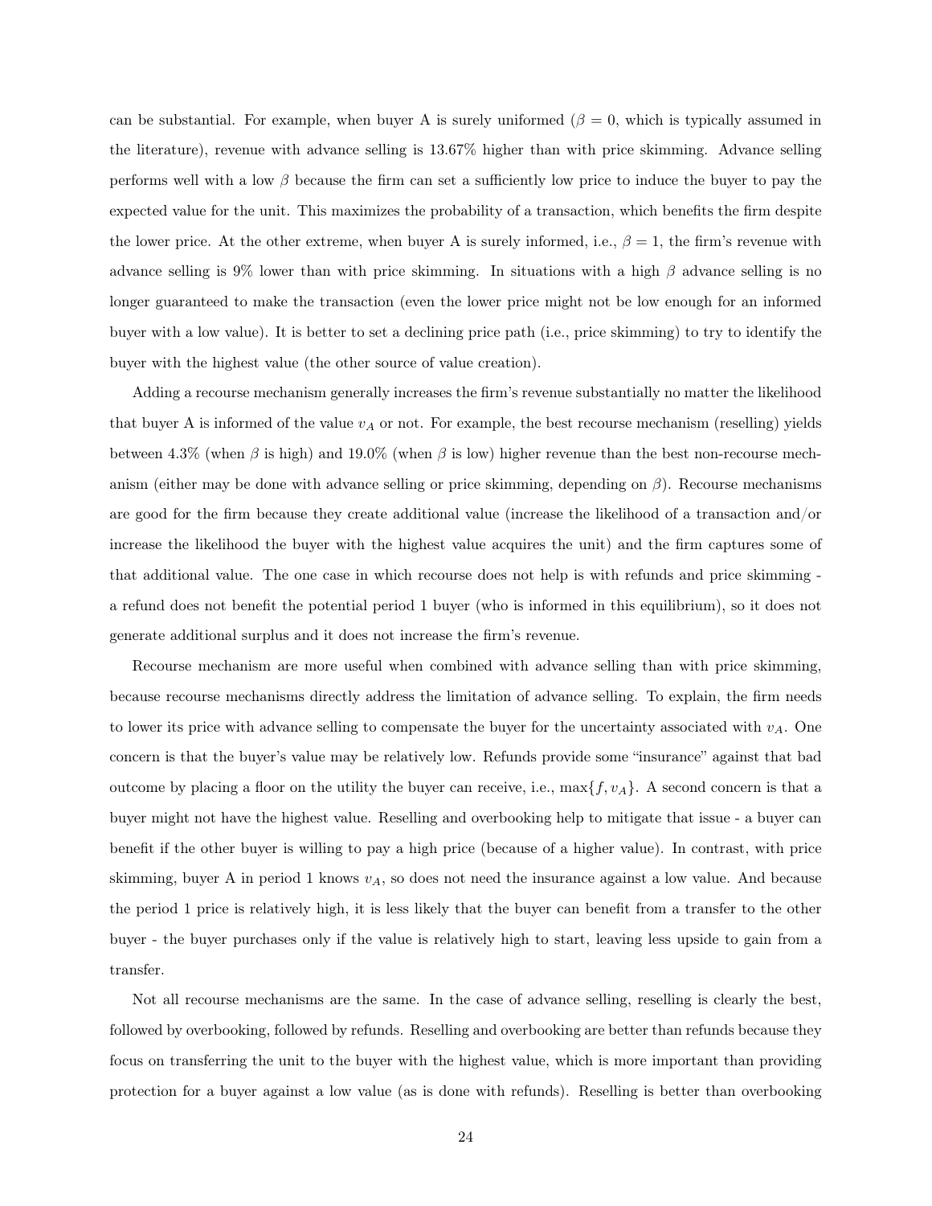can be substantial. For example, when buyer A is surely uniformed ($\beta = 0$, which is typically assumed in the literature), revenue with advance selling is 13.67% higher than with price skimming. Advance selling performs well with a low $\beta$ because the firm can set a sufficiently low price to induce the buyer to pay the expected value for the unit. This maximizes the probability of a transaction, which benefits the firm despite the lower price. At the other extreme, when buyer A is surely informed, i.e., $\beta = 1$, the firm's revenue with advance selling is 9% lower than with price skimming. In situations with a high $\beta$ advance selling is no longer guaranteed to make the transaction (even the lower price might not be low enough for an informed buyer with a low value). It is better to set a declining price path (i.e., price skimming) to try to identify the buyer with the highest value (the other source of value creation).

Adding a recourse mechanism generally increases the firm's revenue substantially no matter the likelihood that buyer A is informed of the value $v_A$ or not. For example, the best recourse mechanism (reselling) yields between 4.3% (when $\beta$ is high) and 19.0% (when $\beta$ is low) higher revenue than the best non-recourse mechanism (either may be done with advance selling or price skimming, depending on $\beta$). Recourse mechanisms are good for the firm because they create additional value (increase the likelihood of a transaction and/or increase the likelihood the buyer with the highest value acquires the unit) and the firm captures some of that additional value. The one case in which recourse does not help is with refunds and price skimming - a refund does not benefit the potential period 1 buyer (who is informed in this equilibrium), so it does not generate additional surplus and it does not increase the firm's revenue.

Recourse mechanism are more useful when combined with advance selling than with price skimming, because recourse mechanisms directly address the limitation of advance selling. To explain, the firm needs to lower its price with advance selling to compensate the buyer for the uncertainty associated with $v_A$. One concern is that the buyer's value may be relatively low. Refunds provide some "insurance" against that bad outcome by placing a floor on the utility the buyer can receive, i.e., $\max\{f, v_A\}$. A second concern is that a buyer might not have the highest value. Reselling and overbooking help to mitigate that issue - a buyer can benefit if the other buyer is willing to pay a high price (because of a higher value). In contrast, with price skimming, buyer A in period 1 knows $v_A$, so does not need the insurance against a low value. And because the period 1 price is relatively high, it is less likely that the buyer can benefit from a transfer to the other buyer - the buyer purchases only if the value is relatively high to start, leaving less upside to gain from a transfer.

Not all recourse mechanisms are the same. In the case of advance selling, reselling is clearly the best, followed by overbooking, followed by refunds. Reselling and overbooking are better than refunds because they focus on transferring the unit to the buyer with the highest value, which is more important than providing protection for a buyer against a low value (as is done with refunds). Reselling is better than overbooking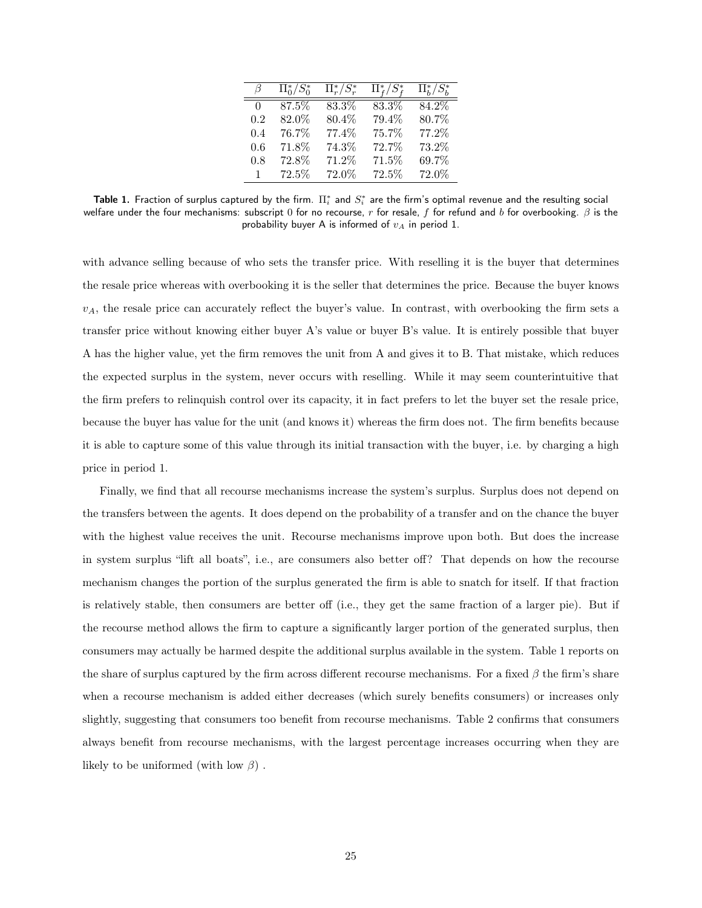| $\beta$ | $\Pi_0^*/S_0^*$ | $\Pi_r^*/S_r^*$ | $\Pi_f^*/S_f^*$ | $\Pi_b^*/S_b^*$ |
|---|---|---|---|---|
| 0 | 87.5% | 83.3% | 83.3% | 84.2% |
| 0.2 | 82.0% | 80.4% | 79.4% | 80.7% |
| 0.4 | 76.7% | 77.4% | 75.7% | 77.2% |
| 0.6 | 71.8% | 74.3% | 72.7% | 73.2% |
| 0.8 | 72.8% | 71.2% | 71.5% | 69.7% |
| 1 | 72.5% | 72.0% | 72.5% | 72.0% |

**Table 1.** Fraction of surplus captured by the firm. $\Pi_i^*$ and $S_i^*$ are the firm's optimal revenue and the resulting social welfare under the four mechanisms: subscript 0 for no recourse, $r$ for resale, $f$ for refund and $b$ for overbooking. $\beta$ is the probability buyer A is informed of $v_A$ in period 1.

with advance selling because of who sets the transfer price. With reselling it is the buyer that determines the resale price whereas with overbooking it is the seller that determines the price. Because the buyer knows $v_A$, the resale price can accurately reflect the buyer's value. In contrast, with overbooking the firm sets a transfer price without knowing either buyer A's value or buyer B's value. It is entirely possible that buyer A has the higher value, yet the firm removes the unit from A and gives it to B. That mistake, which reduces the expected surplus in the system, never occurs with reselling. While it may seem counterintuitive that the firm prefers to relinquish control over its capacity, it in fact prefers to let the buyer set the resale price, because the buyer has value for the unit (and knows it) whereas the firm does not. The firm benefits because it is able to capture some of this value through its initial transaction with the buyer, i.e. by charging a high price in period 1.

Finally, we find that all recourse mechanisms increase the system's surplus. Surplus does not depend on the transfers between the agents. It does depend on the probability of a transfer and on the chance the buyer with the highest value receives the unit. Recourse mechanisms improve upon both. But does the increase in system surplus "lift all boats", i.e., are consumers also better off? That depends on how the recourse mechanism changes the portion of the surplus generated the firm is able to snatch for itself. If that fraction is relatively stable, then consumers are better off (i.e., they get the same fraction of a larger pie). But if the recourse method allows the firm to capture a significantly larger portion of the generated surplus, then consumers may actually be harmed despite the additional surplus available in the system. Table 1 reports on the share of surplus captured by the firm across different recourse mechanisms. For a fixed $\beta$ the firm's share when a recourse mechanism is added either decreases (which surely benefits consumers) or increases only slightly, suggesting that consumers too benefit from recourse mechanisms. Table 2 confirms that consumers always benefit from recourse mechanisms, with the largest percentage increases occurring when they are likely to be uniformed (with low $\beta$) .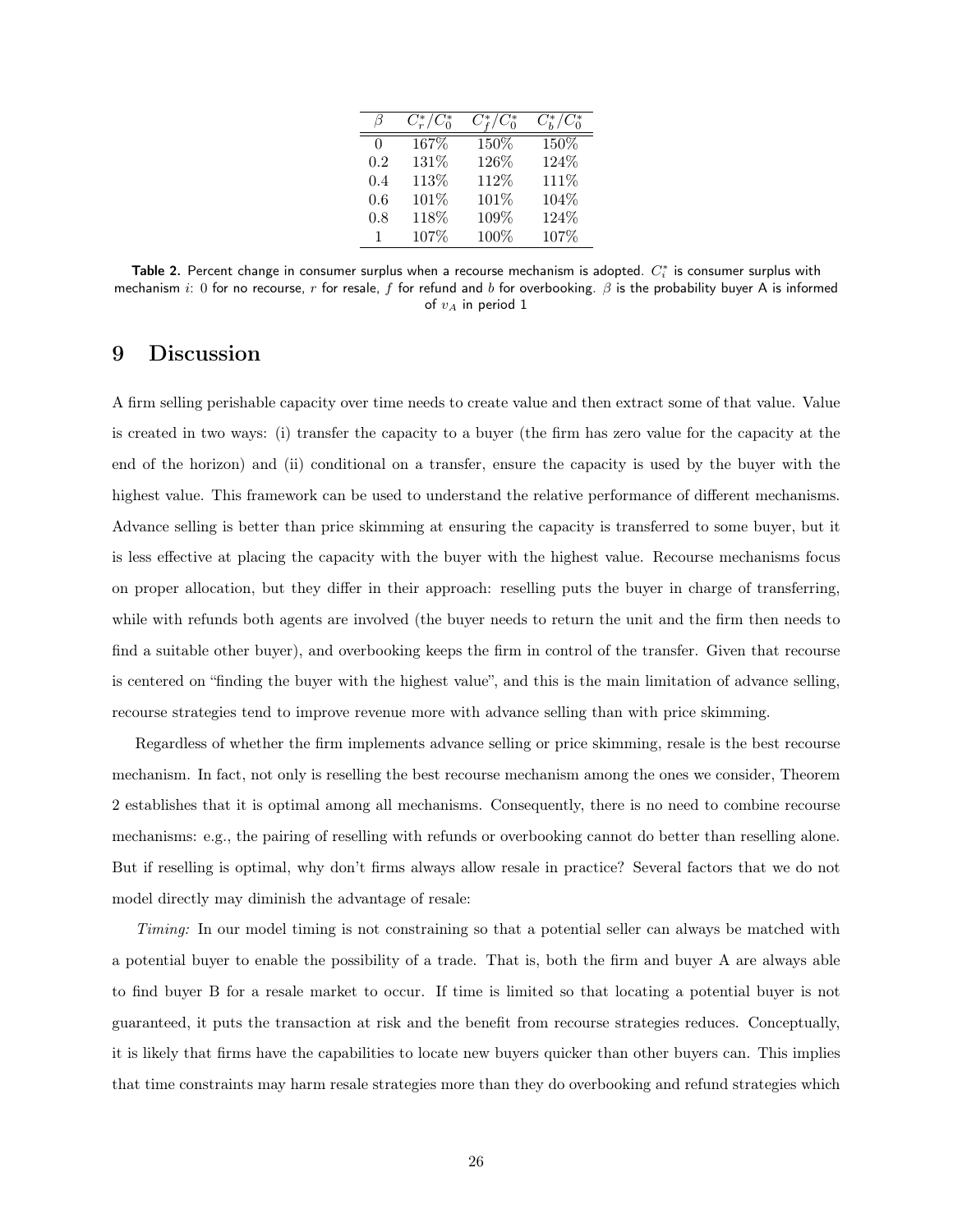| $\beta$ | $C_r^*/C_0^*$ | $C_f^*/C_0^*$ | $C_b^*/C_0^*$ |
| --- | --- | --- | --- |
| 0 | 167% | 150% | 150% |
| 0.2 | 131% | 126% | 124% |
| 0.4 | 113% | 112% | 111% |
| 0.6 | 101% | 101% | 104% |
| 0.8 | 118% | 109% | 124% |
| 1 | 107% | 100% | 107% |

**Table 2.** Percent change in consumer surplus when a recourse mechanism is adopted. $C_i^*$ is consumer surplus with mechanism $i$: 0 for no recourse, $r$ for resale, $f$ for refund and $b$ for overbooking. $\beta$ is the probability buyer A is informed of $v_A$ in period 1

# 9 Discussion

A firm selling perishable capacity over time needs to create value and then extract some of that value. Value is created in two ways: (i) transfer the capacity to a buyer (the firm has zero value for the capacity at the end of the horizon) and (ii) conditional on a transfer, ensure the capacity is used by the buyer with the highest value. This framework can be used to understand the relative performance of different mechanisms. Advance selling is better than price skimming at ensuring the capacity is transferred to some buyer, but it is less effective at placing the capacity with the buyer with the highest value. Recourse mechanisms focus on proper allocation, but they differ in their approach: reselling puts the buyer in charge of transferring, while with refunds both agents are involved (the buyer needs to return the unit and the firm then needs to find a suitable other buyer), and overbooking keeps the firm in control of the transfer. Given that recourse is centered on "finding the buyer with the highest value", and this is the main limitation of advance selling, recourse strategies tend to improve revenue more with advance selling than with price skimming.

Regardless of whether the firm implements advance selling or price skimming, resale is the best recourse mechanism. In fact, not only is reselling the best recourse mechanism among the ones we consider, Theorem 2 establishes that it is optimal among all mechanisms. Consequently, there is no need to combine recourse mechanisms: e.g., the pairing of reselling with refunds or overbooking cannot do better than reselling alone. But if reselling is optimal, why don't firms always allow resale in practice? Several factors that we do not model directly may diminish the advantage of resale:

*Timing:* In our model timing is not constraining so that a potential seller can always be matched with a potential buyer to enable the possibility of a trade. That is, both the firm and buyer A are always able to find buyer B for a resale market to occur. If time is limited so that locating a potential buyer is not guaranteed, it puts the transaction at risk and the benefit from recourse strategies reduces. Conceptually, it is likely that firms have the capabilities to locate new buyers quicker than other buyers can. This implies that time constraints may harm resale strategies more than they do overbooking and refund strategies which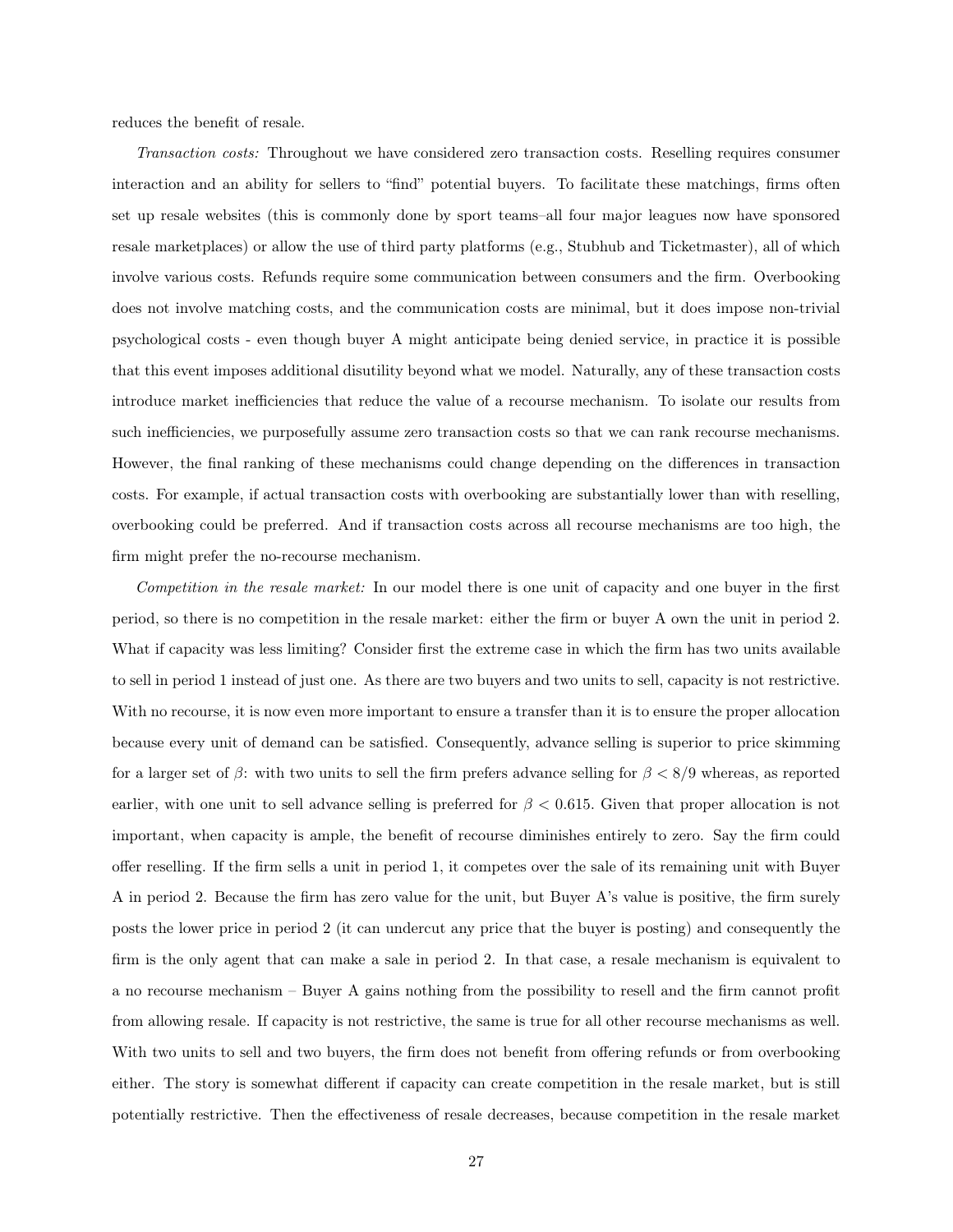reduces the benefit of resale.

*Transaction costs:* Throughout we have considered zero transaction costs. Reselling requires consumer interaction and an ability for sellers to "find" potential buyers. To facilitate these matchings, firms often set up resale websites (this is commonly done by sport teams–all four major leagues now have sponsored resale marketplaces) or allow the use of third party platforms (e.g., Stubhub and Ticketmaster), all of which involve various costs. Refunds require some communication between consumers and the firm. Overbooking does not involve matching costs, and the communication costs are minimal, but it does impose non-trivial psychological costs - even though buyer A might anticipate being denied service, in practice it is possible that this event imposes additional disutility beyond what we model. Naturally, any of these transaction costs introduce market inefficiencies that reduce the value of a recourse mechanism. To isolate our results from such inefficiencies, we purposefully assume zero transaction costs so that we can rank recourse mechanisms. However, the final ranking of these mechanisms could change depending on the differences in transaction costs. For example, if actual transaction costs with overbooking are substantially lower than with reselling, overbooking could be preferred. And if transaction costs across all recourse mechanisms are too high, the firm might prefer the no-recourse mechanism.

*Competition in the resale market:* In our model there is one unit of capacity and one buyer in the first period, so there is no competition in the resale market: either the firm or buyer A own the unit in period 2. What if capacity was less limiting? Consider first the extreme case in which the firm has two units available to sell in period 1 instead of just one. As there are two buyers and two units to sell, capacity is not restrictive. With no recourse, it is now even more important to ensure a transfer than it is to ensure the proper allocation because every unit of demand can be satisfied. Consequently, advance selling is superior to price skimming for a larger set of $\beta$: with two units to sell the firm prefers advance selling for $\beta < 8/9$ whereas, as reported earlier, with one unit to sell advance selling is preferred for $\beta < 0.615$. Given that proper allocation is not important, when capacity is ample, the benefit of recourse diminishes entirely to zero. Say the firm could offer reselling. If the firm sells a unit in period 1, it competes over the sale of its remaining unit with Buyer A in period 2. Because the firm has zero value for the unit, but Buyer A's value is positive, the firm surely posts the lower price in period 2 (it can undercut any price that the buyer is posting) and consequently the firm is the only agent that can make a sale in period 2. In that case, a resale mechanism is equivalent to a no recourse mechanism – Buyer A gains nothing from the possibility to resell and the firm cannot profit from allowing resale. If capacity is not restrictive, the same is true for all other recourse mechanisms as well. With two units to sell and two buyers, the firm does not benefit from offering refunds or from overbooking either. The story is somewhat different if capacity can create competition in the resale market, but is still potentially restrictive. Then the effectiveness of resale decreases, because competition in the resale market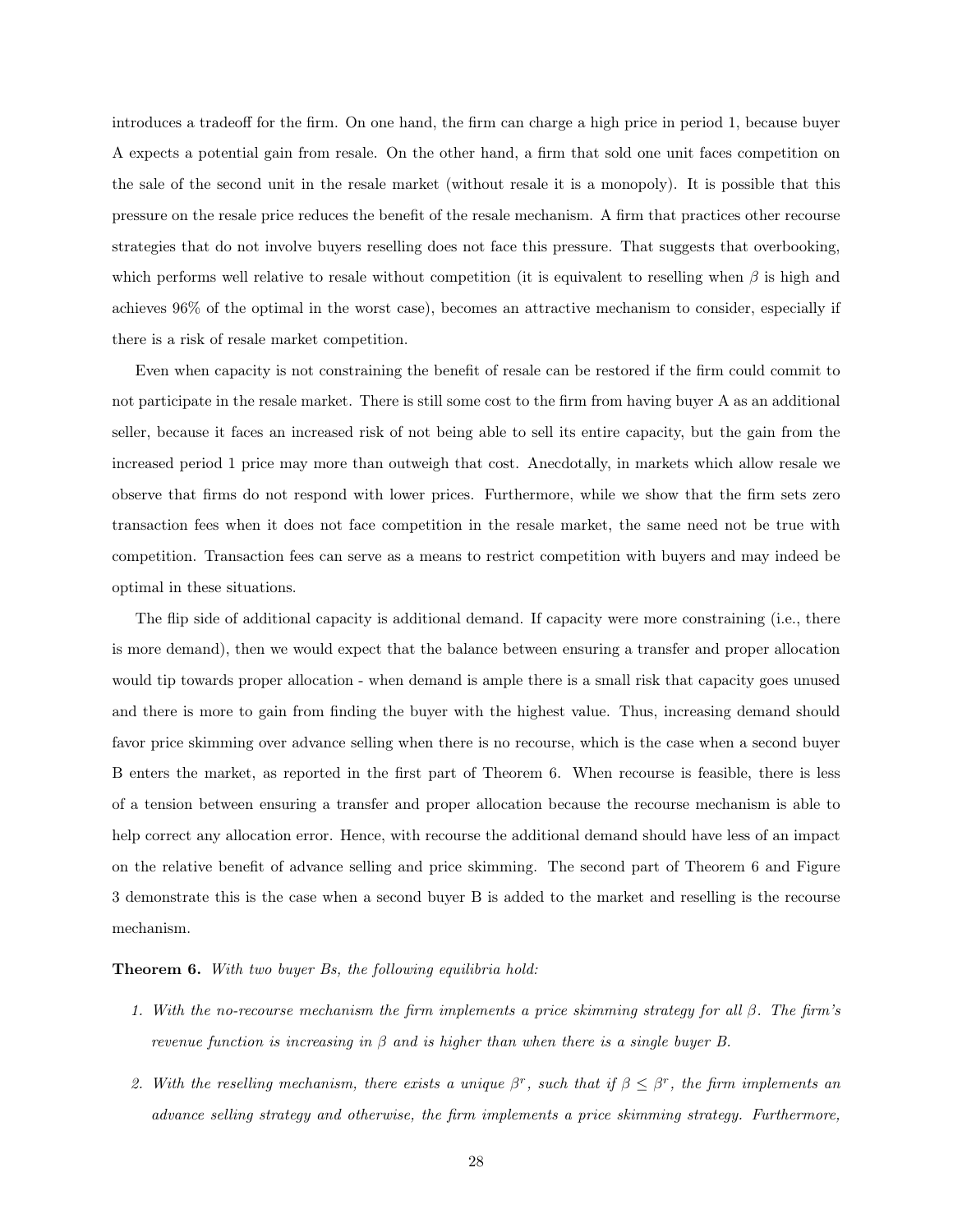introduces a tradeoff for the firm. On one hand, the firm can charge a high price in period 1, because buyer A expects a potential gain from resale. On the other hand, a firm that sold one unit faces competition on the sale of the second unit in the resale market (without resale it is a monopoly). It is possible that this pressure on the resale price reduces the benefit of the resale mechanism. A firm that practices other recourse strategies that do not involve buyers reselling does not face this pressure. That suggests that overbooking, which performs well relative to resale without competition (it is equivalent to reselling when $\beta$ is high and achieves 96% of the optimal in the worst case), becomes an attractive mechanism to consider, especially if there is a risk of resale market competition.

Even when capacity is not constraining the benefit of resale can be restored if the firm could commit to not participate in the resale market. There is still some cost to the firm from having buyer A as an additional seller, because it faces an increased risk of not being able to sell its entire capacity, but the gain from the increased period 1 price may more than outweigh that cost. Anecdotally, in markets which allow resale we observe that firms do not respond with lower prices. Furthermore, while we show that the firm sets zero transaction fees when it does not face competition in the resale market, the same need not be true with competition. Transaction fees can serve as a means to restrict competition with buyers and may indeed be optimal in these situations.

The flip side of additional capacity is additional demand. If capacity were more constraining (i.e., there is more demand), then we would expect that the balance between ensuring a transfer and proper allocation would tip towards proper allocation - when demand is ample there is a small risk that capacity goes unused and there is more to gain from finding the buyer with the highest value. Thus, increasing demand should favor price skimming over advance selling when there is no recourse, which is the case when a second buyer B enters the market, as reported in the first part of Theorem 6. When recourse is feasible, there is less of a tension between ensuring a transfer and proper allocation because the recourse mechanism is able to help correct any allocation error. Hence, with recourse the additional demand should have less of an impact on the relative benefit of advance selling and price skimming. The second part of Theorem 6 and Figure 3 demonstrate this is the case when a second buyer B is added to the market and reselling is the recourse mechanism.

**Theorem 6.** *With two buyer Bs, the following equilibria hold:*

1. *With the no-recourse mechanism the firm implements a price skimming strategy for all $\beta$. The firm's revenue function is increasing in $\beta$ and is higher than when there is a single buyer B.*
2. *With the reselling mechanism, there exists a unique $\beta^r$, such that if $\beta \leq \beta^r$, the firm implements an advance selling strategy and otherwise, the firm implements a price skimming strategy. Furthermore,*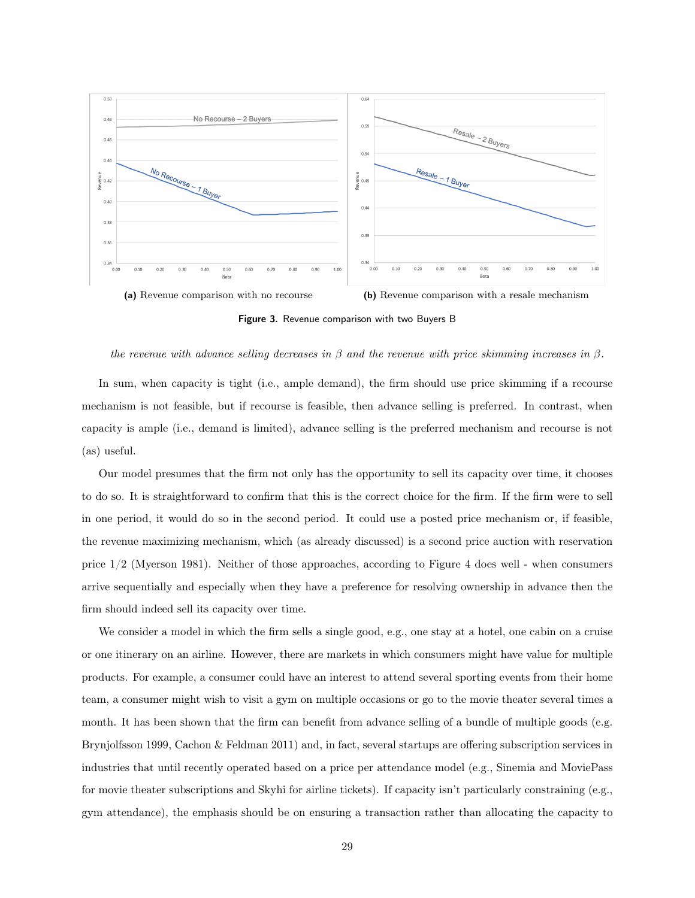0.50
0.48
0.46
0.44
0.42
0.40
0.38
0.36
0.34
Revenue
No Recourse – 2 Buyers
No Recourse – 1 Buyer
0.00 0.10 0.20 0.30 0.40 0.50 0.60 0.70 0.80 0.90 1.00
Beta

**(a)** Revenue comparison with no recourse

0.64
0.59
0.54
0.49
0.44
0.39
0.34
Revenue
Resale – 2 Buyers
Resale – 1 Buyer
0.00 0.10 0.20 0.30 0.40 0.50 0.60 0.70 0.80 0.90 1.00
Beta

**(b)** Revenue comparison with a resale mechanism

**Figure 3.** Revenue comparison with two Buyers B

*the revenue with advance selling decreases in $\beta$ and the revenue with price skimming increases in $\beta$.*

In sum, when capacity is tight (i.e., ample demand), the firm should use price skimming if a recourse mechanism is not feasible, but if recourse is feasible, then advance selling is preferred. In contrast, when capacity is ample (i.e., demand is limited), advance selling is the preferred mechanism and recourse is not (as) useful.

Our model presumes that the firm not only has the opportunity to sell its capacity over time, it chooses to do so. It is straightforward to confirm that this is the correct choice for the firm. If the firm were to sell in one period, it would do so in the second period. It could use a posted price mechanism or, if feasible, the revenue maximizing mechanism, which (as already discussed) is a second price auction with reservation price 1/2 (Myerson 1981). Neither of those approaches, according to Figure 4 does well - when consumers arrive sequentially and especially when they have a preference for resolving ownership in advance then the firm should indeed sell its capacity over time.

We consider a model in which the firm sells a single good, e.g., one stay at a hotel, one cabin on a cruise or one itinerary on an airline. However, there are markets in which consumers might have value for multiple products. For example, a consumer could have an interest to attend several sporting events from their home team, a consumer might wish to visit a gym on multiple occasions or go to the movie theater several times a month. It has been shown that the firm can benefit from advance selling of a bundle of multiple goods (e.g. Brynjolfsson 1999, Cachon & Feldman 2011) and, in fact, several startups are offering subscription services in industries that until recently operated based on a price per attendance model (e.g., Sinemia and MoviePass for movie theater subscriptions and Skyhi for airline tickets). If capacity isn't particularly constraining (e.g., gym attendance), the emphasis should be on ensuring a transaction rather than allocating the capacity to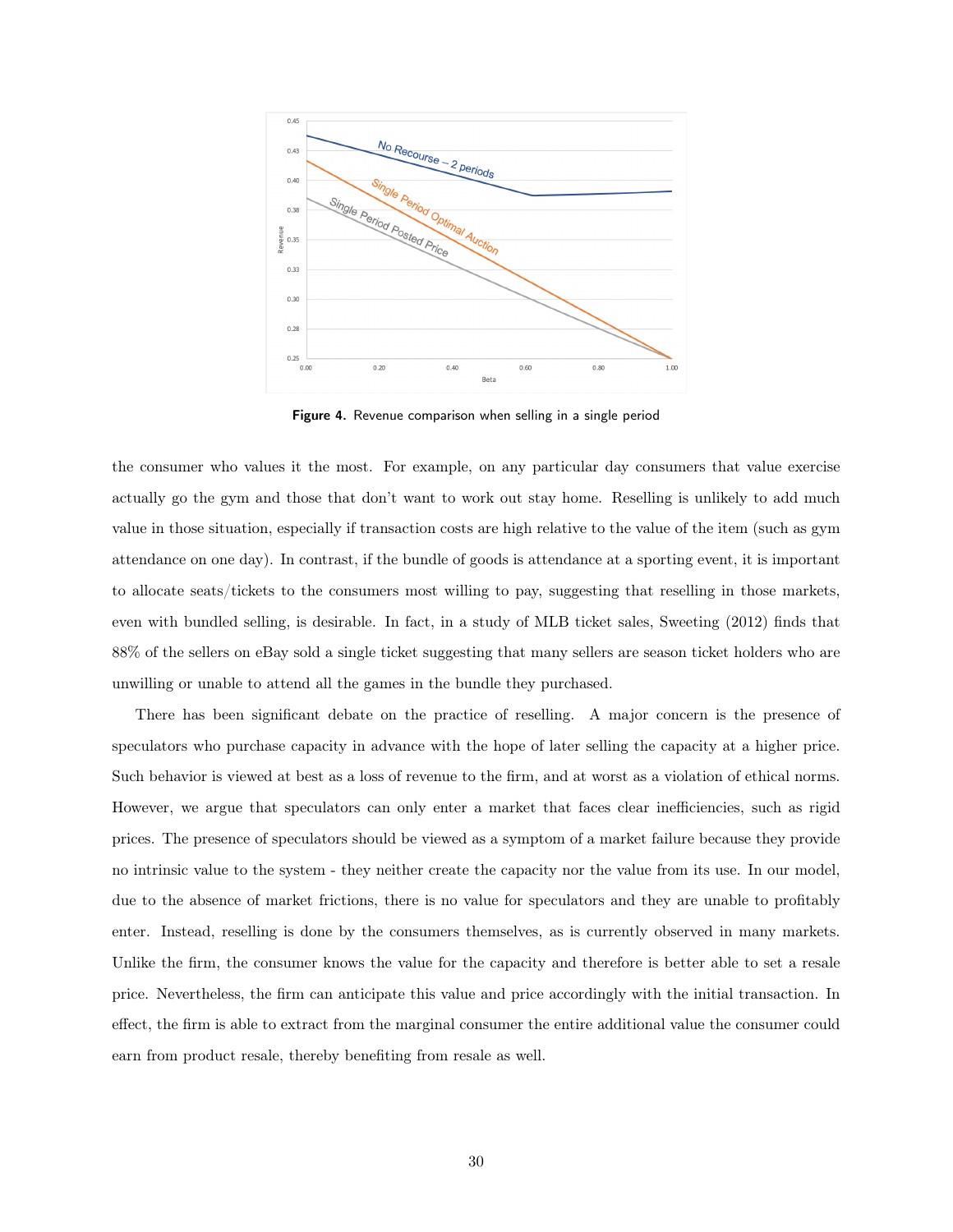0.45
0.43
0.40
0.38
0.35
0.33
0.30
0.28
0.25

Revenue

0.00 0.20 0.40 0.60 0.80 1.00

Beta

No Recourse – 2 periods

Single Period Optimal Auction

Single Period Posted Price

**Figure 4.** Revenue comparison when selling in a single period

the consumer who values it the most. For example, on any particular day consumers that value exercise actually go the gym and those that don't want to work out stay home. Reselling is unlikely to add much value in those situation, especially if transaction costs are high relative to the value of the item (such as gym attendance on one day). In contrast, if the bundle of goods is attendance at a sporting event, it is important to allocate seats/tickets to the consumers most willing to pay, suggesting that reselling in those markets, even with bundled selling, is desirable. In fact, in a study of MLB ticket sales, Sweeting (2012) finds that 88% of the sellers on eBay sold a single ticket suggesting that many sellers are season ticket holders who are unwilling or unable to attend all the games in the bundle they purchased.

There has been significant debate on the practice of reselling. A major concern is the presence of speculators who purchase capacity in advance with the hope of later selling the capacity at a higher price. Such behavior is viewed at best as a loss of revenue to the firm, and at worst as a violation of ethical norms. However, we argue that speculators can only enter a market that faces clear inefficiencies, such as rigid prices. The presence of speculators should be viewed as a symptom of a market failure because they provide no intrinsic value to the system - they neither create the capacity nor the value from its use. In our model, due to the absence of market frictions, there is no value for speculators and they are unable to profitably enter. Instead, reselling is done by the consumers themselves, as is currently observed in many markets. Unlike the firm, the consumer knows the value for the capacity and therefore is better able to set a resale price. Nevertheless, the firm can anticipate this value and price accordingly with the initial transaction. In effect, the firm is able to extract from the marginal consumer the entire additional value the consumer could earn from product resale, thereby benefiting from resale as well.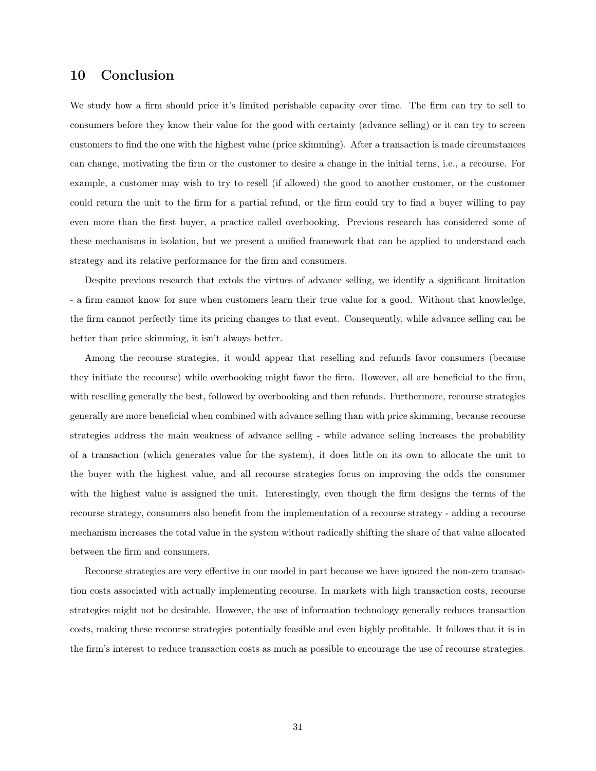## 10 Conclusion

We study how a firm should price it's limited perishable capacity over time. The firm can try to sell to consumers before they know their value for the good with certainty (advance selling) or it can try to screen customers to find the one with the highest value (price skimming). After a transaction is made circumstances can change, motivating the firm or the customer to desire a change in the initial terns, i.e., a recourse. For example, a customer may wish to try to resell (if allowed) the good to another customer, or the customer could return the unit to the firm for a partial refund, or the firm could try to find a buyer willing to pay even more than the first buyer, a practice called overbooking. Previous research has considered some of these mechanisms in isolation, but we present a unified framework that can be applied to understand each strategy and its relative performance for the firm and consumers.

Despite previous research that extols the virtues of advance selling, we identify a significant limitation - a firm cannot know for sure when customers learn their true value for a good. Without that knowledge, the firm cannot perfectly time its pricing changes to that event. Consequently, while advance selling can be better than price skimming, it isn't always better.

Among the recourse strategies, it would appear that reselling and refunds favor consumers (because they initiate the recourse) while overbooking might favor the firm. However, all are beneficial to the firm, with reselling generally the best, followed by overbooking and then refunds. Furthermore, recourse strategies generally are more beneficial when combined with advance selling than with price skimming, because recourse strategies address the main weakness of advance selling - while advance selling increases the probability of a transaction (which generates value for the system), it does little on its own to allocate the unit to the buyer with the highest value, and all recourse strategies focus on improving the odds the consumer with the highest value is assigned the unit. Interestingly, even though the firm designs the terms of the recourse strategy, consumers also benefit from the implementation of a recourse strategy - adding a recourse mechanism increases the total value in the system without radically shifting the share of that value allocated between the firm and consumers.

Recourse strategies are very effective in our model in part because we have ignored the non-zero transaction costs associated with actually implementing recourse. In markets with high transaction costs, recourse strategies might not be desirable. However, the use of information technology generally reduces transaction costs, making these recourse strategies potentially feasible and even highly profitable. It follows that it is in the firm's interest to reduce transaction costs as much as possible to encourage the use of recourse strategies.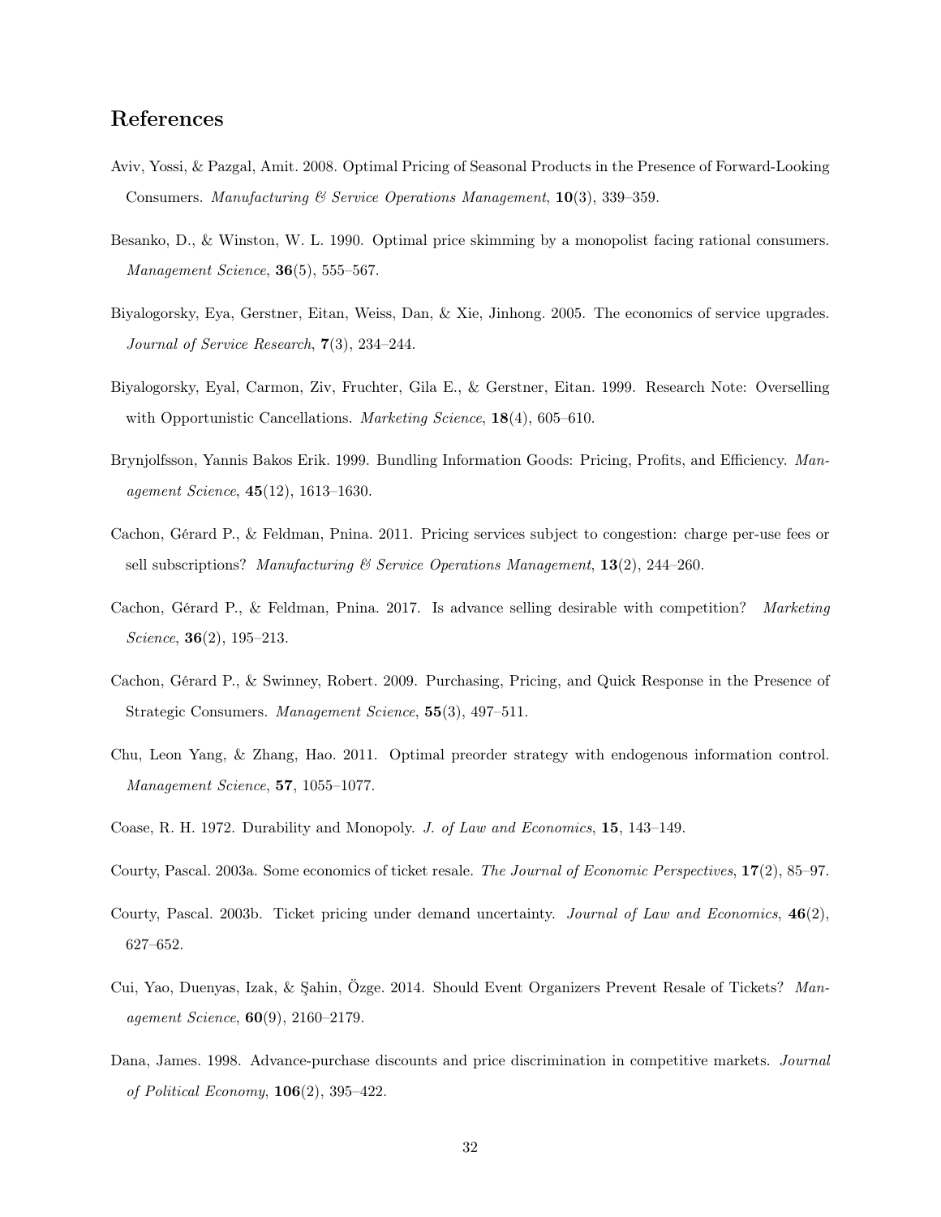# References

Aviv, Yossi, & Pazgal, Amit. 2008. Optimal Pricing of Seasonal Products in the Presence of Forward-Looking Consumers. *Manufacturing & Service Operations Management*, **10**(3), 339–359.

Besanko, D., & Winston, W. L. 1990. Optimal price skimming by a monopolist facing rational consumers. *Management Science*, **36**(5), 555–567.

Biyalogorsky, Eya, Gerstner, Eitan, Weiss, Dan, & Xie, Jinhong. 2005. The economics of service upgrades. *Journal of Service Research*, **7**(3), 234–244.

Biyalogorsky, Eyal, Carmon, Ziv, Fruchter, Gila E., & Gerstner, Eitan. 1999. Research Note: Overselling with Opportunistic Cancellations. *Marketing Science*, **18**(4), 605–610.

Brynjolfsson, Yannis Bakos Erik. 1999. Bundling Information Goods: Pricing, Profits, and Efficiency. *Management Science*, **45**(12), 1613–1630.

Cachon, Gérard P., & Feldman, Pnina. 2011. Pricing services subject to congestion: charge per-use fees or sell subscriptions? *Manufacturing & Service Operations Management*, **13**(2), 244–260.

Cachon, Gérard P., & Feldman, Pnina. 2017. Is advance selling desirable with competition? *Marketing Science*, **36**(2), 195–213.

Cachon, Gérard P., & Swinney, Robert. 2009. Purchasing, Pricing, and Quick Response in the Presence of Strategic Consumers. *Management Science*, **55**(3), 497–511.

Chu, Leon Yang, & Zhang, Hao. 2011. Optimal preorder strategy with endogenous information control. *Management Science*, **57**, 1055–1077.

Coase, R. H. 1972. Durability and Monopoly. *J. of Law and Economics*, **15**, 143–149.

Courty, Pascal. 2003a. Some economics of ticket resale. *The Journal of Economic Perspectives*, **17**(2), 85–97.

Courty, Pascal. 2003b. Ticket pricing under demand uncertainty. *Journal of Law and Economics*, **46**(2), 627–652.

Cui, Yao, Duenyas, Izak, & Şahin, Özge. 2014. Should Event Organizers Prevent Resale of Tickets? *Management Science*, **60**(9), 2160–2179.

Dana, James. 1998. Advance-purchase discounts and price discrimination in competitive markets. *Journal of Political Economy*, **106**(2), 395–422.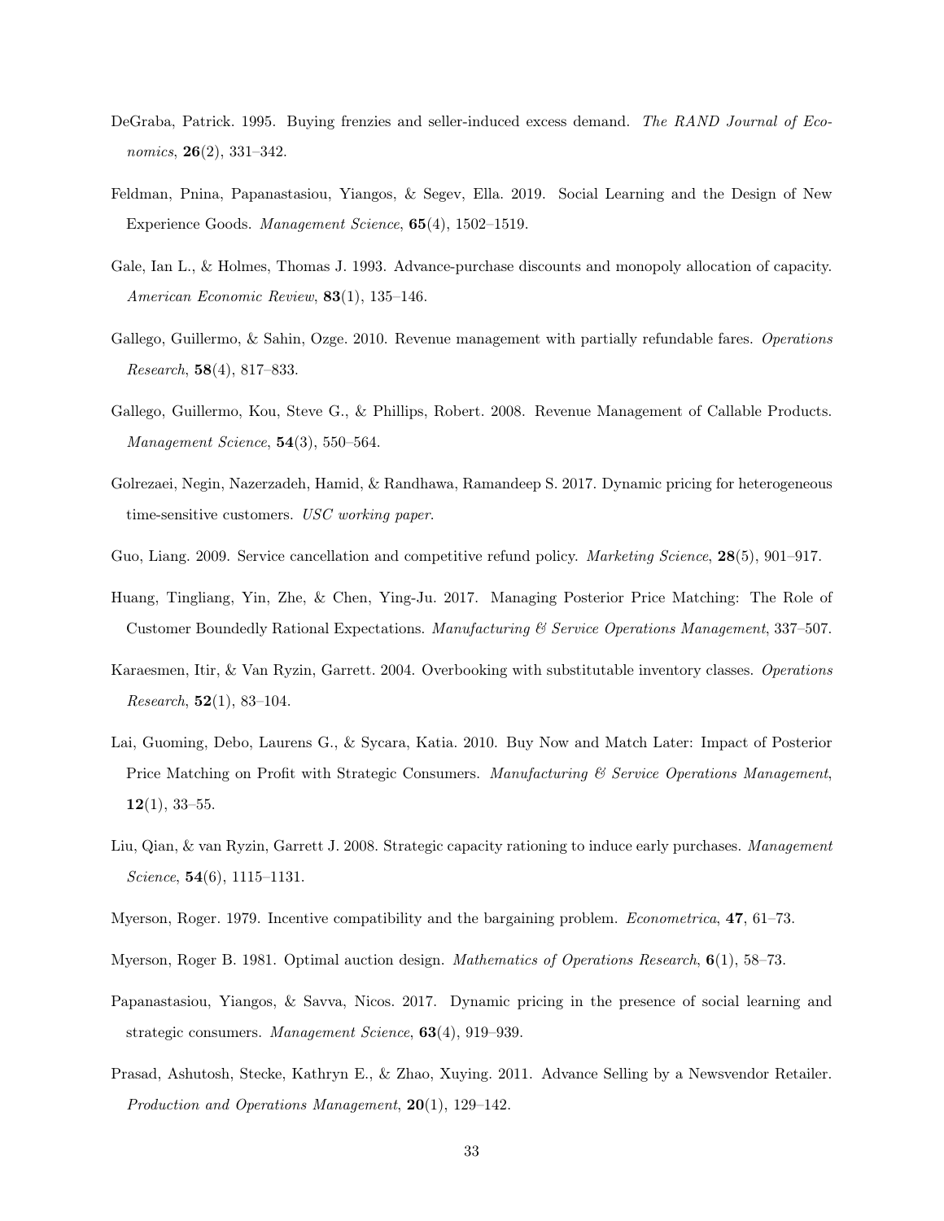DeGraba, Patrick. 1995. Buying frenzies and seller-induced excess demand. *The RAND Journal of Economics*, **26**(2), 331–342.

Feldman, Pnina, Papanastasiou, Yiangos, & Segev, Ella. 2019. Social Learning and the Design of New Experience Goods. *Management Science*, **65**(4), 1502–1519.

Gale, Ian L., & Holmes, Thomas J. 1993. Advance-purchase discounts and monopoly allocation of capacity. *American Economic Review*, **83**(1), 135–146.

Gallego, Guillermo, & Sahin, Ozge. 2010. Revenue management with partially refundable fares. *Operations Research*, **58**(4), 817–833.

Gallego, Guillermo, Kou, Steve G., & Phillips, Robert. 2008. Revenue Management of Callable Products. *Management Science*, **54**(3), 550–564.

Golrezaei, Negin, Nazerzadeh, Hamid, & Randhawa, Ramandeep S. 2017. Dynamic pricing for heterogeneous time-sensitive customers. *USC working paper*.

Guo, Liang. 2009. Service cancellation and competitive refund policy. *Marketing Science*, **28**(5), 901–917.

Huang, Tingliang, Yin, Zhe, & Chen, Ying-Ju. 2017. Managing Posterior Price Matching: The Role of Customer Boundedly Rational Expectations. *Manufacturing & Service Operations Management*, 337–507.

Karaesmen, Itir, & Van Ryzin, Garrett. 2004. Overbooking with substitutable inventory classes. *Operations Research*, **52**(1), 83–104.

Lai, Guoming, Debo, Laurens G., & Sycara, Katia. 2010. Buy Now and Match Later: Impact of Posterior Price Matching on Profit with Strategic Consumers. *Manufacturing & Service Operations Management*, **12**(1), 33–55.

Liu, Qian, & van Ryzin, Garrett J. 2008. Strategic capacity rationing to induce early purchases. *Management Science*, **54**(6), 1115–1131.

Myerson, Roger. 1979. Incentive compatibility and the bargaining problem. *Econometrica*, **47**, 61–73.

Myerson, Roger B. 1981. Optimal auction design. *Mathematics of Operations Research*, **6**(1), 58–73.

Papanastasiou, Yiangos, & Savva, Nicos. 2017. Dynamic pricing in the presence of social learning and strategic consumers. *Management Science*, **63**(4), 919–939.

Prasad, Ashutosh, Stecke, Kathryn E., & Zhao, Xuying. 2011. Advance Selling by a Newsvendor Retailer. *Production and Operations Management*, **20**(1), 129–142.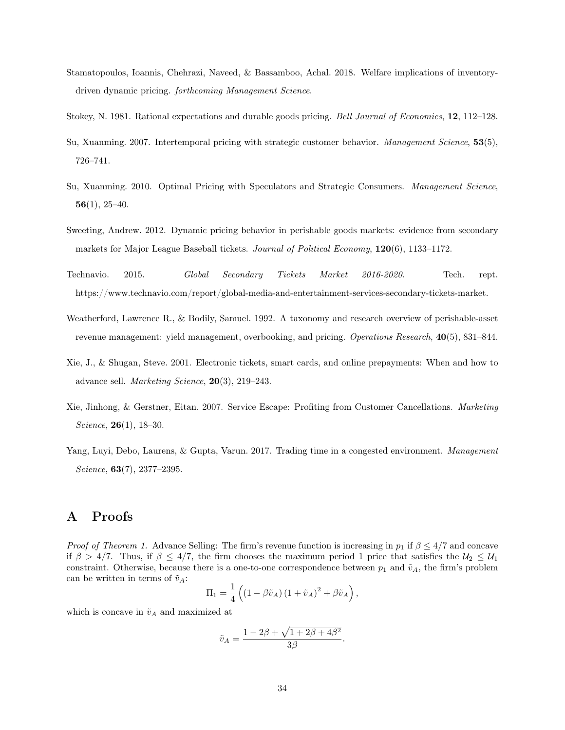Stamatopoulos, Ioannis, Chehrazi, Naveed, & Bassamboo, Achal. 2018. Welfare implications of inventory-driven dynamic pricing. *forthcoming Management Science*.

Stokey, N. 1981. Rational expectations and durable goods pricing. *Bell Journal of Economics*, **12**, 112–128.

Su, Xuanming. 2007. Intertemporal pricing with strategic customer behavior. *Management Science*, **53**(5), 726–741.

Su, Xuanming. 2010. Optimal Pricing with Speculators and Strategic Consumers. *Management Science*, **56**(1), 25–40.

Sweeting, Andrew. 2012. Dynamic pricing behavior in perishable goods markets: evidence from secondary markets for Major League Baseball tickets. *Journal of Political Economy*, **120**(6), 1133–1172.

Technavio. 2015. *Global Secondary Tickets Market 2016-2020*. Tech. rept. https://www.technavio.com/report/global-media-and-entertainment-services-secondary-tickets-market.

Weatherford, Lawrence R., & Bodily, Samuel. 1992. A taxonomy and research overview of perishable-asset revenue management: yield management, overbooking, and pricing. *Operations Research*, **40**(5), 831–844.

Xie, J., & Shugan, Steve. 2001. Electronic tickets, smart cards, and online prepayments: When and how to advance sell. *Marketing Science*, **20**(3), 219–243.

Xie, Jinhong, & Gerstner, Eitan. 2007. Service Escape: Profiting from Customer Cancellations. *Marketing Science*, **26**(1), 18–30.

Yang, Luyi, Debo, Laurens, & Gupta, Varun. 2017. Trading time in a congested environment. *Management Science*, **63**(7), 2377–2395.

# A Proofs

*Proof of Theorem 1.* Advance Selling: The firm's revenue function is increasing in $p_1$ if $\beta \leq 4/7$ and concave if $\beta > 4/7$. Thus, if $\beta \leq 4/7$, the firm chooses the maximum period 1 price that satisfies the $\mathcal{U}_2 \leq \mathcal{U}_1$ constraint. Otherwise, because there is a one-to-one correspondence between $p_1$ and $\tilde{v}_A$, the firm's problem can be written in terms of $\tilde{v}_A$:

$$\Pi_1 = \frac{1}{4}\left(\left(1-\beta\tilde{v}_A\right)\left(1+\tilde{v}_A\right)^2 + \beta\tilde{v}_A\right),$$

which is concave in $\tilde{v}_A$ and maximized at

$$\tilde{v}_A = \frac{1-2\beta+\sqrt{1+2\beta+4\beta^2}}{3\beta}.$$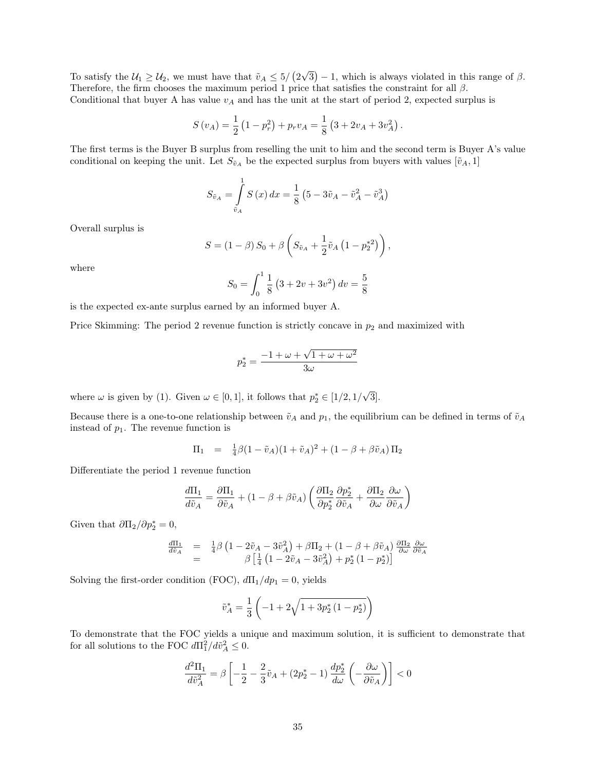To satisfy the $\mathcal{U}_1 \geq \mathcal{U}_2$, we must have that $\tilde{v}_A \leq 5/\left(2\sqrt{3}\right) - 1$, which is always violated in this range of $\beta$. Therefore, the firm chooses the maximum period 1 price that satisfies the constraint for all $\beta$.

Conditional that buyer A has value $v_A$ and has the unit at the start of period 2, expected surplus is

$$S(v_A) = \frac{1}{2}\left(1 - p_r^2\right) + p_r v_A = \frac{1}{8}\left(3 + 2v_A + 3v_A^2\right).$$

The first terms is the Buyer B surplus from reselling the unit to him and the second term is Buyer A's value conditional on keeping the unit. Let $S_{\tilde{v}_A}$ be the expected surplus from buyers with values $[\tilde{v}_A, 1]$

$$S_{\tilde{v}_A} = \int_{\tilde{v}_A}^{1} S(x)\, dx = \frac{1}{8}\left(5 - 3\tilde{v}_A - \tilde{v}_A^2 - \tilde{v}_A^3\right)$$

Overall surplus is

$$S = (1-\beta) S_0 + \beta \left( S_{\tilde{v}_A} + \frac{1}{2}\tilde{v}_A \left(1 - p_2^{*2}\right)\right),$$

where

$$S_0 = \int_0^1 \frac{1}{8}\left(3 + 2v + 3v^2\right) dv = \frac{5}{8}$$

is the expected ex-ante surplus earned by an informed buyer A.

Price Skimming: The period 2 revenue function is strictly concave in $p_2$ and maximized with

$$p_2^* = \frac{-1 + \omega + \sqrt{1 + \omega + \omega^2}}{3\omega}$$

where $\omega$ is given by (1). Given $\omega \in [0,1]$, it follows that $p_2^* \in [1/2, 1/\sqrt{3}]$.

Because there is a one-to-one relationship between $\tilde{v}_A$ and $p_1$, the equilibrium can be defined in terms of $\tilde{v}_A$ instead of $p_1$. The revenue function is

$$\Pi_1 = \tfrac{1}{4}\beta(1 - \tilde{v}_A)(1 + \tilde{v}_A)^2 + (1 - \beta + \beta\tilde{v}_A)\,\Pi_2$$

Differentiate the period 1 revenue function

$$\frac{d\Pi_1}{d\tilde{v}_A} = \frac{\partial \Pi_1}{\partial \tilde{v}_A} + (1 - \beta + \beta\tilde{v}_A)\left(\frac{\partial \Pi_2}{\partial p_2^*}\frac{\partial p_2^*}{\partial \tilde{v}_A} + \frac{\partial \Pi_2}{\partial \omega}\frac{\partial \omega}{\partial \tilde{v}_A}\right)$$

Given that $\partial \Pi_2 / \partial p_2^* = 0$,

$$\begin{aligned}
\frac{d\Pi_1}{d\tilde{v}_A} &= \tfrac{1}{4}\beta\left(1 - 2\tilde{v}_A - 3\tilde{v}_A^2\right) + \beta\Pi_2 + (1 - \beta + \beta\tilde{v}_A)\frac{\partial \Pi_2}{\partial \omega}\frac{\partial \omega}{\partial \tilde{v}_A} \\
&= \beta\left[\tfrac{1}{4}\left(1 - 2\tilde{v}_A - 3\tilde{v}_A^2\right) + p_2^*\left(1 - p_2^*\right)\right]
\end{aligned}$$

Solving the first-order condition (FOC), $d\Pi_1/dp_1 = 0$, yields

$$\tilde{v}_A^* = \frac{1}{3}\left(-1 + 2\sqrt{1 + 3p_2^*\left(1 - p_2^*\right)}\right)$$

To demonstrate that the FOC yields a unique and maximum solution, it is sufficient to demonstrate that for all solutions to the FOC $d\Pi_1^2/d\tilde{v}_A^2 \leq 0$.

$$\frac{d^2\Pi_1}{d\tilde{v}_A^2} = \beta\left[-\frac{1}{2} - \frac{2}{3}\tilde{v}_A + \left(2p_2^* - 1\right)\frac{dp_2^*}{d\omega}\left(-\frac{\partial \omega}{\partial \tilde{v}_A}\right)\right] < 0$$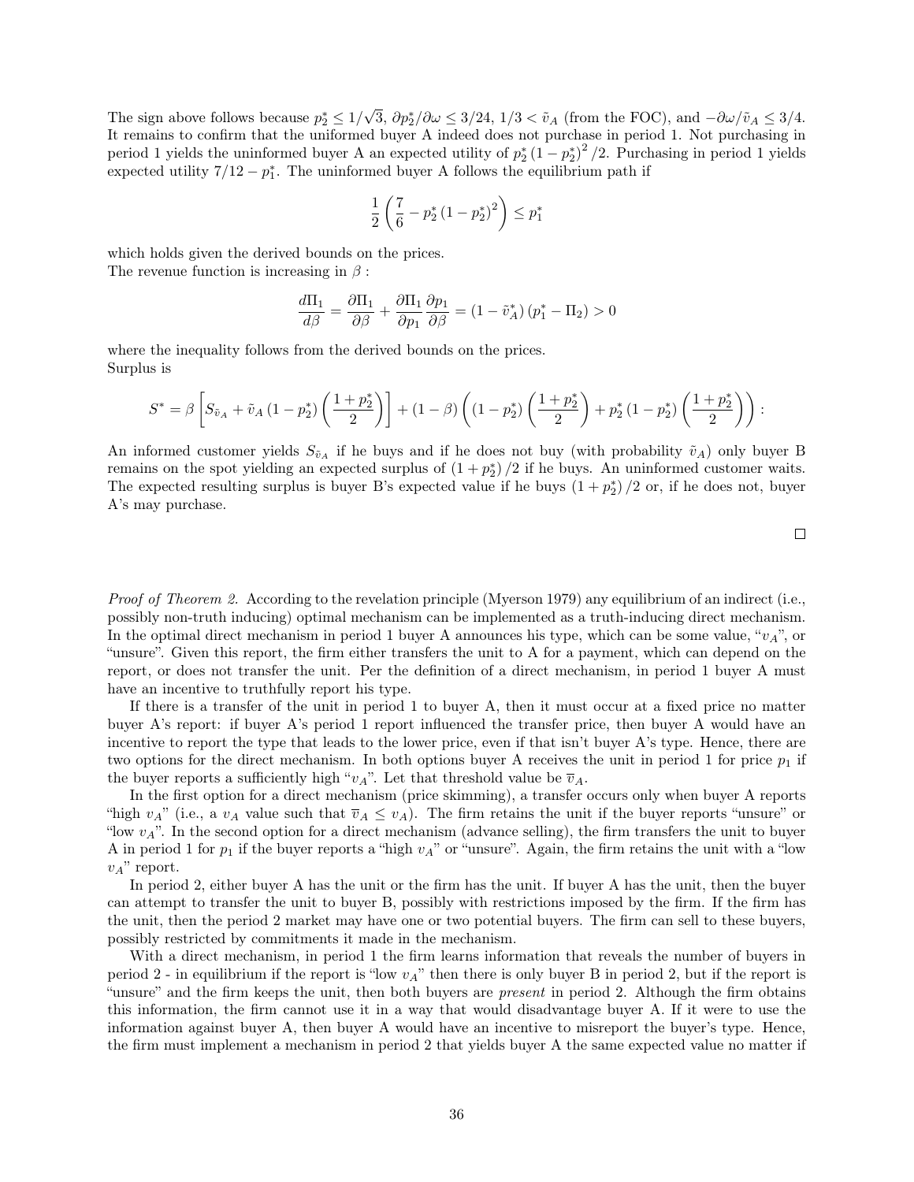The sign above follows because $p_2^* \leq 1/\sqrt{3}$, $\partial p_2^*/\partial\omega \leq 3/24$, $1/3 < \tilde{v}_A$ (from the FOC), and $-\partial\omega/\tilde{v}_A \leq 3/4$. It remains to confirm that the uniformed buyer A indeed does not purchase in period 1. Not purchasing in period 1 yields the uninformed buyer A an expected utility of $p_2^*(1-p_2^*)^2/2$. Purchasing in period 1 yields expected utility $7/12 - p_1^*$. The uninformed buyer A follows the equilibrium path if

$$\frac{1}{2}\left(\frac{7}{6} - p_2^*(1-p_2^*)^2\right) \leq p_1^*$$

which holds given the derived bounds on the prices.
The revenue function is increasing in $\beta$ :

$$\frac{d\Pi_1}{d\beta} = \frac{\partial \Pi_1}{\partial \beta} + \frac{\partial \Pi_1}{\partial p_1}\frac{\partial p_1}{\partial \beta} = (1-\tilde{v}_A^*)(p_1^* - \Pi_2) > 0$$

where the inequality follows from the derived bounds on the prices.
Surplus is

$$S^* = \beta\left[S_{\tilde{v}_A} + \tilde{v}_A(1-p_2^*)\left(\frac{1+p_2^*}{2}\right)\right] + (1-\beta)\left((1-p_2^*)\left(\frac{1+p_2^*}{2}\right) + p_2^*(1-p_2^*)\left(\frac{1+p_2^*}{2}\right)\right):$$

An informed customer yields $S_{\tilde{v}_A}$ if he buys and if he does not buy (with probability $\tilde{v}_A$) only buyer B remains on the spot yielding an expected surplus of $(1+p_2^*)/2$ if he buys. An uninformed customer waits. The expected resulting surplus is buyer B's expected value if he buys $(1+p_2^*)/2$ or, if he does not, buyer A's may purchase.

□

*Proof of Theorem 2.* According to the revelation principle (Myerson 1979) any equilibrium of an indirect (i.e., possibly non-truth inducing) optimal mechanism can be implemented as a truth-inducing direct mechanism. In the optimal direct mechanism in period 1 buyer A announces his type, which can be some value, "$v_A$", or "unsure". Given this report, the firm either transfers the unit to A for a payment, which can depend on the report, or does not transfer the unit. Per the definition of a direct mechanism, in period 1 buyer A must have an incentive to truthfully report his type.

If there is a transfer of the unit in period 1 to buyer A, then it must occur at a fixed price no matter buyer A's report: if buyer A's period 1 report influenced the transfer price, then buyer A would have an incentive to report the type that leads to the lower price, even if that isn't buyer A's type. Hence, there are two options for the direct mechanism. In both options buyer A receives the unit in period 1 for price $p_1$ if the buyer reports a sufficiently high "$v_A$". Let that threshold value be $\overline{v}_A$.

In the first option for a direct mechanism (price skimming), a transfer occurs only when buyer A reports "high $v_A$" (i.e., a $v_A$ value such that $\overline{v}_A \leq v_A$). The firm retains the unit if the buyer reports "unsure" or "low $v_A$". In the second option for a direct mechanism (advance selling), the firm transfers the unit to buyer A in period 1 for $p_1$ if the buyer reports a "high $v_A$" or "unsure". Again, the firm retains the unit with a "low $v_A$" report.

In period 2, either buyer A has the unit or the firm has the unit. If buyer A has the unit, then the buyer can attempt to transfer the unit to buyer B, possibly with restrictions imposed by the firm. If the firm has the unit, then the period 2 market may have one or two potential buyers. The firm can sell to these buyers, possibly restricted by commitments it made in the mechanism.

With a direct mechanism, in period 1 the firm learns information that reveals the number of buyers in period 2 - in equilibrium if the report is "low $v_A$" then there is only buyer B in period 2, but if the report is "unsure" and the firm keeps the unit, then both buyers are *present* in period 2. Although the firm obtains this information, the firm cannot use it in a way that would disadvantage buyer A. If it were to use the information against buyer A, then buyer A would have an incentive to misreport the buyer's type. Hence, the firm must implement a mechanism in period 2 that yields buyer A the same expected value no matter if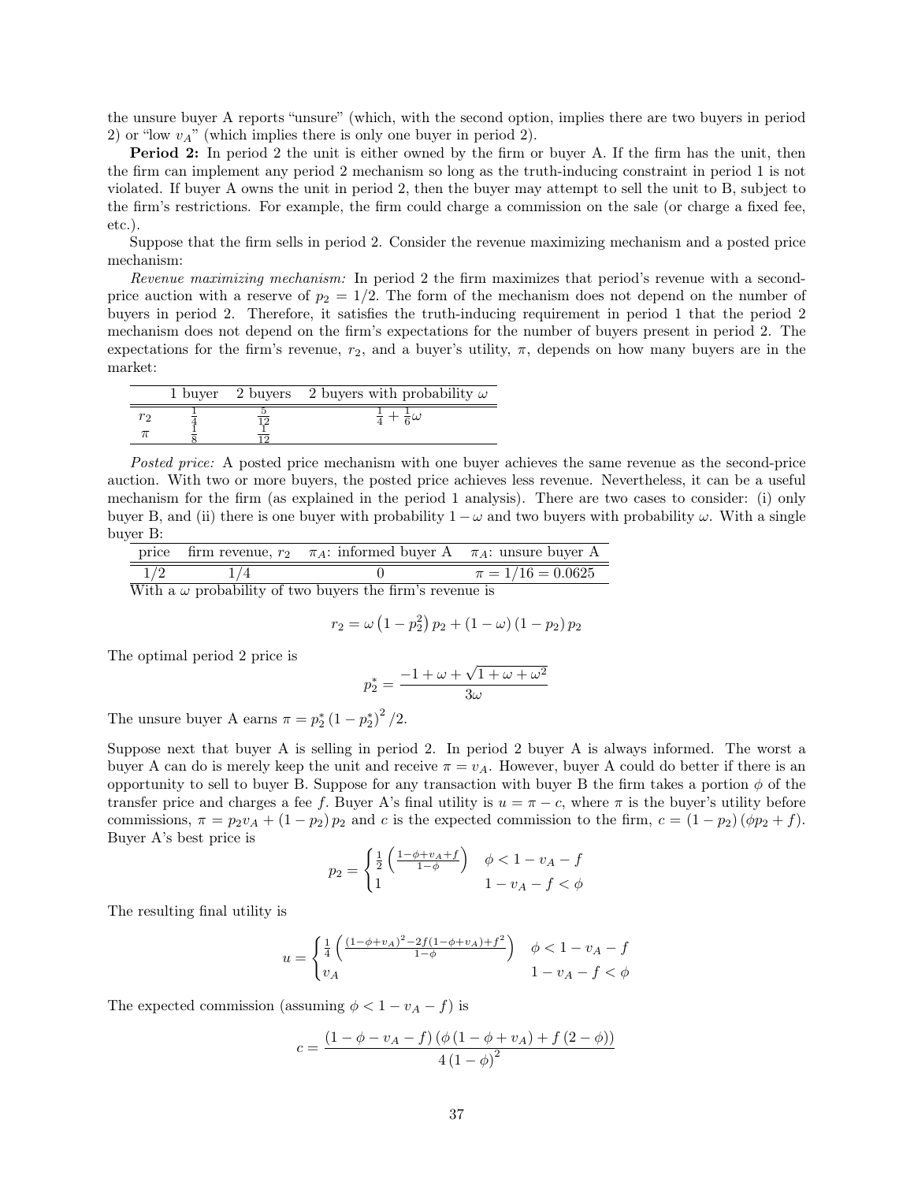the unsure buyer A reports "unsure" (which, with the second option, implies there are two buyers in period 2) or "low $v_A$" (which implies there is only one buyer in period 2).

**Period 2:** In period 2 the unit is either owned by the firm or buyer A. If the firm has the unit, then the firm can implement any period 2 mechanism so long as the truth-inducing constraint in period 1 is not violated. If buyer A owns the unit in period 2, then the buyer may attempt to sell the unit to B, subject to the firm's restrictions. For example, the firm could charge a commission on the sale (or charge a fixed fee, etc.).

Suppose that the firm sells in period 2. Consider the revenue maximizing mechanism and a posted price mechanism:

*Revenue maximizing mechanism:* In period 2 the firm maximizes that period's revenue with a second-price auction with a reserve of $p_2 = 1/2$. The form of the mechanism does not depend on the number of buyers in period 2. Therefore, it satisfies the truth-inducing requirement in period 1 that the period 2 mechanism does not depend on the firm's expectations for the number of buyers present in period 2. The expectations for the firm's revenue, $r_2$, and a buyer's utility, $\pi$, depends on how many buyers are in the market:

| | 1 buyer | 2 buyers | 2 buyers with probability $\omega$ |
|---|---|---|---|
| $r_2$ | $\frac{1}{4}$ | $\frac{5}{12}$ | $\frac{1}{4} + \frac{1}{6}\omega$ |
| $\pi$ | $\frac{1}{8}$ | $\frac{1}{12}$ | |

*Posted price:* A posted price mechanism with one buyer achieves the same revenue as the second-price auction. With two or more buyers, the posted price achieves less revenue. Nevertheless, it can be a useful mechanism for the firm (as explained in the period 1 analysis). There are two cases to consider: (i) only buyer B, and (ii) there is one buyer with probability $1-\omega$ and two buyers with probability $\omega$. With a single buyer B:

| price | firm revenue, $r_2$ | $\pi_A$: informed buyer A | $\pi_A$: unsure buyer A |
|---|---|---|---|
| 1/2 | 1/4 | 0 | $\pi = 1/16 = 0.0625$ |

With a $\omega$ probability of two buyers the firm's revenue is

$$r_2 = \omega\left(1 - p_2^2\right)p_2 + (1-\omega)\left(1 - p_2\right)p_2$$

The optimal period 2 price is

$$p_2^* = \frac{-1 + \omega + \sqrt{1 + \omega + \omega^2}}{3\omega}$$

The unsure buyer A earns $\pi = p_2^*\left(1 - p_2^*\right)^2/2$.

Suppose next that buyer A is selling in period 2. In period 2 buyer A is always informed. The worst a buyer A can do is merely keep the unit and receive $\pi = v_A$. However, buyer A could do better if there is an opportunity to sell to buyer B. Suppose for any transaction with buyer B the firm takes a portion $\phi$ of the transfer price and charges a fee $f$. Buyer A's final utility is $u = \pi - c$, where $\pi$ is the buyer's utility before commissions, $\pi = p_2 v_A + (1-p_2)p_2$ and $c$ is the expected commission to the firm, $c = (1-p_2)(\phi p_2 + f)$. Buyer A's best price is

$$p_2 = \begin{cases} \frac{1}{2}\left(\frac{1-\phi+v_A+f}{1-\phi}\right) & \phi < 1 - v_A - f \\ 1 & 1 - v_A - f < \phi \end{cases}$$

The resulting final utility is

$$u = \begin{cases} \frac{1}{4}\left(\frac{(1-\phi+v_A)^2 - 2f(1-\phi+v_A)+f^2}{1-\phi}\right) & \phi < 1 - v_A - f \\ v_A & 1 - v_A - f < \phi \end{cases}$$

The expected commission (assuming $\phi < 1 - v_A - f$) is

$$c = \frac{\left(1 - \phi - v_A - f\right)\left(\phi\left(1 - \phi + v_A\right) + f\left(2 - \phi\right)\right)}{4\left(1-\phi\right)^2}$$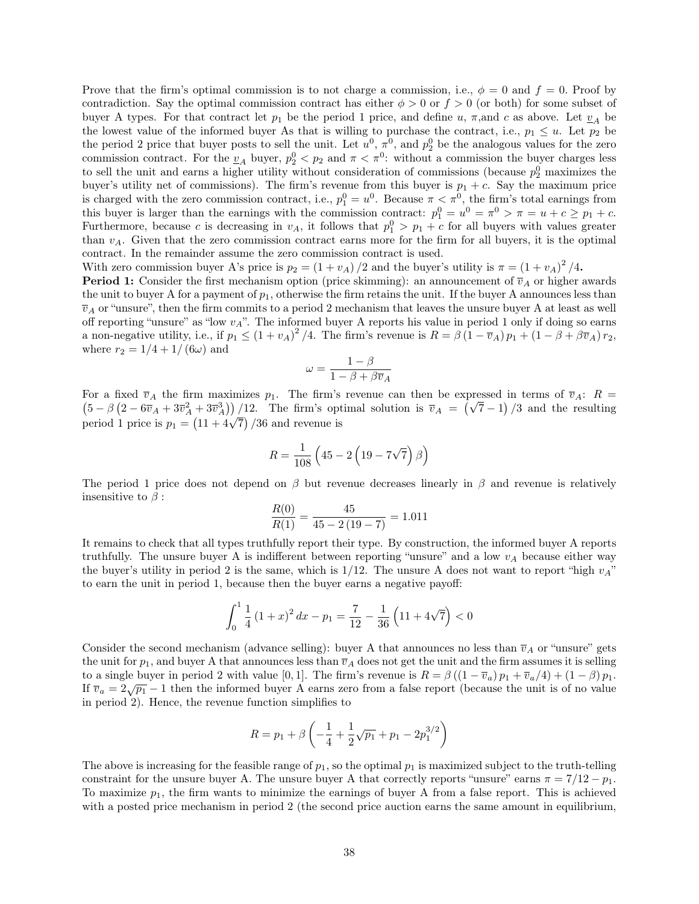Prove that the firm's optimal commission is to not charge a commission, i.e., $\phi = 0$ and $f = 0$. Proof by contradiction. Say the optimal commission contract has either $\phi > 0$ or $f > 0$ (or both) for some subset of buyer A types. For that contract let $p_1$ be the period 1 price, and define $u$, $\pi$,and $c$ as above. Let $\underline{v}_A$ be the lowest value of the informed buyer As that is willing to purchase the contract, i.e., $p_1 \leq u$. Let $p_2$ be the period 2 price that buyer posts to sell the unit. Let $u^0$, $\pi^0$, and $p_2^0$ be the analogous values for the zero commission contract. For the $\underline{v}_A$ buyer, $p_2^0 < p_2$ and $\pi < \pi^0$: without a commission the buyer charges less to sell the unit and earns a higher utility without consideration of commissions (because $p_2^0$ maximizes the buyer's utility net of commissions). The firm's revenue from this buyer is $p_1 + c$. Say the maximum price is charged with the zero commission contract, i.e., $p_1^0 = u^0$. Because $\pi < \pi^0$, the firm's total earnings from this buyer is larger than the earnings with the commission contract: $p_1^0 = u^0 = \pi^0 > \pi = u + c \geq p_1 + c$. Furthermore, because $c$ is decreasing in $v_A$, it follows that $p_1^0 > p_1 + c$ for all buyers with values greater than $v_A$. Given that the zero commission contract earns more for the firm for all buyers, it is the optimal contract. In the remainder assume the zero commission contract is used.

With zero commission buyer A's price is $p_2 = (1 + v_A)/2$ and the buyer's utility is $\pi = (1 + v_A)^2/4$.

**Period 1:** Consider the first mechanism option (price skimming): an announcement of $\overline{v}_A$ or higher awards the unit to buyer A for a payment of $p_1$, otherwise the firm retains the unit. If the buyer A announces less than $\overline{v}_A$ or "unsure", then the firm commits to a period 2 mechanism that leaves the unsure buyer A at least as well off reporting "unsure" as "low $v_A$". The informed buyer A reports his value in period 1 only if doing so earns a non-negative utility, i.e., if $p_1 \leq (1 + v_A)^2/4$. The firm's revenue is $R = \beta(1 - \overline{v}_A)p_1 + (1 - \beta + \beta\overline{v}_A)r_2$, where $r_2 = 1/4 + 1/(6\omega)$ and

$$\omega = \frac{1 - \beta}{1 - \beta + \beta\overline{v}_A}$$

For a fixed $\overline{v}_A$ the firm maximizes $p_1$. The firm's revenue can then be expressed in terms of $\overline{v}_A$: $R = \left(5 - \beta\left(2 - 6\overline{v}_A + 3\overline{v}_A^2 + 3\overline{v}_A^3\right)\right)/12$. The firm's optimal solution is $\overline{v}_A = \left(\sqrt{7} - 1\right)/3$ and the resulting period 1 price is $p_1 = \left(11 + 4\sqrt{7}\right)/36$ and revenue is

$$R = \frac{1}{108}\left(45 - 2\left(19 - 7\sqrt{7}\right)\beta\right)$$

The period 1 price does not depend on $\beta$ but revenue decreases linearly in $\beta$ and revenue is relatively insensitive to $\beta$ :

$$\frac{R(0)}{R(1)} = \frac{45}{45 - 2(19 - 7)} = 1.011$$

It remains to check that all types truthfully report their type. By construction, the informed buyer A reports truthfully. The unsure buyer A is indifferent between reporting "unsure" and a low $v_A$ because either way the buyer's utility in period 2 is the same, which is $1/12$. The unsure A does not want to report "high $v_A$" to earn the unit in period 1, because then the buyer earns a negative payoff:

$$\int_0^1 \frac{1}{4}(1 + x)^2\,dx - p_1 = \frac{7}{12} - \frac{1}{36}\left(11 + 4\sqrt{7}\right) < 0$$

Consider the second mechanism (advance selling): buyer A that announces no less than $\overline{v}_A$ or "unsure" gets the unit for $p_1$, and buyer A that announces less than $\overline{v}_A$ does not get the unit and the firm assumes it is selling to a single buyer in period 2 with value $[0, 1]$. The firm's revenue is $R = \beta\left((1 - \overline{v}_a)p_1 + \overline{v}_a/4\right) + (1 - \beta)p_1$. If $\overline{v}_a = 2\sqrt{p_1} - 1$ then the informed buyer A earns zero from a false report (because the unit is of no value in period 2). Hence, the revenue function simplifies to

$$R = p_1 + \beta\left(-\frac{1}{4} + \frac{1}{2}\sqrt{p_1} + p_1 - 2p_1^{3/2}\right)$$

The above is increasing for the feasible range of $p_1$, so the optimal $p_1$ is maximized subject to the truth-telling constraint for the unsure buyer A. The unsure buyer A that correctly reports "unsure" earns $\pi = 7/12 - p_1$. To maximize $p_1$, the firm wants to minimize the earnings of buyer A from a false report. This is achieved with a posted price mechanism in period 2 (the second price auction earns the same amount in equilibrium,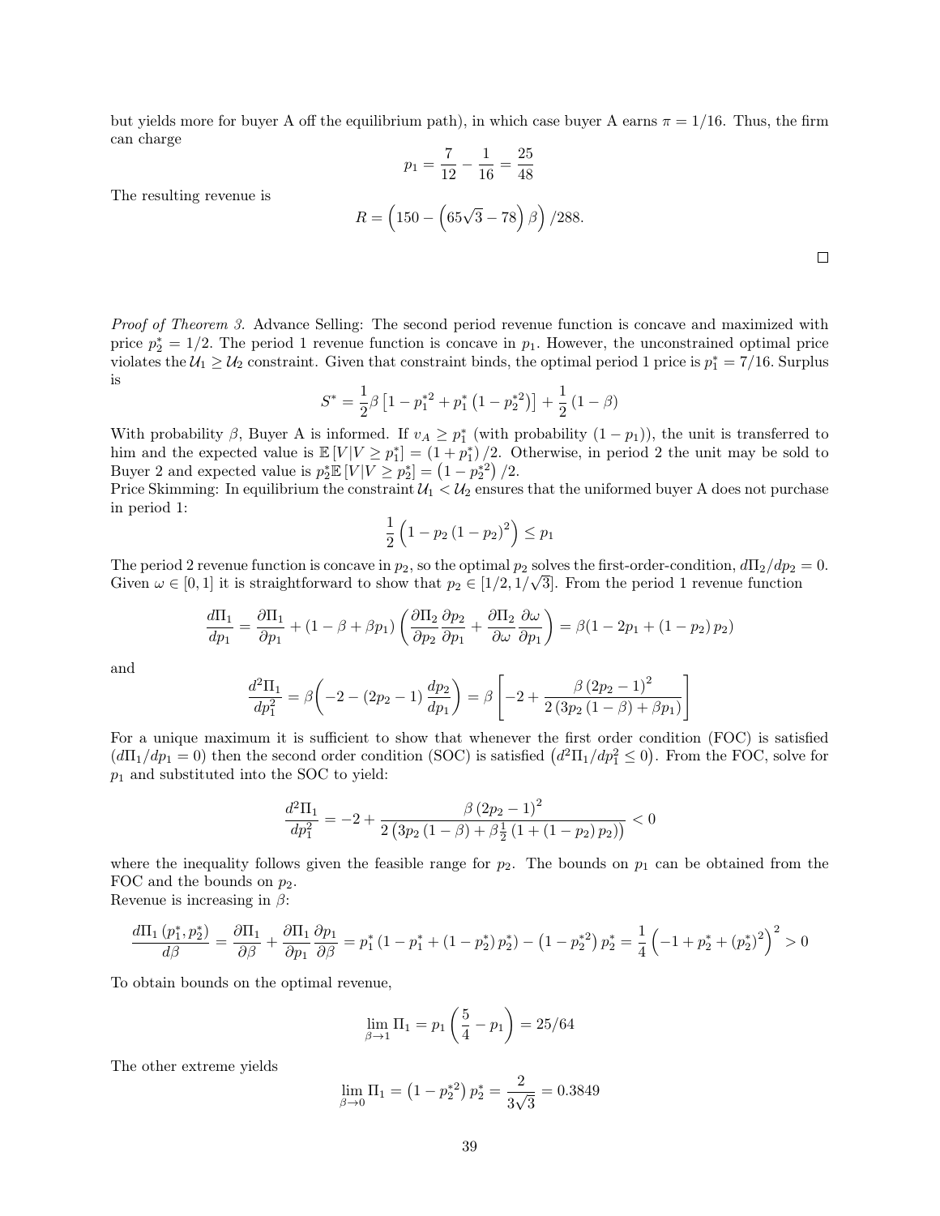but yields more for buyer A off the equilibrium path), in which case buyer A earns $\pi = 1/16$. Thus, the firm can charge

$$p_1 = \frac{7}{12} - \frac{1}{16} = \frac{25}{48}$$

The resulting revenue is

$$R = \left(150 - \left(65\sqrt{3} - 78\right)\beta\right)/288.$$

□

*Proof of Theorem 3.* Advance Selling: The second period revenue function is concave and maximized with price $p_2^* = 1/2$. The period 1 revenue function is concave in $p_1$. However, the unconstrained optimal price violates the $\mathcal{U}_1 \geq \mathcal{U}_2$ constraint. Given that constraint binds, the optimal period 1 price is $p_1^* = 7/16$. Surplus is

$$S^* = \frac{1}{2}\beta\left[1 - p_1^{*2} + p_1^*\left(1 - p_2^{*2}\right)\right] + \frac{1}{2}\left(1 - \beta\right)$$

With probability $\beta$, Buyer A is informed. If $v_A \geq p_1^*$ (with probability $(1 - p_1)$), the unit is transferred to him and the expected value is $\mathbb{E}\left[V|V \geq p_1^*\right] = \left(1 + p_1^*\right)/2$. Otherwise, in period 2 the unit may be sold to Buyer 2 and expected value is $p_2^*\mathbb{E}\left[V|V \geq p_2^*\right] = \left(1 - p_2^{*2}\right)/2$.
Price Skimming: In equilibrium the constraint $\mathcal{U}_1 < \mathcal{U}_2$ ensures that the uformed buyer A does not purchase in period 1:

$$\frac{1}{2}\left(1 - p_2\left(1 - p_2\right)^2\right) \leq p_1$$

The period 2 revenue function is concave in $p_2$, so the optimal $p_2$ solves the first-order-condition, $d\Pi_2/dp_2 = 0$. Given $\omega \in [0, 1]$ it is straightforward to show that $p_2 \in [1/2, 1/\sqrt{3}]$. From the period 1 revenue function

$$\frac{d\Pi_1}{dp_1} = \frac{\partial \Pi_1}{\partial p_1} + \left(1 - \beta + \beta p_1\right)\left(\frac{\partial \Pi_2}{\partial p_2}\frac{\partial p_2}{\partial p_1} + \frac{\partial \Pi_2}{\partial \omega}\frac{\partial \omega}{\partial p_1}\right) = \beta(1 - 2p_1 + \left(1 - p_2\right)p_2)$$

and

$$\frac{d^2\Pi_1}{dp_1^2} = \beta\left(-2 - \left(2p_2 - 1\right)\frac{dp_2}{dp_1}\right) = \beta\left[-2 + \frac{\beta\left(2p_2 - 1\right)^2}{2\left(3p_2\left(1 - \beta\right) + \beta p_1\right)}\right]$$

For a unique maximum it is sufficient to show that whenever the first order condition (FOC) is satisfied ($d\Pi_1/dp_1 = 0$) then the second order condition (SOC) is satisfied $\left(d^2\Pi_1/dp_1^2 \leq 0\right)$. From the FOC, solve for $p_1$ and substituted into the SOC to yield:

$$\frac{d^2\Pi_1}{dp_1^2} = -2 + \frac{\beta\left(2p_2 - 1\right)^2}{2\left(3p_2\left(1 - \beta\right) + \beta\frac{1}{2}\left(1 + \left(1 - p_2\right)p_2\right)\right)} < 0$$

where the inequality follows given the feasible range for $p_2$. The bounds on $p_1$ can be obtained from the FOC and the bounds on $p_2$.
Revenue is increasing in $\beta$:

$$\frac{d\Pi_1\left(p_1^*, p_2^*\right)}{d\beta} = \frac{\partial \Pi_1}{\partial \beta} + \frac{\partial \Pi_1}{\partial p_1}\frac{\partial p_1}{\partial \beta} = p_1^*\left(1 - p_1^* + \left(1 - p_2^*\right)p_2^*\right) - \left(1 - p_2^{*2}\right)p_2^* = \frac{1}{4}\left(-1 + p_2^* + \left(p_2^*\right)^2\right)^2 > 0$$

To obtain bounds on the optimal revenue,

$$\lim_{\beta \to 1} \Pi_1 = p_1\left(\frac{5}{4} - p_1\right) = 25/64$$

The other extreme yields

$$\lim_{\beta \to 0} \Pi_1 = \left(1 - p_2^{*2}\right)p_2^* = \frac{2}{3\sqrt{3}} = 0.3849$$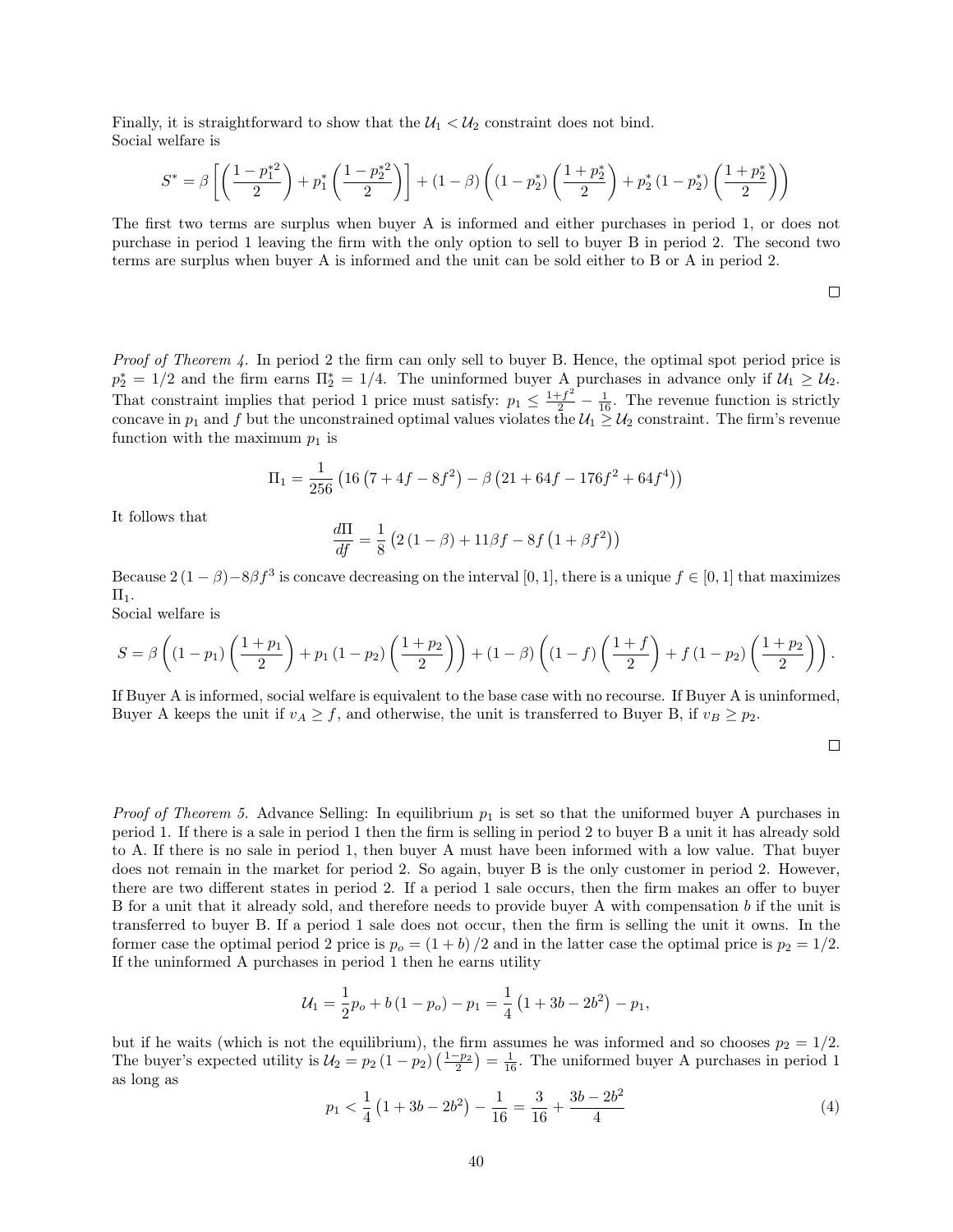Finally, it is straightforward to show that the $\mathcal{U}_1 < \mathcal{U}_2$ constraint does not bind.
Social welfare is

$$S^* = \beta\left[\left(\frac{1-p_1^{*2}}{2}\right) + p_1^*\left(\frac{1-p_2^{*2}}{2}\right)\right] + (1-\beta)\left((1-p_2^*)\left(\frac{1+p_2^*}{2}\right) + p_2^*(1-p_2^*)\left(\frac{1+p_2^*}{2}\right)\right)$$

The first two terms are surplus when buyer A is informed and either purchases in period 1, or does not purchase in period 1 leaving the firm with the only option to sell to buyer B in period 2. The second two terms are surplus when buyer A is informed and the unit can be sold either to B or A in period 2.

□

*Proof of Theorem 4.* In period 2 the firm can only sell to buyer B. Hence, the optimal spot period price is $p_2^* = 1/2$ and the firm earns $\Pi_2^* = 1/4$. The uninformed buyer A purchases in advance only if $\mathcal{U}_1 \geq \mathcal{U}_2$. That constraint implies that period 1 price must satisfy: $p_1 \leq \frac{1+f^2}{2} - \frac{1}{16}$. The revenue function is strictly concave in $p_1$ and $f$ but the unconstrained optimal values violates the $\mathcal{U}_1 \geq \mathcal{U}_2$ constraint. The firm's revenue function with the maximum $p_1$ is

$$\Pi_1 = \frac{1}{256}\left(16\left(7+4f-8f^2\right) - \beta\left(21+64f-176f^2+64f^4\right)\right)$$

It follows that

$$\frac{d\Pi}{df} = \frac{1}{8}\left(2(1-\beta) + 11\beta f - 8f\left(1+\beta f^2\right)\right)$$

Because $2(1-\beta) - 8\beta f^3$ is concave decreasing on the interval $[0,1]$, there is a unique $f \in [0,1]$ that maximizes $\Pi_1$.
Social welfare is

$$S = \beta\left((1-p_1)\left(\frac{1+p_1}{2}\right) + p_1(1-p_2)\left(\frac{1+p_2}{2}\right)\right) + (1-\beta)\left((1-f)\left(\frac{1+f}{2}\right) + f(1-p_2)\left(\frac{1+p_2}{2}\right)\right).$$

If Buyer A is informed, social welfare is equivalent to the base case with no recourse. If Buyer A is uninformed, Buyer A keeps the unit if $v_A \geq f$, and otherwise, the unit is transferred to Buyer B, if $v_B \geq p_2$.

□

*Proof of Theorem 5.* Advance Selling: In equilibrium $p_1$ is set so that the uniformed buyer A purchases in period 1. If there is a sale in period 1 then the firm is selling in period 2 to buyer B a unit it has already sold to A. If there is no sale in period 1, then buyer A must have been informed with a low value. That buyer does not remain in the market for period 2. So again, buyer B is the only customer in period 2. However, there are two different states in period 2. If a period 1 sale occurs, then the firm makes an offer to buyer B for a unit that it already sold, and therefore needs to provide buyer A with compensation $b$ if the unit is transferred to buyer B. If a period 1 sale does not occur, then the firm is selling the unit it owns. In the former case the optimal period 2 price is $p_o = (1+b)/2$ and in the latter case the optimal price is $p_2 = 1/2$. If the uninformed A purchases in period 1 then he earns utility

$$\mathcal{U}_1 = \frac{1}{2}p_o + b(1-p_o) - p_1 = \frac{1}{4}\left(1+3b-2b^2\right) - p_1,$$

but if he waits (which is not the equilibrium), the firm assumes he was informed and so chooses $p_2 = 1/2$. The buyer's expected utility is $\mathcal{U}_2 = p_2(1-p_2)\left(\frac{1-p_2}{2}\right) = \frac{1}{16}$. The uniformed buyer A purchases in period 1 as long as

$$p_1 < \frac{1}{4}\left(1+3b-2b^2\right) - \frac{1}{16} = \frac{3}{16} + \frac{3b-2b^2}{4} \tag{4}$$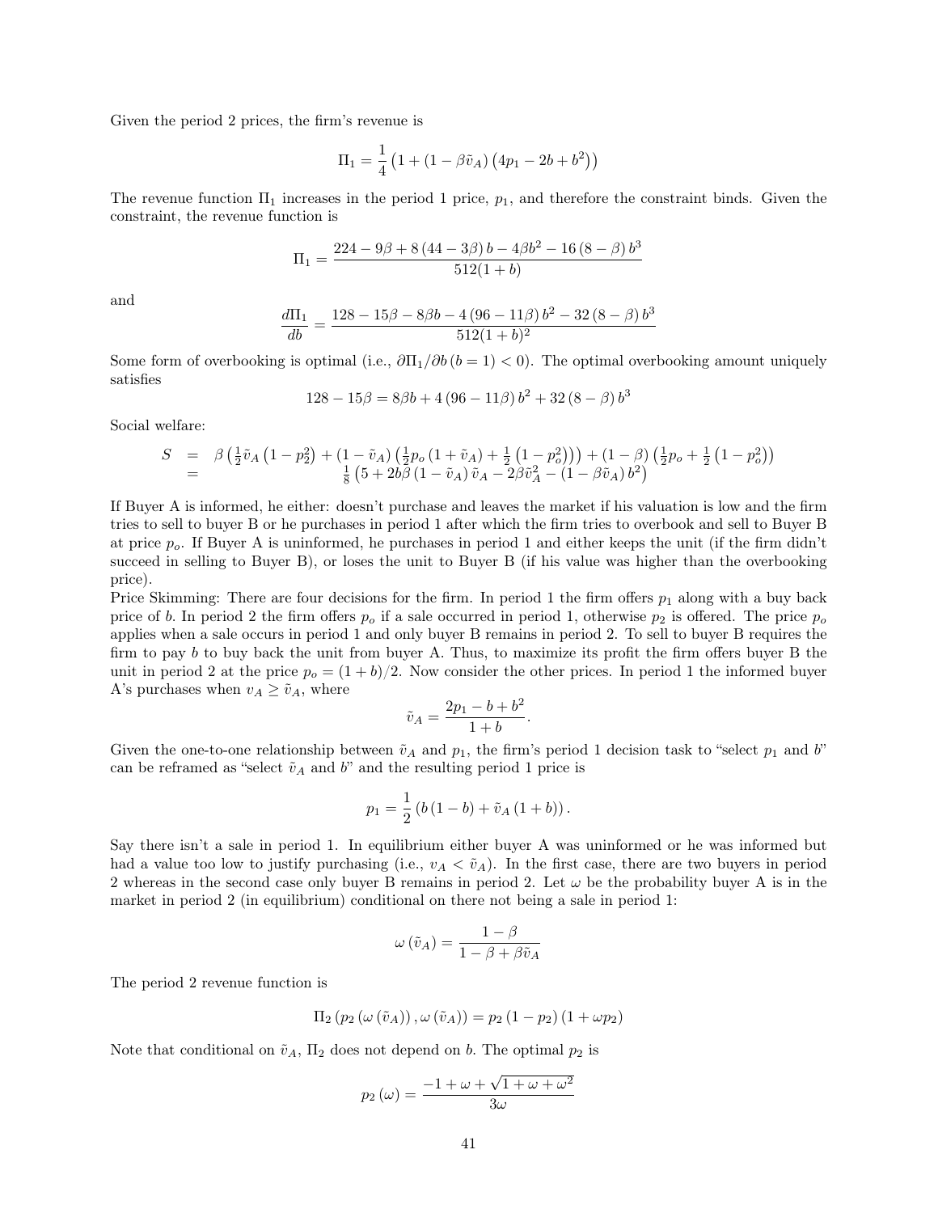Given the period 2 prices, the firm's revenue is

$$\Pi_1 = \frac{1}{4}\left(1 + (1 - \beta\tilde{v}_A)\left(4p_1 - 2b + b^2\right)\right)$$

The revenue function $\Pi_1$ increases in the period 1 price, $p_1$, and therefore the constraint binds. Given the constraint, the revenue function is

$$\Pi_1 = \frac{224 - 9\beta + 8\,(44 - 3\beta)\,b - 4\beta b^2 - 16\,(8 - \beta)\,b^3}{512(1 + b)}$$

and

$$\frac{d\Pi_1}{db} = \frac{128 - 15\beta - 8\beta b - 4\,(96 - 11\beta)\,b^2 - 32\,(8 - \beta)\,b^3}{512(1 + b)^2}$$

Some form of overbooking is optimal (i.e., $\partial\Pi_1/\partial b\,(b = 1) < 0$). The optimal overbooking amount uniquely satisfies

$$128 - 15\beta = 8\beta b + 4\,(96 - 11\beta)\,b^2 + 32\,(8 - \beta)\,b^3$$

Social welfare:

$$\begin{aligned} S &= \beta\left(\tfrac{1}{2}\tilde{v}_A\left(1 - p_2^2\right) + (1 - \tilde{v}_A)\left(\tfrac{1}{2}p_o\left(1 + \tilde{v}_A\right) + \tfrac{1}{2}\left(1 - p_o^2\right)\right)\right) + (1 - \beta)\left(\tfrac{1}{2}p_o + \tfrac{1}{2}\left(1 - p_o^2\right)\right) \\ &= \tfrac{1}{8}\left(5 + 2b\beta\left(1 - \tilde{v}_A\right)\tilde{v}_A - 2\beta\tilde{v}_A^2 - \left(1 - \beta\tilde{v}_A\right)b^2\right) \end{aligned}$$

If Buyer A is informed, he either: doesn't purchase and leaves the market if his valuation is low and the firm tries to sell to buyer B or he purchases in period 1 after which the firm tries to overbook and sell to Buyer B at price $p_o$. If Buyer A is uninformed, he purchases in period 1 and either keeps the unit (if the firm didn't succeed in selling to Buyer B), or loses the unit to Buyer B (if his value was higher than the overbooking price).

Price Skimming: There are four decisions for the firm. In period 1 the firm offers $p_1$ along with a buy back price of $b$. In period 2 the firm offers $p_o$ if a sale occurred in period 1, otherwise $p_2$ is offered. The price $p_o$ applies when a sale occurs in period 1 and only buyer B remains in period 2. To sell to buyer B requires the firm to pay $b$ to buy back the unit from buyer A. Thus, to maximize its profit the firm offers buyer B the unit in period 2 at the price $p_o = (1 + b)/2$. Now consider the other prices. In period 1 the informed buyer A's purchases when $v_A \geq \tilde{v}_A$, where

$$\tilde{v}_A = \frac{2p_1 - b + b^2}{1 + b}.$$

Given the one-to-one relationship between $\tilde{v}_A$ and $p_1$, the firm's period 1 decision task to "select $p_1$ and $b$" can be reframed as "select $\tilde{v}_A$ and $b$" and the resulting period 1 price is

$$p_1 = \frac{1}{2}\left(b\,(1 - b) + \tilde{v}_A\,(1 + b)\right).$$

Say there isn't a sale in period 1. In equilibrium either buyer A was uninformed or he was informed but had a value too low to justify purchasing (i.e., $v_A < \tilde{v}_A$). In the first case, there are two buyers in period 2 whereas in the second case only buyer B remains in period 2. Let $\omega$ be the probability buyer A is in the market in period 2 (in equilibrium) conditional on there not being a sale in period 1:

$$\omega\left(\tilde{v}_A\right) = \frac{1 - \beta}{1 - \beta + \beta\tilde{v}_A}$$

The period 2 revenue function is

$$\Pi_2\left(p_2\left(\omega\left(\tilde{v}_A\right)\right), \omega\left(\tilde{v}_A\right)\right) = p_2\left(1 - p_2\right)\left(1 + \omega p_2\right)$$

Note that conditional on $\tilde{v}_A$, $\Pi_2$ does not depend on $b$. The optimal $p_2$ is

$$p_2\left(\omega\right) = \frac{-1 + \omega + \sqrt{1 + \omega + \omega^2}}{3\omega}$$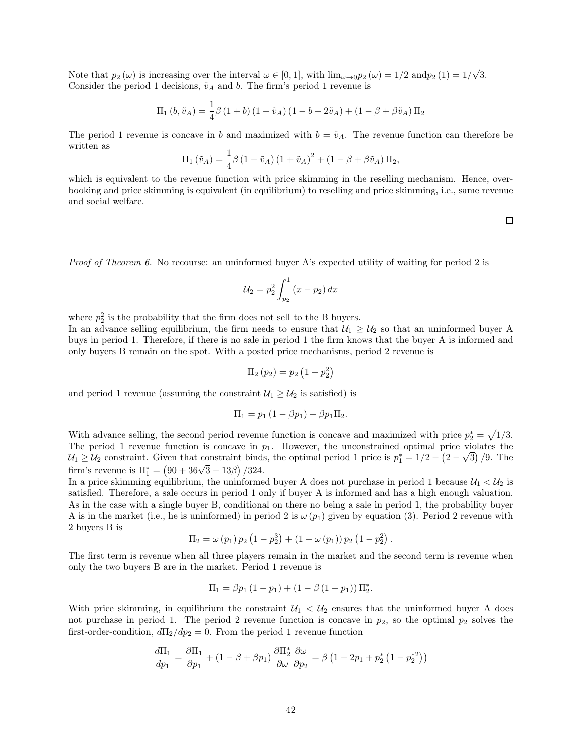Note that $p_2(\omega)$ is increasing over the interval $\omega \in [0,1]$, with $\lim_{\omega \to 0} p_2(\omega) = 1/2$ and$p_2(1) = 1/\sqrt{3}$. Consider the period 1 decisions, $\tilde{v}_A$ and $b$. The firm's period 1 revenue is

$$\Pi_1(b, \tilde{v}_A) = \frac{1}{4}\beta(1+b)(1-\tilde{v}_A)(1-b+2\tilde{v}_A) + (1-\beta+\beta\tilde{v}_A)\Pi_2$$

The period 1 revenue is concave in $b$ and maximized with $b = \tilde{v}_A$. The revenue function can therefore be written as

$$\Pi_1(\tilde{v}_A) = \frac{1}{4}\beta(1-\tilde{v}_A)(1+\tilde{v}_A)^2 + (1-\beta+\beta\tilde{v}_A)\Pi_2,$$

which is equivalent to the revenue function with price skimming in the reselling mechanism. Hence, overbooking and price skimming is equivalent (in equilibrium) to reselling and price skimming, i.e., same revenue and social welfare.

□

*Proof of Theorem 6.* No recourse: an uninformed buyer A's expected utility of waiting for period 2 is

$$\mathcal{U}_2 = p_2^2 \int_{p_2}^{1} (x - p_2)\, dx$$

where $p_2^2$ is the probability that the firm does not sell to the B buyers.
In an advance selling equilibrium, the firm needs to ensure that $\mathcal{U}_1 \geq \mathcal{U}_2$ so that an uninformed buyer A buys in period 1. Therefore, if there is no sale in period 1 the firm knows that the buyer A is informed and only buyers B remain on the spot. With a posted price mechanisms, period 2 revenue is

$$\Pi_2(p_2) = p_2\left(1 - p_2^2\right)$$

and period 1 revenue (assuming the constraint $\mathcal{U}_1 \geq \mathcal{U}_2$ is satisfied) is

$$\Pi_1 = p_1(1 - \beta p_1) + \beta p_1 \Pi_2.$$

With advance selling, the second period revenue function is concave and maximized with price $p_2^* = \sqrt{1/3}$. The period 1 revenue function is concave in $p_1$. However, the unconstrained optimal price violates the $\mathcal{U}_1 \geq \mathcal{U}_2$ constraint. Given that constraint binds, the optimal period 1 price is $p_1^* = 1/2 - \left(2 - \sqrt{3}\right)/9$. The firm's revenue is $\Pi_1^* = \left(90 + 36\sqrt{3} - 13\beta\right)/324$.
In a price skimming equilibrium, the uninformed buyer A does not purchase in period 1 because $\mathcal{U}_1 < \mathcal{U}_2$ is satisfied. Therefore, a sale occurs in period 1 only if buyer A is informed and has a high enough valuation. As in the case with a single buyer B, conditional on there no being a sale in period 1, the probability buyer A is in the market (i.e., he is uninformed) in period 2 is $\omega(p_1)$ given by equation (3). Period 2 revenue with 2 buyers B is

$$\Pi_2 = \omega(p_1)\, p_2\left(1 - p_2^3\right) + (1 - \omega(p_1))\, p_2\left(1 - p_2^2\right).$$

The first term is revenue when all three players remain in the market and the second term is revenue when only the two buyers B are in the market. Period 1 revenue is

$$\Pi_1 = \beta p_1(1 - p_1) + (1 - \beta(1 - p_1))\,\Pi_2^*.$$

With price skimming, in equilibrium the constraint $\mathcal{U}_1 < \mathcal{U}_2$ ensures that the uninformed buyer A does not purchase in period 1. The period 2 revenue function is concave in $p_2$, so the optimal $p_2$ solves the first-order-condition, $d\Pi_2/dp_2 = 0$. From the period 1 revenue function

$$\frac{d\Pi_1}{dp_1} = \frac{\partial \Pi_1}{\partial p_1} + (1 - \beta + \beta p_1)\frac{\partial \Pi_2^*}{\partial \omega}\frac{\partial \omega}{\partial p_2} = \beta\left(1 - 2p_1 + p_2^*\left(1 - p_2^{*2}\right)\right)$$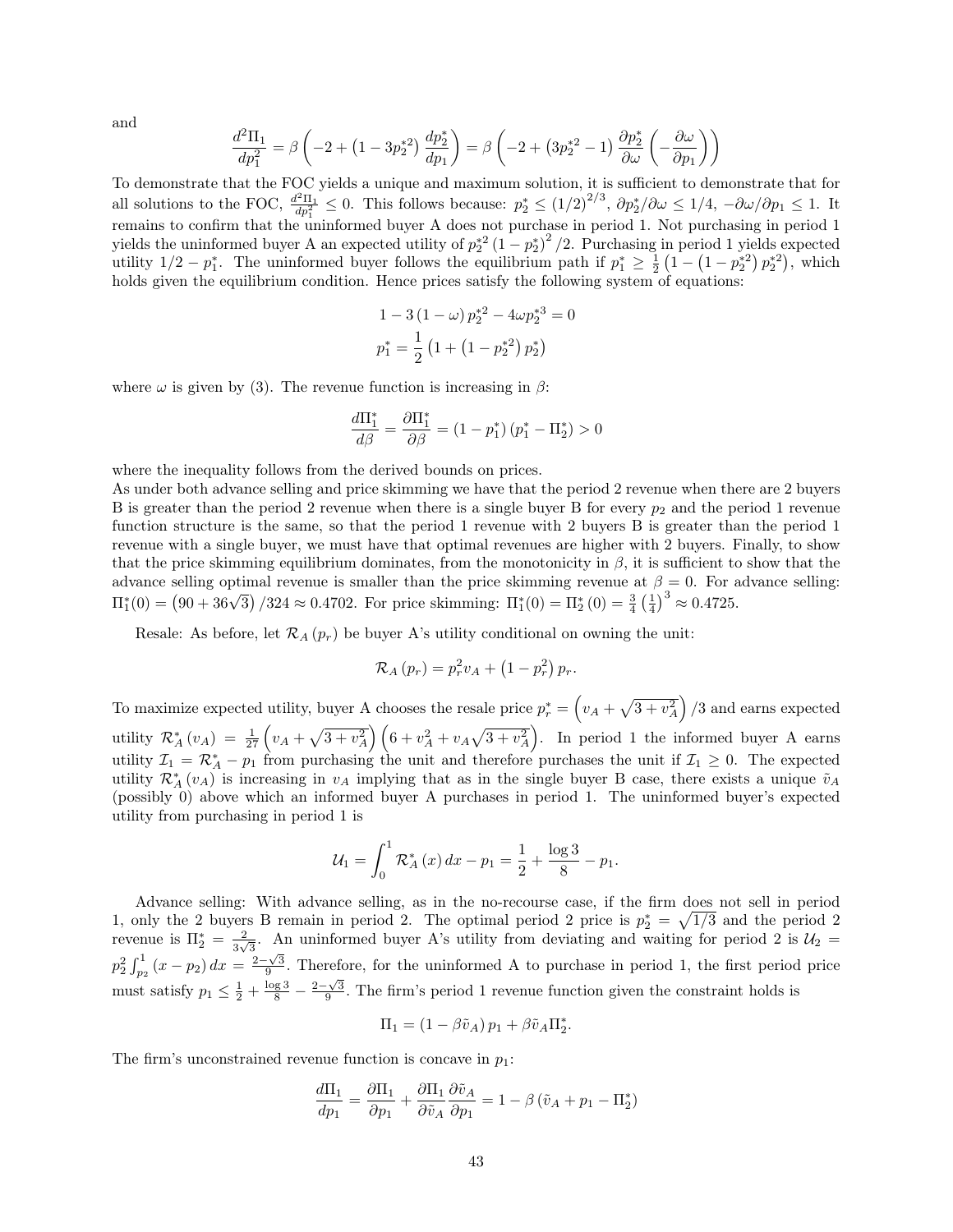and

$$\frac{d^2\Pi_1}{dp_1^2} = \beta\left(-2 + \left(1 - 3p_2^{*2}\right)\frac{dp_2^*}{dp_1}\right) = \beta\left(-2 + \left(3p_2^{*2} - 1\right)\frac{\partial p_2^*}{\partial \omega}\left(-\frac{\partial \omega}{\partial p_1}\right)\right)$$

To demonstrate that the FOC yields a unique and maximum solution, it is sufficient to demonstrate that for all solutions to the FOC, $\frac{d^2\Pi_1}{dp_1^2} \leq 0$. This follows because: $p_2^* \leq (1/2)^{2/3}$, $\partial p_2^*/\partial\omega \leq 1/4$, $-\partial\omega/\partial p_1 \leq 1$. It remains to confirm that the uninformed buyer A does not purchase in period 1. Not purchasing in period 1 yields the uninformed buyer A an expected utility of $p_2^{*2}\left(1 - p_2^*\right)^2/2$. Purchasing in period 1 yields expected utility $1/2 - p_1^*$. The uninformed buyer follows the equilibrium path if $p_1^* \geq \frac{1}{2}\left(1 - \left(1 - p_2^{*2}\right)p_2^{*2}\right)$, which holds given the equilibrium condition. Hence prices satisfy the following system of equations:

$$1 - 3\left(1 - \omega\right)p_2^{*2} - 4\omega p_2^{*3} = 0$$

$$p_1^* = \frac{1}{2}\left(1 + \left(1 - p_2^{*2}\right)p_2^*\right)$$

where $\omega$ is given by (3). The revenue function is increasing in $\beta$:

$$\frac{d\Pi_1^*}{d\beta} = \frac{\partial \Pi_1^*}{\partial \beta} = \left(1 - p_1^*\right)\left(p_1^* - \Pi_2^*\right) > 0$$

where the inequality follows from the derived bounds on prices.

As under both advance selling and price skimming we have that the period 2 revenue when there are 2 buyers B is greater than the period 2 revenue when there is a single buyer B for every $p_2$ and the period 1 revenue function structure is the same, so that the period 1 revenue with 2 buyers B is greater than the period 1 revenue with a single buyer, we must have that optimal revenues are higher with 2 buyers. Finally, to show that the price skimming equilibrium dominates, from the monotonicity in $\beta$, it is sufficient to show that the advance selling optimal revenue is smaller than the price skimming revenue at $\beta = 0$. For advance selling: $\Pi_1^*(0) = \left(90 + 36\sqrt{3}\right)/324 \approx 0.4702$. For price skimming: $\Pi_1^*(0) = \Pi_2^*(0) = \frac{3}{4}\left(\frac{1}{4}\right)^3 \approx 0.4725$.

Resale: As before, let $\mathcal{R}_A(p_r)$ be buyer A's utility conditional on owning the unit:

$$\mathcal{R}_A(p_r) = p_r^2 v_A + \left(1 - p_r^2\right)p_r.$$

To maximize expected utility, buyer A chooses the resale price $p_r^* = \left(v_A + \sqrt{3 + v_A^2}\right)/3$ and earns expected utility $\mathcal{R}_A^*(v_A) = \frac{1}{27}\left(v_A + \sqrt{3 + v_A^2}\right)\left(6 + v_A^2 + v_A\sqrt{3 + v_A^2}\right)$. In period 1 the informed buyer A earns utility $\mathcal{I}_1 = \mathcal{R}_A^* - p_1$ from purchasing the unit and therefore purchases the unit if $\mathcal{I}_1 \geq 0$. The expected utility $\mathcal{R}_A^*(v_A)$ is increasing in $v_A$ implying that as in the single buyer B case, there exists a unique $\tilde{v}_A$ (possibly 0) above which an informed buyer A purchases in period 1. The uninformed buyer's expected utility from purchasing in period 1 is

$$\mathcal{U}_1 = \int_0^1 \mathcal{R}_A^*(x)\,dx - p_1 = \frac{1}{2} + \frac{\log 3}{8} - p_1.$$

Advance selling: With advance selling, as in the no-recourse case, if the firm does not sell in period 1, only the 2 buyers B remain in period 2. The optimal period 2 price is $p_2^* = \sqrt{1/3}$ and the period 2 revenue is $\Pi_2^* = \frac{2}{3\sqrt{3}}$. An uninformed buyer A's utility from deviating and waiting for period 2 is $\mathcal{U}_2 = p_2^2\int_{p_2}^1 (x - p_2)\,dx = \frac{2-\sqrt{3}}{9}$. Therefore, for the uninformed A to purchase in period 1, the first period price must satisfy $p_1 \leq \frac{1}{2} + \frac{\log 3}{8} - \frac{2-\sqrt{3}}{9}$. The firm's period 1 revenue function given the constraint holds is

$$\Pi_1 = \left(1 - \beta\tilde{v}_A\right)p_1 + \beta\tilde{v}_A\Pi_2^*.$$

The firm's unconstrained revenue function is concave in $p_1$:

$$\frac{d\Pi_1}{dp_1} = \frac{\partial \Pi_1}{\partial p_1} + \frac{\partial \Pi_1}{\partial \tilde{v}_A}\frac{\partial \tilde{v}_A}{\partial p_1} = 1 - \beta\left(\tilde{v}_A + p_1 - \Pi_2^*\right)$$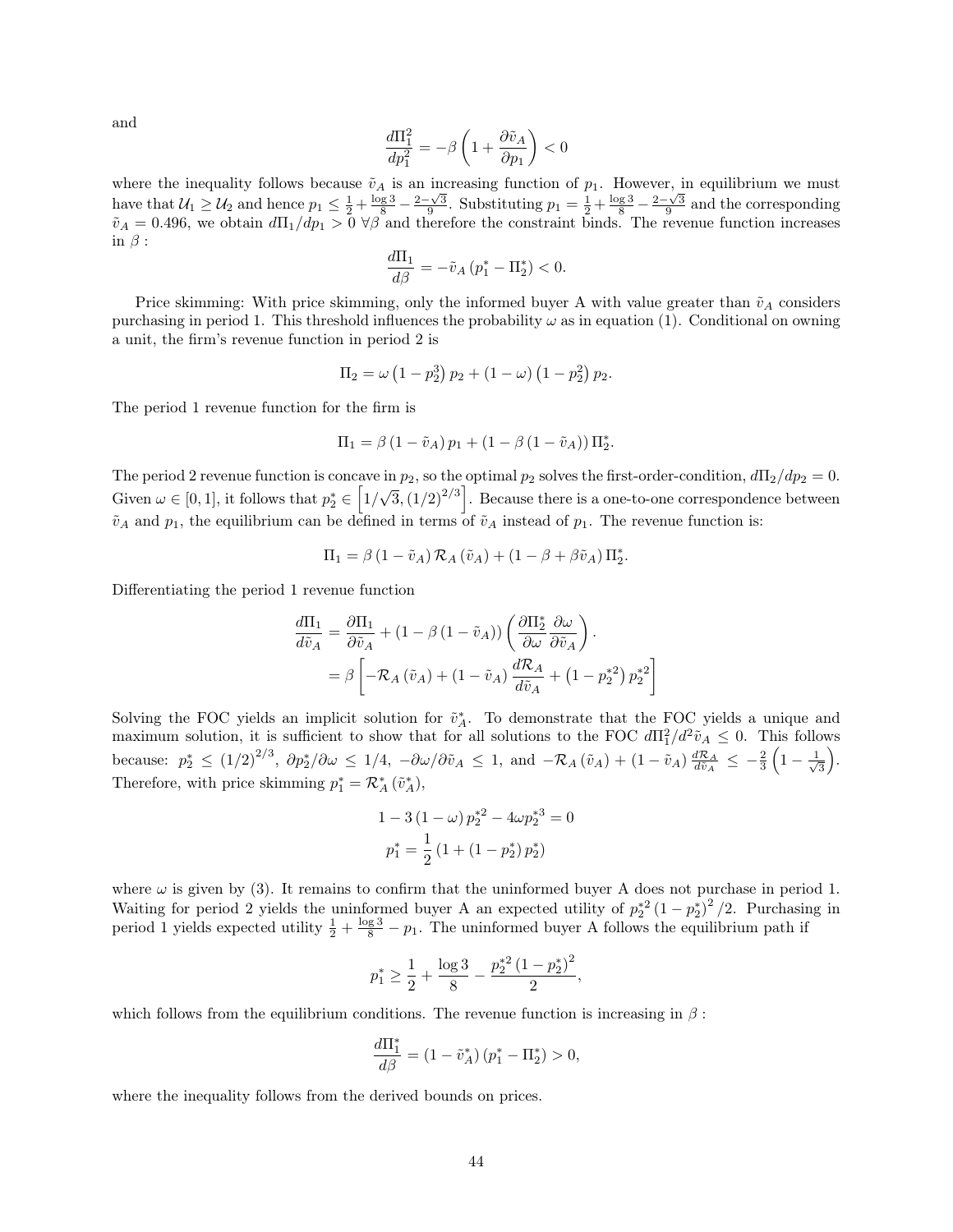and

$$\frac{d\Pi_1^2}{dp_1^2} = -\beta\left(1+\frac{\partial \tilde{v}_A}{\partial p_1}\right) < 0$$

where the inequality follows because $\tilde{v}_A$ is an increasing function of $p_1$. However, in equilibrium we must have that $\mathcal{U}_1 \geq \mathcal{U}_2$ and hence $p_1 \leq \frac{1}{2}+\frac{\log 3}{8}-\frac{2-\sqrt{3}}{9}$. Substituting $p_1 = \frac{1}{2}+\frac{\log 3}{8}-\frac{2-\sqrt{3}}{9}$ and the corresponding $\tilde{v}_A = 0.496$, we obtain $d\Pi_1/dp_1 > 0\ \forall \beta$ and therefore the constraint binds. The revenue function increases in $\beta$ :

$$\frac{d\Pi_1}{d\beta} = -\tilde{v}_A\left(p_1^* - \Pi_2^*\right) < 0.$$

Price skimming: With price skimming, only the informed buyer A with value greater than $\tilde{v}_A$ considers purchasing in period 1. This threshold influences the probability $\omega$ as in equation (1). Conditional on owning a unit, the firm's revenue function in period 2 is

$$\Pi_2 = \omega\left(1-p_2^3\right)p_2 + (1-\omega)\left(1-p_2^2\right)p_2.$$

The period 1 revenue function for the firm is

$$\Pi_1 = \beta\left(1-\tilde{v}_A\right)p_1 + \left(1-\beta\left(1-\tilde{v}_A\right)\right)\Pi_2^*.$$

The period 2 revenue function is concave in $p_2$, so the optimal $p_2$ solves the first-order-condition, $d\Pi_2/dp_2 = 0$. Given $\omega \in [0,1]$, it follows that $p_2^* \in \left[1/\sqrt{3}, (1/2)^{2/3}\right]$. Because there is a one-to-one correspondence between $\tilde{v}_A$ and $p_1$, the equilibrium can be defined in terms of $\tilde{v}_A$ instead of $p_1$. The revenue function is:

$$\Pi_1 = \beta\left(1-\tilde{v}_A\right)\mathcal{R}_A\left(\tilde{v}_A\right) + \left(1-\beta+\beta\tilde{v}_A\right)\Pi_2^*.$$

Differentiating the period 1 revenue function

$$\begin{aligned}
\frac{d\Pi_1}{d\tilde{v}_A} &= \frac{\partial \Pi_1}{\partial \tilde{v}_A} + \left(1-\beta\left(1-\tilde{v}_A\right)\right)\left(\frac{\partial \Pi_2^*}{\partial \omega}\frac{\partial \omega}{\partial \tilde{v}_A}\right). \\
&= \beta\left[-\mathcal{R}_A\left(\tilde{v}_A\right) + \left(1-\tilde{v}_A\right)\frac{d\mathcal{R}_A}{d\tilde{v}_A} + \left(1-p_2^{*2}\right)p_2^{*2}\right]
\end{aligned}$$

Solving the FOC yields an implicit solution for $\tilde{v}_A^*$. To demonstrate that the FOC yields a unique and maximum solution, it is sufficient to show that for all solutions to the FOC $d\Pi_1^2/d^2\tilde{v}_A \leq 0$. This follows because: $p_2^* \leq (1/2)^{2/3}$, $\partial p_2^*/\partial\omega \leq 1/4$, $-\partial\omega/\partial\tilde{v}_A \leq 1$, and $-\mathcal{R}_A\left(\tilde{v}_A\right) + \left(1-\tilde{v}_A\right)\frac{d\mathcal{R}_A}{d\tilde{v}_A} \leq -\frac{2}{3}\left(1-\frac{1}{\sqrt{3}}\right)$. Therefore, with price skimming $p_1^* = \mathcal{R}_A^*\left(\tilde{v}_A^*\right)$,

$$\begin{aligned}
1-3\left(1-\omega\right)p_2^{*2} - 4\omega p_2^{*3} &= 0 \\
p_1^* &= \frac{1}{2}\left(1+\left(1-p_2^*\right)p_2^*\right)
\end{aligned}$$

where $\omega$ is given by (3). It remains to confirm that the uninformed buyer A does not purchase in period 1. Waiting for period 2 yields the uninformed buyer A an expected utility of $p_2^{*2}\left(1-p_2^*\right)^2/2$. Purchasing in period 1 yields expected utility $\frac{1}{2}+\frac{\log 3}{8}-p_1$. The uninformed buyer A follows the equilibrium path if

$$p_1^* \geq \frac{1}{2}+\frac{\log 3}{8}-\frac{p_2^{*2}\left(1-p_2^*\right)^2}{2},$$

which follows from the equilibrium conditions. The revenue function is increasing in $\beta$ :

$$\frac{d\Pi_1^*}{d\beta} = \left(1-\tilde{v}_A^*\right)\left(p_1^* - \Pi_2^*\right) > 0,$$

where the inequality follows from the derived bounds on prices.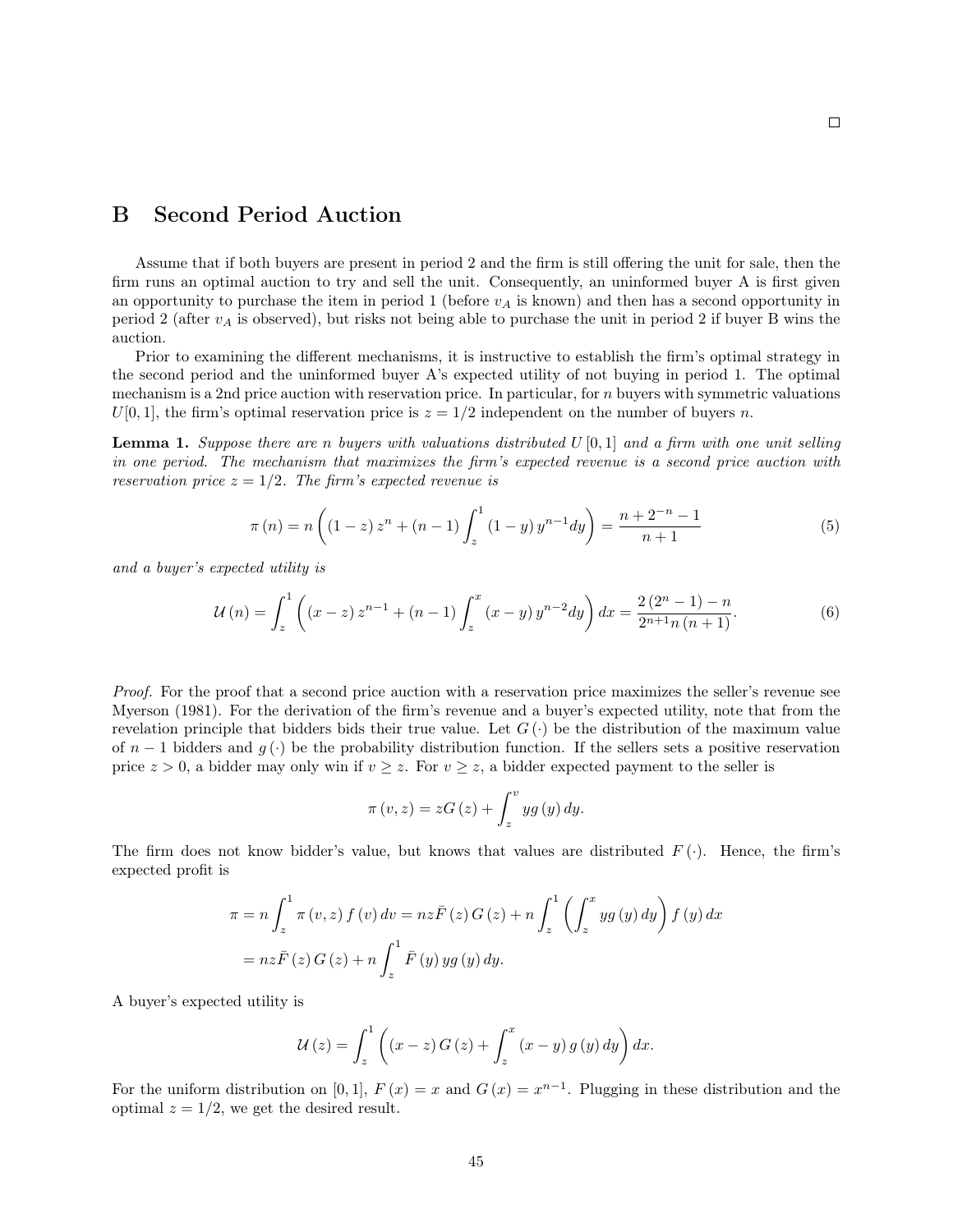□

## B Second Period Auction

Assume that if both buyers are present in period 2 and the firm is still offering the unit for sale, then the firm runs an optimal auction to try and sell the unit. Consequently, an uninformed buyer A is first given an opportunity to purchase the item in period 1 (before $v_A$ is known) and then has a second opportunity in period 2 (after $v_A$ is observed), but risks not being able to purchase the unit in period 2 if buyer B wins the auction.

Prior to examining the different mechanisms, it is instructive to establish the firm's optimal strategy in the second period and the uninformed buyer A's expected utility of not buying in period 1. The optimal mechanism is a 2nd price auction with reservation price. In particular, for $n$ buyers with symmetric valuations $U[0,1]$, the firm's optimal reservation price is $z = 1/2$ independent on the number of buyers $n$.

**Lemma 1.** *Suppose there are $n$ buyers with valuations distributed $U[0,1]$ and a firm with one unit selling in one period. The mechanism that maximizes the firm's expected revenue is a second price auction with reservation price $z = 1/2$. The firm's expected revenue is*

$$\pi(n) = n\left((1-z)z^n + (n-1)\int_z^1 (1-y)y^{n-1}dy\right) = \frac{n + 2^{-n} - 1}{n+1} \tag{5}$$

*and a buyer's expected utility is*

$$\mathcal{U}(n) = \int_z^1 \left((x-z)z^{n-1} + (n-1)\int_z^x (x-y)y^{n-2}dy\right)dx = \frac{2(2^n-1)-n}{2^{n+1}n(n+1)}. \tag{6}$$

*Proof.* For the proof that a second price auction with a reservation price maximizes the seller's revenue see Myerson (1981). For the derivation of the firm's revenue and a buyer's expected utility, note that from the revelation principle that bidders bids their true value. Let $G(\cdot)$ be the distribution of the maximum value of $n-1$ bidders and $g(\cdot)$ be the probability distribution function. If the sellers sets a positive reservation price $z > 0$, a bidder may only win if $v \geq z$. For $v \geq z$, a bidder expected payment to the seller is

$$\pi(v,z) = zG(z) + \int_z^v yg(y)\,dy.$$

The firm does not know bidder's value, but knows that values are distributed $F(\cdot)$. Hence, the firm's expected profit is

$$\begin{aligned}
\pi &= n\int_z^1 \pi(v,z)f(v)\,dv = nz\bar{F}(z)G(z) + n\int_z^1\left(\int_z^x yg(y)\,dy\right)f(y)\,dx \\
&= nz\bar{F}(z)G(z) + n\int_z^1 \bar{F}(y)yg(y)\,dy.
\end{aligned}$$

A buyer's expected utility is

$$\mathcal{U}(z) = \int_z^1\left((x-z)G(z) + \int_z^x (x-y)g(y)\,dy\right)dx.$$

For the uniform distribution on $[0,1]$, $F(x) = x$ and $G(x) = x^{n-1}$. Plugging in these distribution and the optimal $z = 1/2$, we get the desired result.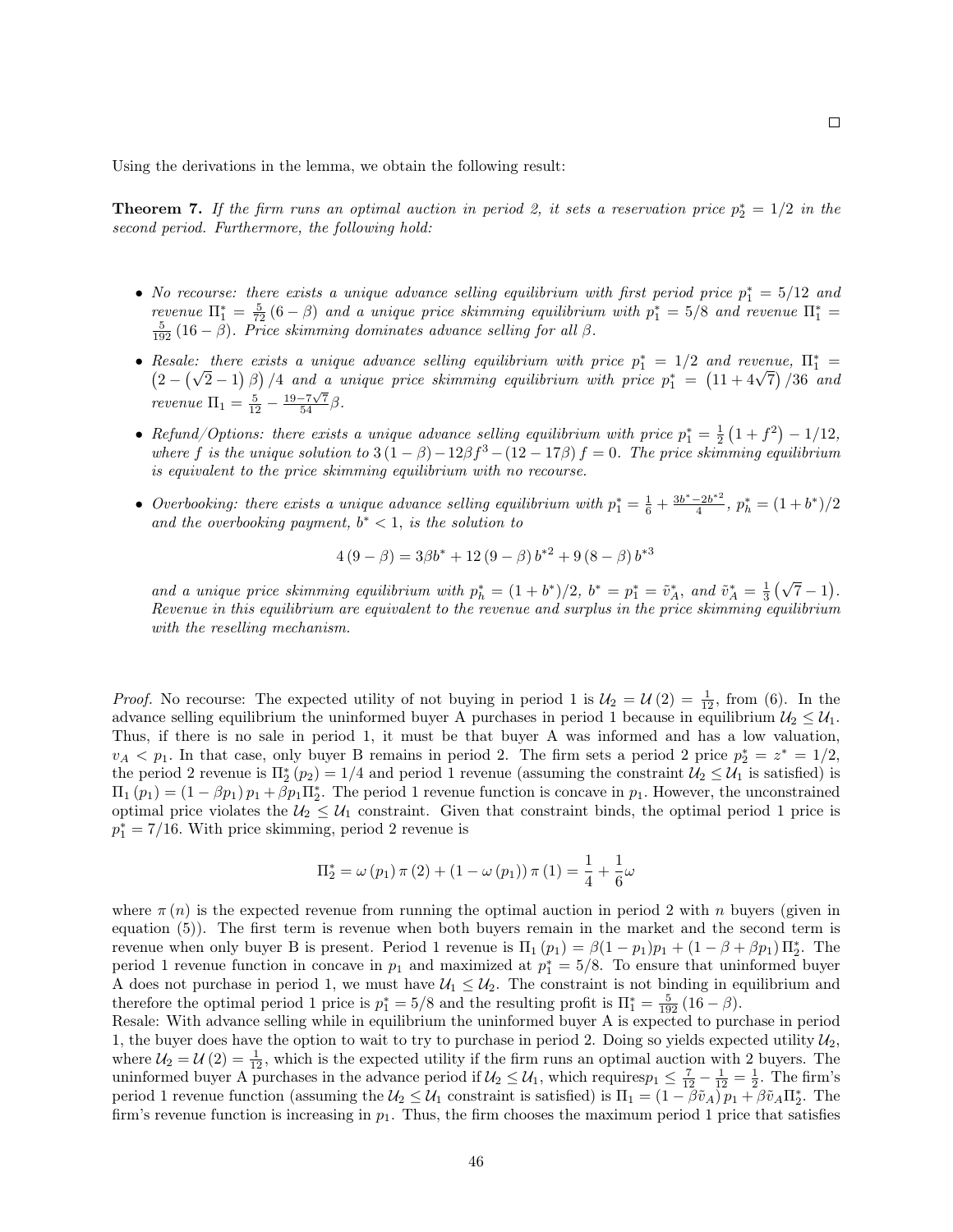□

Using the derivations in the lemma, we obtain the following result:

**Theorem 7.** *If the firm runs an optimal auction in period 2, it sets a reservation price $p_2^* = 1/2$ in the second period. Furthermore, the following hold:*

- *No recourse: there exists a unique advance selling equilibrium with first period price $p_1^* = 5/12$ and revenue $\Pi_1^* = \frac{5}{72}(6-\beta)$ and a unique price skimming equilibrium with $p_1^* = 5/8$ and revenue $\Pi_1^* = \frac{5}{192}(16-\beta)$. Price skimming dominates advance selling for all $\beta$.*
- *Resale: there exists a unique advance selling equilibrium with price $p_1^* = 1/2$ and revenue, $\Pi_1^* = \left(2-\left(\sqrt{2}-1\right)\beta\right)/4$ and a unique price skimming equilibrium with price $p_1^* = \left(11+4\sqrt{7}\right)/36$ and revenue $\Pi_1 = \frac{5}{12} - \frac{19-7\sqrt{7}}{54}\beta$.*
- *Refund/Options: there exists a unique advance selling equilibrium with price $p_1^* = \frac{1}{2}\left(1+f^2\right) - 1/12$, where $f$ is the unique solution to $3(1-\beta) - 12\beta f^3 - (12-17\beta)f = 0$. The price skimming equilibrium is equivalent to the price skimming equilibrium with no recourse.*
- *Overbooking: there exists a unique advance selling equilibrium with $p_1^* = \frac{1}{6} + \frac{3b^* - 2b^{*2}}{4}$, $p_h^* = (1+b^*)/2$ and the overbooking payment, $b^* < 1$, is the solution to*

$$4(9-\beta) = 3\beta b^* + 12(9-\beta)b^{*2} + 9(8-\beta)b^{*3}$$

*and a unique price skimming equilibrium with $p_h^* = (1+b^*)/2$, $b^* = p_1^* = \tilde{v}_A^*$, and $\tilde{v}_A^* = \frac{1}{3}\left(\sqrt{7}-1\right)$. Revenue in this equilibrium are equivalent to the revenue and surplus in the price skimming equilibrium with the reselling mechanism.*

*Proof.* No recourse: The expected utility of not buying in period 1 is $\mathcal{U}_2 = \mathcal{U}(2) = \frac{1}{12}$, from (6). In the advance selling equilibrium the uninformed buyer A purchases in period 1 because in equilibrium $\mathcal{U}_2 \leq \mathcal{U}_1$. Thus, if there is no sale in period 1, it must be that buyer A was informed and has a low valuation, $v_A < p_1$. In that case, only buyer B remains in period 2. The firm sets a period 2 price $p_2^* = z^* = 1/2$, the period 2 revenue is $\Pi_2^*(p_2) = 1/4$ and period 1 revenue (assuming the constraint $\mathcal{U}_2 \leq \mathcal{U}_1$ is satisfied) is $\Pi_1(p_1) = (1-\beta p_1)p_1 + \beta p_1 \Pi_2^*$. The period 1 revenue function is concave in $p_1$. However, the unconstrained optimal price violates the $\mathcal{U}_2 \leq \mathcal{U}_1$ constraint. Given that constraint binds, the optimal period 1 price is $p_1^* = 7/16$. With price skimming, period 2 revenue is

$$\Pi_2^* = \omega(p_1)\pi(2) + (1-\omega(p_1))\pi(1) = \frac{1}{4} + \frac{1}{6}\omega$$

where $\pi(n)$ is the expected revenue from running the optimal auction in period 2 with $n$ buyers (given in equation (5)). The first term is revenue when both buyers remain in the market and the second term is revenue when only buyer B is present. Period 1 revenue is $\Pi_1(p_1) = \beta(1-p_1)p_1 + (1-\beta+\beta p_1)\Pi_2^*$. The period 1 revenue function in concave in $p_1$ and maximized at $p_1^* = 5/8$. To ensure that uninformed buyer A does not purchase in period 1, we must have $\mathcal{U}_1 \leq \mathcal{U}_2$. The constraint is not binding in equilibrium and therefore the optimal period 1 price is $p_1^* = 5/8$ and the resulting profit is $\Pi_1^* = \frac{5}{192}(16-\beta)$.

Resale: With advance selling while in equilibrium the uninformed buyer A is expected to purchase in period 1, the buyer does have the option to wait to try to purchase in period 2. Doing so yields expected utility $\mathcal{U}_2$, where $\mathcal{U}_2 = \mathcal{U}(2) = \frac{1}{12}$, which is the expected utility if the firm runs an optimal auction with 2 buyers. The uninformed buyer A purchases in the advance period if $\mathcal{U}_2 \leq \mathcal{U}_1$, which requires$p_1 \leq \frac{7}{12} - \frac{1}{12} = \frac{1}{2}$. The firm's period 1 revenue function (assuming the $\mathcal{U}_2 \leq \mathcal{U}_1$ constraint is satisfied) is $\Pi_1 = (1-\beta\tilde{v}_A)p_1 + \beta\tilde{v}_A\Pi_2^*$. The firm's revenue function is increasing in $p_1$. Thus, the firm chooses the maximum period 1 price that satisfies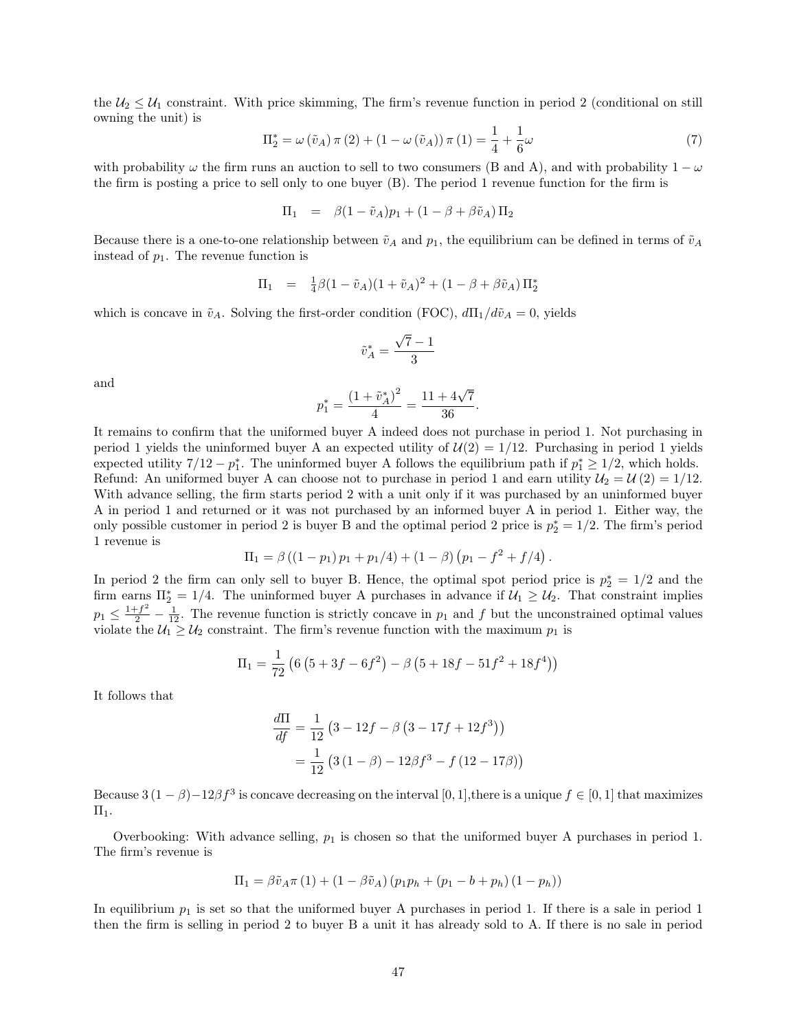the $\mathcal{U}_2 \leq \mathcal{U}_1$ constraint. With price skimming, The firm's revenue function in period 2 (conditional on still owning the unit) is

$$\Pi_2^* = \omega\left(\tilde{v}_A\right)\pi\left(2\right) + \left(1 - \omega\left(\tilde{v}_A\right)\right)\pi\left(1\right) = \frac{1}{4} + \frac{1}{6}\omega \tag{7}$$

with probability $\omega$ the firm runs an auction to sell to two consumers (B and A), and with probability $1 - \omega$ the firm is posting a price to sell only to one buyer (B). The period 1 revenue function for the firm is

$$\Pi_1 \quad = \quad \beta(1 - \tilde{v}_A)p_1 + (1 - \beta + \beta\tilde{v}_A)\,\Pi_2$$

Because there is a one-to-one relationship between $\tilde{v}_A$ and $p_1$, the equilibrium can be defined in terms of $\tilde{v}_A$ instead of $p_1$. The revenue function is

$$\Pi_1 \quad = \quad \tfrac{1}{4}\beta(1 - \tilde{v}_A)(1 + \tilde{v}_A)^2 + (1 - \beta + \beta\tilde{v}_A)\,\Pi_2^*$$

which is concave in $\tilde{v}_A$. Solving the first-order condition (FOC), $d\Pi_1/d\tilde{v}_A = 0$, yields

$$\tilde{v}_A^* = \frac{\sqrt{7} - 1}{3}$$

and

$$p_1^* = \frac{\left(1 + \tilde{v}_A^*\right)^2}{4} = \frac{11 + 4\sqrt{7}}{36}.$$

It remains to confirm that the uniformed buyer A indeed does not purchase in period 1. Not purchasing in period 1 yields the uninformed buyer A an expected utility of $\mathcal{U}(2) = 1/12$. Purchasing in period 1 yields expected utility $7/12 - p_1^*$. The uninformed buyer A follows the equilibrium path if $p_1^* \geq 1/2$, which holds.
Refund: An uniformed buyer A can choose not to purchase in period 1 and earn utility $\mathcal{U}_2 = \mathcal{U}\left(2\right) = 1/12$. With advance selling, the firm starts period 2 with a unit only if it was purchased by an uninformed buyer A in period 1 and returned or it was not purchased by an informed buyer A in period 1. Either way, the only possible customer in period 2 is buyer B and the optimal period 2 price is $p_2^* = 1/2$. The firm's period 1 revenue is

$$\Pi_1 = \beta\left((1 - p_1)\,p_1 + p_1/4\right) + (1 - \beta)\left(p_1 - f^2 + f/4\right).$$

In period 2 the firm can only sell to buyer B. Hence, the optimal spot period price is $p_2^* = 1/2$ and the firm earns $\Pi_2^* = 1/4$. The uninformed buyer A purchases in advance if $\mathcal{U}_1 \geq \mathcal{U}_2$. That constraint implies $p_1 \leq \frac{1+f^2}{2} - \frac{1}{12}$. The revenue function is strictly concave in $p_1$ and $f$ but the unconstrained optimal values violate the $\mathcal{U}_1 \geq \mathcal{U}_2$ constraint. The firm's revenue function with the maximum $p_1$ is

$$\Pi_1 = \frac{1}{72}\left(6\left(5 + 3f - 6f^2\right) - \beta\left(5 + 18f - 51f^2 + 18f^4\right)\right)$$

It follows that

$$\begin{aligned}\frac{d\Pi}{df} &= \frac{1}{12}\left(3 - 12f - \beta\left(3 - 17f + 12f^3\right)\right)\\ &= \frac{1}{12}\left(3\left(1 - \beta\right) - 12\beta f^3 - f\left(12 - 17\beta\right)\right)\end{aligned}$$

Because $3\left(1 - \beta\right) - 12\beta f^3$ is concave decreasing on the interval $[0, 1]$,there is a unique $f \in [0, 1]$ that maximizes $\Pi_1$.

Overbooking: With advance selling, $p_1$ is chosen so that the uniformed buyer A purchases in period 1. The firm's revenue is

$$\Pi_1 = \beta\tilde{v}_A\pi\left(1\right) + \left(1 - \beta\tilde{v}_A\right)\left(p_1 p_h + \left(p_1 - b + p_h\right)\left(1 - p_h\right)\right)$$

In equilibrium $p_1$ is set so that the uniformed buyer A purchases in period 1. If there is a sale in period 1 then the firm is selling in period 2 to buyer B a unit it has already sold to A. If there is no sale in period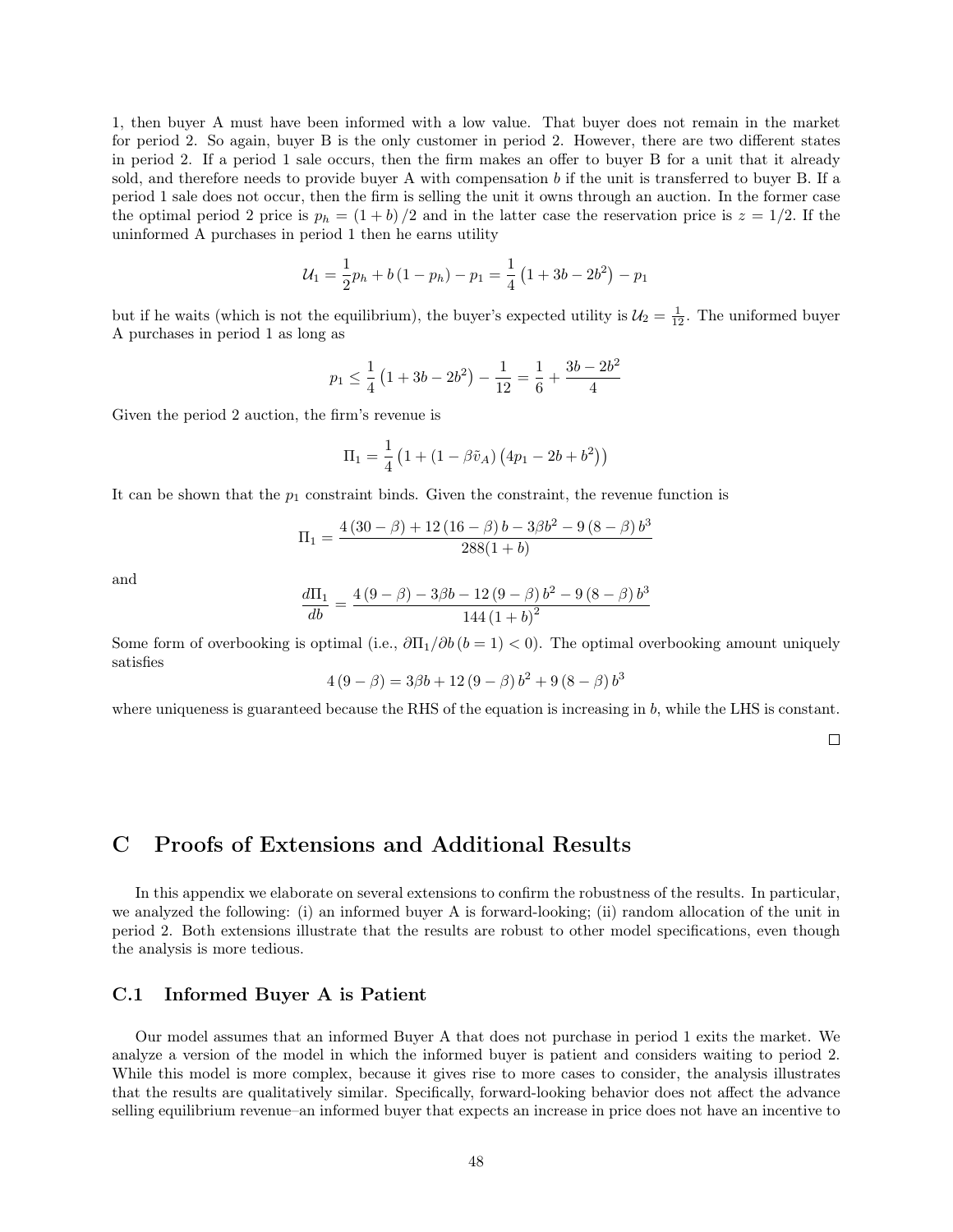1, then buyer A must have been informed with a low value. That buyer does not remain in the market for period 2. So again, buyer B is the only customer in period 2. However, there are two different states in period 2. If a period 1 sale occurs, then the firm makes an offer to buyer B for a unit that it already sold, and therefore needs to provide buyer A with compensation $b$ if the unit is transferred to buyer B. If a period 1 sale does not occur, then the firm is selling the unit it owns through an auction. In the former case the optimal period 2 price is $p_h = (1+b)/2$ and in the latter case the reservation price is $z = 1/2$. If the uninformed A purchases in period 1 then he earns utility

$$\mathcal{U}_1 = \frac{1}{2}p_h + b(1-p_h) - p_1 = \frac{1}{4}\left(1+3b-2b^2\right) - p_1$$

but if he waits (which is not the equilibrium), the buyer's expected utility is $\mathcal{U}_2 = \frac{1}{12}$. The uniformed buyer A purchases in period 1 as long as

$$p_1 \leq \frac{1}{4}\left(1+3b-2b^2\right) - \frac{1}{12} = \frac{1}{6} + \frac{3b-2b^2}{4}$$

Given the period 2 auction, the firm's revenue is

$$\Pi_1 = \frac{1}{4}\left(1 + (1-\beta\tilde{v}_A)\left(4p_1 - 2b + b^2\right)\right)$$

It can be shown that the $p_1$ constraint binds. Given the constraint, the revenue function is

$$\Pi_1 = \frac{4(30-\beta) + 12(16-\beta)b - 3\beta b^2 - 9(8-\beta)b^3}{288(1+b)}$$

and

$$\frac{d\Pi_1}{db} = \frac{4(9-\beta) - 3\beta b - 12(9-\beta)b^2 - 9(8-\beta)b^3}{144(1+b)^2}$$

Some form of overbooking is optimal (i.e., $\partial\Pi_1/\partial b\,(b=1) < 0$). The optimal overbooking amount uniquely satisfies

$$4(9-\beta) = 3\beta b + 12(9-\beta)b^2 + 9(8-\beta)b^3$$

where uniqueness is guaranteed because the RHS of the equation is increasing in $b$, while the LHS is constant.

□

# C Proofs of Extensions and Additional Results

In this appendix we elaborate on several extensions to confirm the robustness of the results. In particular, we analyzed the following: (i) an informed buyer A is forward-looking; (ii) random allocation of the unit in period 2. Both extensions illustrate that the results are robust to other model specifications, even though the analysis is more tedious.

## C.1 Informed Buyer A is Patient

Our model assumes that an informed Buyer A that does not purchase in period 1 exits the market. We analyze a version of the model in which the informed buyer is patient and considers waiting to period 2. While this model is more complex, because it gives rise to more cases to consider, the analysis illustrates that the results are qualitatively similar. Specifically, forward-looking behavior does not affect the advance selling equilibrium revenue–an informed buyer that expects an increase in price does not have an incentive to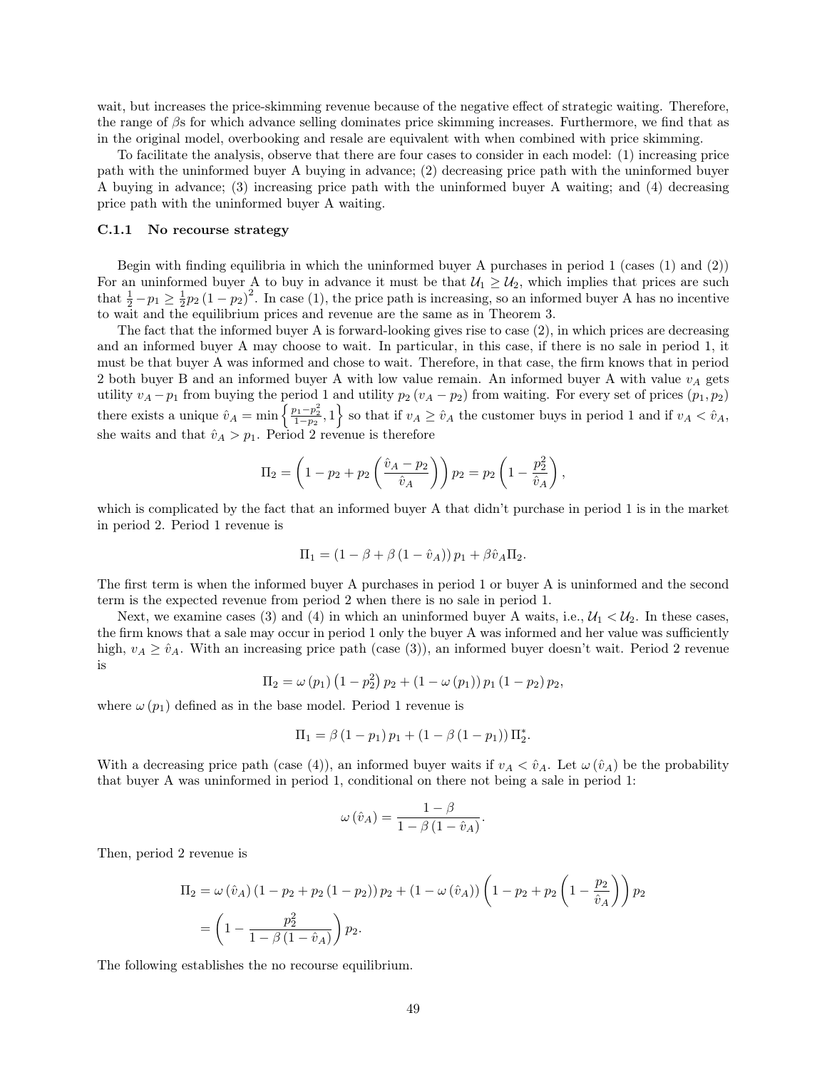wait, but increases the price-skimming revenue because of the negative effect of strategic waiting. Therefore, the range of $\beta$s for which advance selling dominates price skimming increases. Furthermore, we find that as in the original model, overbooking and resale are equivalent with when combined with price skimming.

To facilitate the analysis, observe that there are four cases to consider in each model: (1) increasing price path with the uninformed buyer A buying in advance; (2) decreasing price path with the uninformed buyer A buying in advance; (3) increasing price path with the uninformed buyer A waiting; and (4) decreasing price path with the uninformed buyer A waiting.

### C.1.1 No recourse strategy

Begin with finding equilibria in which the uninformed buyer A purchases in period 1 (cases (1) and (2)) For an uninformed buyer A to buy in advance it must be that $\mathcal{U}_1 \geq \mathcal{U}_2$, which implies that prices are such that $\frac{1}{2} - p_1 \geq \frac{1}{2} p_2 (1 - p_2)^2$. In case (1), the price path is increasing, so an informed buyer A has no incentive to wait and the equilibrium prices and revenue are the same as in Theorem 3.

The fact that the informed buyer A is forward-looking gives rise to case (2), in which prices are decreasing and an informed buyer A may choose to wait. In particular, in this case, if there is no sale in period 1, it must be that buyer A was informed and chose to wait. Therefore, in that case, the firm knows that in period 2 both buyer B and an informed buyer A with low value remain. An informed buyer A with value $v_A$ gets utility $v_A - p_1$ from buying the period 1 and utility $p_2 (v_A - p_2)$ from waiting. For every set of prices $(p_1, p_2)$ there exists a unique $\hat{v}_A = \min \left\{ \frac{p_1 - p_2^2}{1 - p_2}, 1 \right\}$ so that if $v_A \geq \hat{v}_A$ the customer buys in period 1 and if $v_A < \hat{v}_A$, she waits and that $\hat{v}_A > p_1$. Period 2 revenue is therefore

$$\Pi_2 = \left( 1 - p_2 + p_2 \left( \frac{\hat{v}_A - p_2}{\hat{v}_A} \right) \right) p_2 = p_2 \left( 1 - \frac{p_2^2}{\hat{v}_A} \right),$$

which is complicated by the fact that an informed buyer A that didn't purchase in period 1 is in the market in period 2. Period 1 revenue is

$$\Pi_1 = (1 - \beta + \beta (1 - \hat{v}_A)) p_1 + \beta \hat{v}_A \Pi_2.$$

The first term is when the informed buyer A purchases in period 1 or buyer A is uninformed and the second term is the expected revenue from period 2 when there is no sale in period 1.

Next, we examine cases (3) and (4) in which an uninformed buyer A waits, i.e., $\mathcal{U}_1 < \mathcal{U}_2$. In these cases, the firm knows that a sale may occur in period 1 only the buyer A was informed and her value was sufficiently high, $v_A \geq \hat{v}_A$. With an increasing price path (case (3)), an informed buyer doesn't wait. Period 2 revenue is

$$\Pi_2 = \omega (p_1) \left(1 - p_2^2\right) p_2 + (1 - \omega (p_1)) p_1 (1 - p_2) p_2,$$

where $\omega (p_1)$ defined as in the base model. Period 1 revenue is

$$\Pi_1 = \beta (1 - p_1) p_1 + (1 - \beta (1 - p_1)) \Pi_2^*.$$

With a decreasing price path (case (4)), an informed buyer waits if $v_A < \hat{v}_A$. Let $\omega (\hat{v}_A)$ be the probability that buyer A was uninformed in period 1, conditional on there not being a sale in period 1:

$$\omega (\hat{v}_A) = \frac{1 - \beta}{1 - \beta (1 - \hat{v}_A)}.$$

Then, period 2 revenue is

$$\begin{aligned}
\Pi_2 &= \omega (\hat{v}_A) (1 - p_2 + p_2 (1 - p_2)) p_2 + (1 - \omega (\hat{v}_A)) \left( 1 - p_2 + p_2 \left( 1 - \frac{p_2}{\hat{v}_A} \right) \right) p_2 \\
&= \left( 1 - \frac{p_2^2}{1 - \beta (1 - \hat{v}_A)} \right) p_2.
\end{aligned}$$

The following establishes the no recourse equilibrium.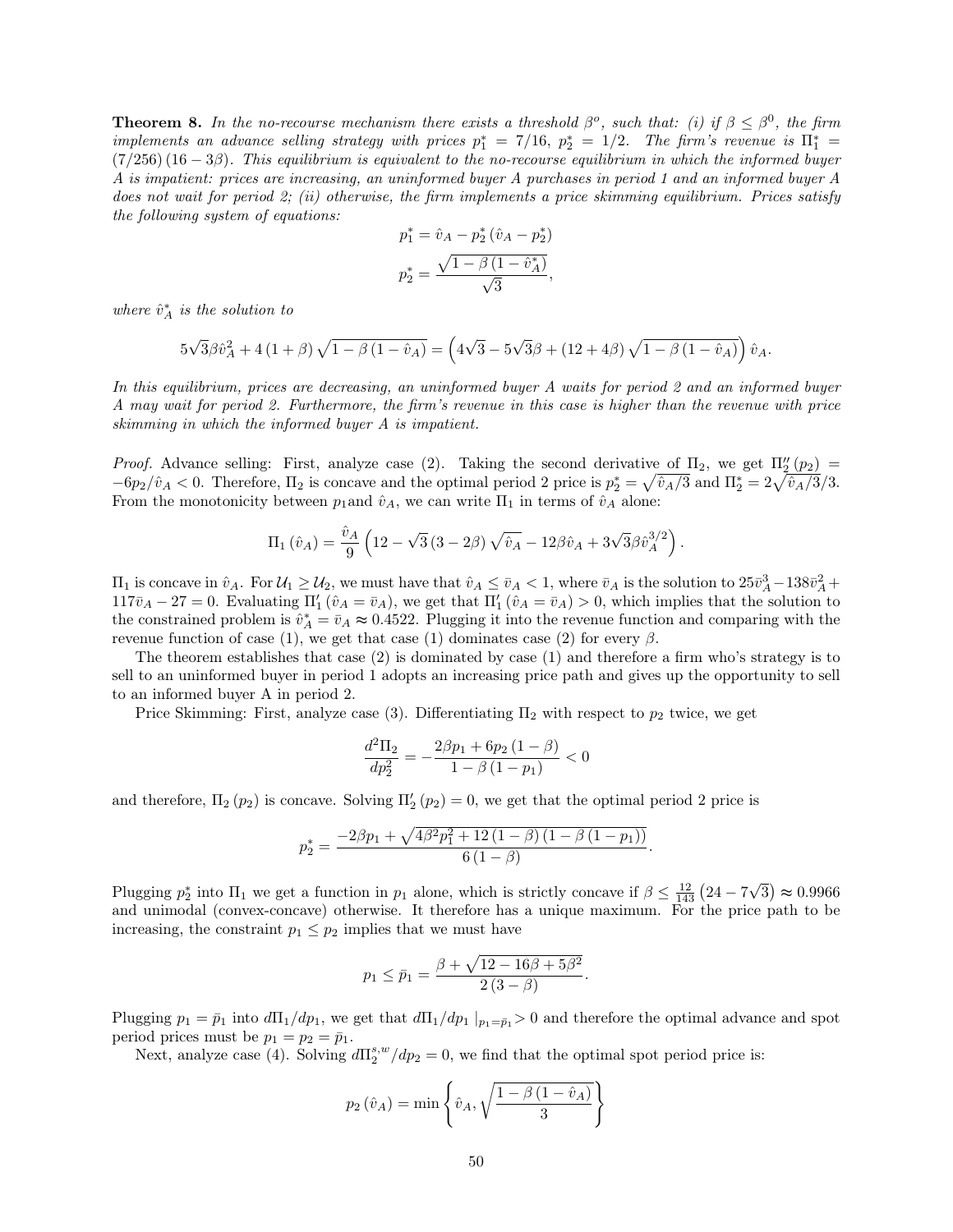**Theorem 8.** *In the no-recourse mechanism there exists a threshold $\beta^o$, such that: (i) if $\beta \leq \beta^0$, the firm implements an advance selling strategy with prices $p_1^* = 7/16$, $p_2^* = 1/2$. The firm's revenue is $\Pi_1^* = (7/256)(16 - 3\beta)$. This equilibrium is equivalent to the no-recourse equilibrium in which the informed buyer A is impatient: prices are increasing, an uninformed buyer A purchases in period 1 and an informed buyer A does not wait for period 2; (ii) otherwise, the firm implements a price skimming equilibrium. Prices satisfy the following system of equations:*

$$p_1^* = \hat{v}_A - p_2^* \left(\hat{v}_A - p_2^*\right)$$

$$p_2^* = \frac{\sqrt{1 - \beta\left(1 - \hat{v}_A^*\right)}}{\sqrt{3}},$$

*where $\hat{v}_A^*$ is the solution to*

$$5\sqrt{3}\beta\hat{v}_A^2 + 4(1+\beta)\sqrt{1 - \beta(1 - \hat{v}_A)} = \left(4\sqrt{3} - 5\sqrt{3}\beta + (12 + 4\beta)\sqrt{1 - \beta(1 - \hat{v}_A)}\right)\hat{v}_A.$$

*In this equilibrium, prices are decreasing, an uninformed buyer A waits for period 2 and an informed buyer A may wait for period 2. Furthermore, the firm's revenue in this case is higher than the revenue with price skimming in which the informed buyer A is impatient.*

*Proof.* Advance selling: First, analyze case (2). Taking the second derivative of $\Pi_2$, we get $\Pi_2''(p_2) = -6p_2/\hat{v}_A < 0$. Therefore, $\Pi_2$ is concave and the optimal period 2 price is $p_2^* = \sqrt{\hat{v}_A/3}$ and $\Pi_2^* = 2\sqrt{\hat{v}_A/3}/3$. From the monotonicity between $p_1$and $\hat{v}_A$, we can write $\Pi_1$ in terms of $\hat{v}_A$ alone:

$$\Pi_1(\hat{v}_A) = \frac{\hat{v}_A}{9}\left(12 - \sqrt{3}(3 - 2\beta)\sqrt{\hat{v}_A} - 12\beta\hat{v}_A + 3\sqrt{3}\beta\hat{v}_A^{3/2}\right).$$

$\Pi_1$ is concave in $\hat{v}_A$. For $\mathcal{U}_1 \geq \mathcal{U}_2$, we must have that $\hat{v}_A \leq \bar{v}_A < 1$, where $\bar{v}_A$ is the solution to $25\bar{v}_A^3 - 138\bar{v}_A^2 + 117\bar{v}_A - 27 = 0$. Evaluating $\Pi_1'(\hat{v}_A = \bar{v}_A)$, we get that $\Pi_1'(\hat{v}_A = \bar{v}_A) > 0$, which implies that the solution to the constrained problem is $\hat{v}_A^* = \bar{v}_A \approx 0.4522$. Plugging it into the revenue function and comparing with the revenue function of case (1), we get that case (1) dominates case (2) for every $\beta$.

The theorem establishes that case (2) is dominated by case (1) and therefore a firm who's strategy is to sell to an uninformed buyer in period 1 adopts an increasing price path and gives up the opportunity to sell to an informed buyer A in period 2.

Price Skimming: First, analyze case (3). Differentiating $\Pi_2$ with respect to $p_2$ twice, we get

$$\frac{d^2\Pi_2}{dp_2^2} = -\frac{2\beta p_1 + 6p_2(1-\beta)}{1 - \beta(1 - p_1)} < 0$$

and therefore, $\Pi_2(p_2)$ is concave. Solving $\Pi_2'(p_2) = 0$, we get that the optimal period 2 price is

$$p_2^* = \frac{-2\beta p_1 + \sqrt{4\beta^2 p_1^2 + 12(1-\beta)(1 - \beta(1 - p_1))}}{6(1-\beta)}.$$

Plugging $p_2^*$ into $\Pi_1$ we get a function in $p_1$ alone, which is strictly concave if $\beta \leq \frac{12}{143}\left(24 - 7\sqrt{3}\right) \approx 0.9966$ and unimodal (convex-concave) otherwise. It therefore has a unique maximum. For the price path to be increasing, the constraint $p_1 \leq p_2$ implies that we must have

$$p_1 \leq \bar{p}_1 = \frac{\beta + \sqrt{12 - 16\beta + 5\beta^2}}{2(3 - \beta)}.$$

Plugging $p_1 = \bar{p}_1$ into $d\Pi_1/dp_1$, we get that $d\Pi_1/dp_1 \mid_{p_1 = \bar{p}_1} > 0$ and therefore the optimal advance and spot period prices must be $p_1 = p_2 = \bar{p}_1$.

Next, analyze case (4). Solving $d\Pi_2^{s,w}/dp_2 = 0$, we find that the optimal spot period price is:

$$p_2(\hat{v}_A) = \min\left\{\hat{v}_A, \sqrt{\frac{1 - \beta(1 - \hat{v}_A)}{3}}\right\}$$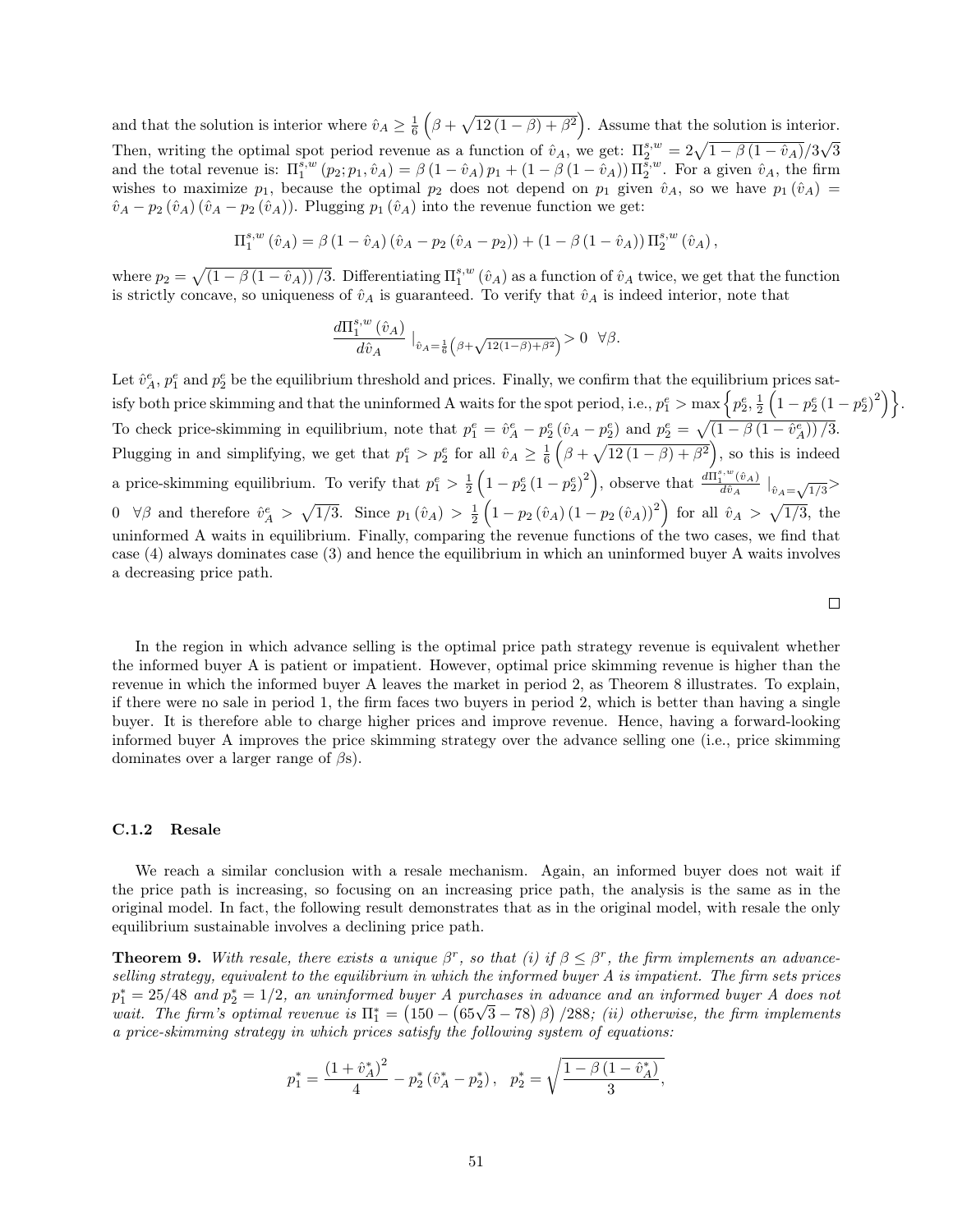and that the solution is interior where $\hat{v}_A \geq \frac{1}{6}\left(\beta + \sqrt{12(1-\beta)+\beta^2}\right)$. Assume that the solution is interior. Then, writing the optimal spot period revenue as a function of $\hat{v}_A$, we get: $\Pi_2^{s,w} = 2\sqrt{1-\beta(1-\hat{v}_A)}/3\sqrt{3}$ and the total revenue is: $\Pi_1^{s,w}(p_2; p_1, \hat{v}_A) = \beta(1-\hat{v}_A)p_1 + (1-\beta(1-\hat{v}_A))\Pi_2^{s,w}$. For a given $\hat{v}_A$, the firm wishes to maximize $p_1$, because the optimal $p_2$ does not depend on $p_1$ given $\hat{v}_A$, so we have $p_1(\hat{v}_A) = \hat{v}_A - p_2(\hat{v}_A)(\hat{v}_A - p_2(\hat{v}_A))$. Plugging $p_1(\hat{v}_A)$ into the revenue function we get:

$$\Pi_1^{s,w}(\hat{v}_A) = \beta(1-\hat{v}_A)(\hat{v}_A - p_2(\hat{v}_A - p_2)) + (1-\beta(1-\hat{v}_A))\Pi_2^{s,w}(\hat{v}_A),$$

where $p_2 = \sqrt{(1-\beta(1-\hat{v}_A))/3}$. Differentiating $\Pi_1^{s,w}(\hat{v}_A)$ as a function of $\hat{v}_A$ twice, we get that the function is strictly concave, so uniqueness of $\hat{v}_A$ is guaranteed. To verify that $\hat{v}_A$ is indeed interior, note that

$$\frac{d\Pi_1^{s,w}(\hat{v}_A)}{d\hat{v}_A}\Big|_{\hat{v}_A=\frac{1}{6}\left(\beta+\sqrt{12(1-\beta)+\beta^2}\right)} > 0 \quad \forall \beta.$$

Let $\hat{v}_A^e$, $p_1^e$ and $p_2^e$ be the equilibrium threshold and prices. Finally, we confirm that the equilibrium prices satisfy both price skimming and that the uninformed A waits for the spot period, i.e., $p_1^e > \max\left\{p_2^e, \frac{1}{2}\left(1 - p_2^e(1-p_2^e)^2\right)\right\}$. To check price-skimming in equilibrium, note that $p_1^e = \hat{v}_A^e - p_2^e(\hat{v}_A - p_2^e)$ and $p_2^e = \sqrt{(1-\beta(1-\hat{v}_A^e))/3}$. Plugging in and simplifying, we get that $p_1^e > p_2^e$ for all $\hat{v}_A \geq \frac{1}{6}\left(\beta + \sqrt{12(1-\beta)+\beta^2}\right)$, so this is indeed a price-skimming equilibrium. To verify that $p_1^e > \frac{1}{2}\left(1 - p_2^e(1-p_2^e)^2\right)$, observe that $\frac{d\Pi_1^{s,w}(\hat{v}_A)}{d\hat{v}_A}\big|_{\hat{v}_A=\sqrt{1/3}} > 0 \ \ \forall\beta$ and therefore $\hat{v}_A^e > \sqrt{1/3}$. Since $p_1(\hat{v}_A) > \frac{1}{2}\left(1 - p_2(\hat{v}_A)(1-p_2(\hat{v}_A))^2\right)$ for all $\hat{v}_A > \sqrt{1/3}$, the uninformed A waits in equilibrium. Finally, comparing the revenue functions of the two cases, we find that case (4) always dominates case (3) and hence the equilibrium in which an uninformed buyer A waits involves a decreasing price path.

□

In the region in which advance selling is the optimal price path strategy revenue is equivalent whether the informed buyer A is patient or impatient. However, optimal price skimming revenue is higher than the revenue in which the informed buyer A leaves the market in period 2, as Theorem 8 illustrates. To explain, if there were no sale in period 1, the firm faces two buyers in period 2, which is better than having a single buyer. It is therefore able to charge higher prices and improve revenue. Hence, having a forward-looking informed buyer A improves the price skimming strategy over the advance selling one (i.e., price skimming dominates over a larger range of $\beta$s).

#### C.1.2 Resale

We reach a similar conclusion with a resale mechanism. Again, an informed buyer does not wait if the price path is increasing, so focusing on an increasing price path, the analysis is the same as in the original model. In fact, the following result demonstrates that as in the original model, with resale the only equilibrium sustainable involves a declining price path.

**Theorem 9.** *With resale, there exists a unique $\beta^r$, so that (i) if $\beta \leq \beta^r$, the firm implements an advance-selling strategy, equivalent to the equilibrium in which the informed buyer A is impatient. The firm sets prices $p_1^* = 25/48$ and $p_2^* = 1/2$, an uninformed buyer A purchases in advance and an informed buyer A does not wait. The firm's optimal revenue is $\Pi_1^* = \left(150 - \left(65\sqrt{3} - 78\right)\beta\right)/288$; (ii) otherwise, the firm implements a price-skimming strategy in which prices satisfy the following system of equations:*

$$p_1^* = \frac{(1+\hat{v}_A^*)^2}{4} - p_2^*(\hat{v}_A^* - p_2^*), \quad p_2^* = \sqrt{\frac{1-\beta(1-\hat{v}_A^*)}{3}},$$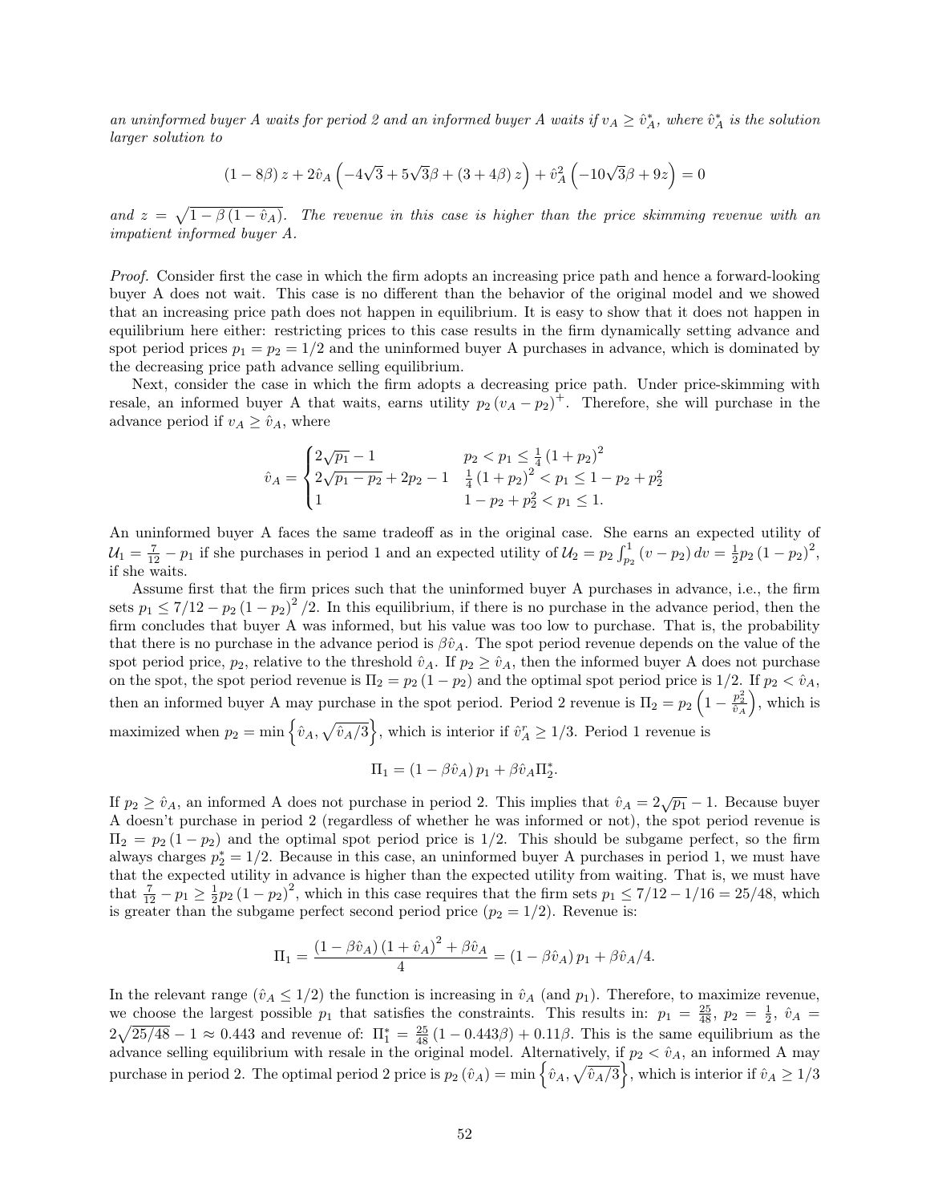*an uninformed buyer A waits for period 2 and an informed buyer A waits if $v_A \geq \hat{v}_A^*$, where $\hat{v}_A^*$ is the solution larger solution to*

$$(1 - 8\beta) z + 2\hat{v}_A \left( -4\sqrt{3} + 5\sqrt{3}\beta + (3 + 4\beta) z \right) + \hat{v}_A^2 \left( -10\sqrt{3}\beta + 9z \right) = 0$$

*and $z = \sqrt{1 - \beta (1 - \hat{v}_A)}$. The revenue in this case is higher than the price skimming revenue with an impatient informed buyer A.*

*Proof.* Consider first the case in which the firm adopts an increasing price path and hence a forward-looking buyer A does not wait. This case is no different than the behavior of the original model and we showed that an increasing price path does not happen in equilibrium. It is easy to show that it does not happen in equilibrium here either: restricting prices to this case results in the firm dynamically setting advance and spot period prices $p_1 = p_2 = 1/2$ and the uninformed buyer A purchases in advance, which is dominated by the decreasing price path advance selling equilibrium.

Next, consider the case in which the firm adopts a decreasing price path. Under price-skimming with resale, an informed buyer A that waits, earns utility $p_2 (v_A - p_2)^+$. Therefore, she will purchase in the advance period if $v_A \geq \hat{v}_A$, where

$$\hat{v}_A = \begin{cases} 2\sqrt{p_1} - 1 & p_2 < p_1 \leq \frac{1}{4}(1 + p_2)^2 \\ 2\sqrt{p_1 - p_2} + 2p_2 - 1 & \frac{1}{4}(1 + p_2)^2 < p_1 \leq 1 - p_2 + p_2^2 \\ 1 & 1 - p_2 + p_2^2 < p_1 \leq 1. \end{cases}$$

An uninformed buyer A faces the same tradeoff as in the original case. She earns an expected utility of $\mathcal{U}_1 = \frac{7}{12} - p_1$ if she purchases in period 1 and an expected utility of $\mathcal{U}_2 = p_2 \int_{p_2}^{1} (v - p_2)\, dv = \frac{1}{2} p_2 (1 - p_2)^2$, if she waits.

Assume first that the firm prices such that the uninformed buyer A purchases in advance, i.e., the firm sets $p_1 \leq 7/12 - p_2 (1 - p_2)^2 / 2$. In this equilibrium, if there is no purchase in the advance period, then the firm concludes that buyer A was informed, but his value was too low to purchase. That is, the probability that there is no purchase in the advance period is $\beta \hat{v}_A$. The spot period revenue depends on the value of the spot period price, $p_2$, relative to the threshold $\hat{v}_A$. If $p_2 \geq \hat{v}_A$, then the informed buyer A does not purchase on the spot, the spot period revenue is $\Pi_2 = p_2 (1 - p_2)$ and the optimal spot period price is $1/2$. If $p_2 < \hat{v}_A$, then an informed buyer A may purchase in the spot period. Period 2 revenue is $\Pi_2 = p_2 \left( 1 - \frac{p_2^2}{\hat{v}_A} \right)$, which is maximized when $p_2 = \min \left\{ \hat{v}_A, \sqrt{\hat{v}_A / 3} \right\}$, which is interior if $\hat{v}_A^r \geq 1/3$. Period 1 revenue is

$$\Pi_1 = (1 - \beta \hat{v}_A) p_1 + \beta \hat{v}_A \Pi_2^*.$$

If $p_2 \geq \hat{v}_A$, an informed A does not purchase in period 2. This implies that $\hat{v}_A = 2\sqrt{p_1} - 1$. Because buyer A doesn't purchase in period 2 (regardless of whether he was informed or not), the spot period revenue is $\Pi_2 = p_2 (1 - p_2)$ and the optimal spot period price is $1/2$. This should be subgame perfect, so the firm always charges $p_2^* = 1/2$. Because in this case, an uninformed buyer A purchases in period 1, we must have that the expected utility in advance is higher than the expected utility from waiting. That is, we must have that $\frac{7}{12} - p_1 \geq \frac{1}{2} p_2 (1 - p_2)^2$, which in this case requires that the firm sets $p_1 \leq 7/12 - 1/16 = 25/48$, which is greater than the subgame perfect second period price ($p_2 = 1/2$). Revenue is:

$$\Pi_1 = \frac{(1 - \beta \hat{v}_A)(1 + \hat{v}_A)^2 + \beta \hat{v}_A}{4} = (1 - \beta \hat{v}_A) p_1 + \beta \hat{v}_A / 4.$$

In the relevant range ($\hat{v}_A \leq 1/2$) the function is increasing in $\hat{v}_A$ (and $p_1$). Therefore, to maximize revenue, we choose the largest possible $p_1$ that satisfies the constraints. This results in: $p_1 = \frac{25}{48}$, $p_2 = \frac{1}{2}$, $\hat{v}_A = 2\sqrt{25/48} - 1 \approx 0.443$ and revenue of: $\Pi_1^* = \frac{25}{48}(1 - 0.443\beta) + 0.11\beta$. This is the same equilibrium as the advance selling equilibrium with resale in the original model. Alternatively, if $p_2 < \hat{v}_A$, an informed A may purchase in period 2. The optimal period 2 price is $p_2 (\hat{v}_A) = \min \left\{ \hat{v}_A, \sqrt{\hat{v}_A / 3} \right\}$, which is interior if $\hat{v}_A \geq 1/3$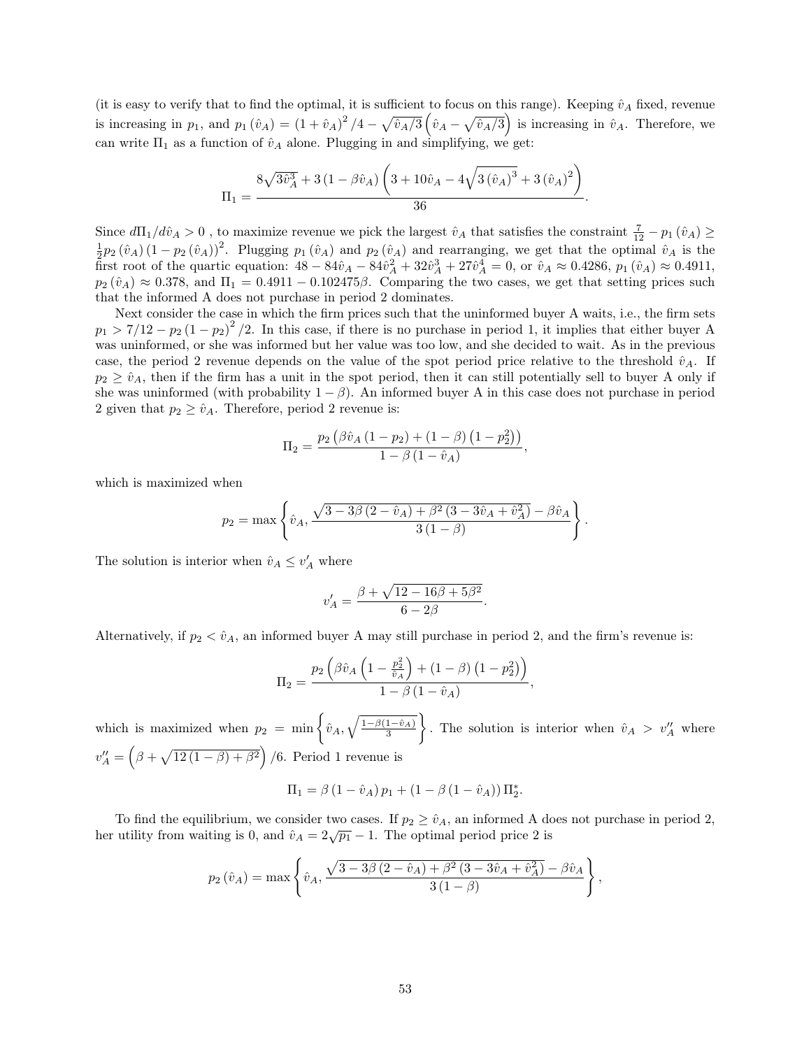(it is easy to verify that to find the optimal, it is sufficient to focus on this range). Keeping $\hat{v}_A$ fixed, revenue is increasing in $p_1$, and $p_1(\hat{v}_A) = (1+\hat{v}_A)^2/4 - \sqrt{\hat{v}_A/3}\left(\hat{v}_A - \sqrt{\hat{v}_A/3}\right)$ is increasing in $\hat{v}_A$. Therefore, we can write $\Pi_1$ as a function of $\hat{v}_A$ alone. Plugging in and simplifying, we get:

$$\Pi_1 = \frac{8\sqrt{3\hat{v}_A^3} + 3(1-\beta\hat{v}_A)\left(3 + 10\hat{v}_A - 4\sqrt{3(\hat{v}_A)^3} + 3(\hat{v}_A)^2\right)}{36}.$$

Since $d\Pi_1/d\hat{v}_A > 0$ , to maximize revenue we pick the largest $\hat{v}_A$ that satisfies the constraint $\frac{7}{12} - p_1(\hat{v}_A) \geq \frac{1}{2}p_2(\hat{v}_A)(1-p_2(\hat{v}_A))^2$. Plugging $p_1(\hat{v}_A)$ and $p_2(\hat{v}_A)$ and rearranging, we get that the optimal $\hat{v}_A$ is the first root of the quartic equation: $48 - 84\hat{v}_A - 84\hat{v}_A^2 + 32\hat{v}_A^3 + 27\hat{v}_A^4 = 0$, or $\hat{v}_A \approx 0.4286$, $p_1(\hat{v}_A) \approx 0.4911$, $p_2(\hat{v}_A) \approx 0.378$, and $\Pi_1 = 0.4911 - 0.102475\beta$. Comparing the two cases, we get that setting prices such that the informed A does not purchase in period 2 dominates.

Next consider the case in which the firm prices such that the uninformed buyer A waits, i.e., the firm sets $p_1 > 7/12 - p_2(1-p_2)^2/2$. In this case, if there is no purchase in period 1, it implies that either buyer A was uninformed, or she was informed but her value was too low, and she decided to wait. As in the previous case, the period 2 revenue depends on the value of the spot period price relative to the threshold $\hat{v}_A$. If $p_2 \geq \hat{v}_A$, then if the firm has a unit in the spot period, then it can still potentially sell to buyer A only if she was uninformed (with probability $1-\beta$). An informed buyer A in this case does not purchase in period 2 given that $p_2 \geq \hat{v}_A$. Therefore, period 2 revenue is:

$$\Pi_2 = \frac{p_2\left(\beta\hat{v}_A(1-p_2) + (1-\beta)\left(1-p_2^2\right)\right)}{1-\beta(1-\hat{v}_A)},$$

which is maximized when

$$p_2 = \max\left\{\hat{v}_A, \frac{\sqrt{3 - 3\beta(2-\hat{v}_A) + \beta^2\left(3 - 3\hat{v}_A + \hat{v}_A^2\right)} - \beta\hat{v}_A}{3(1-\beta)}\right\}.$$

The solution is interior when $\hat{v}_A \leq v'_A$ where

$$v'_A = \frac{\beta + \sqrt{12 - 16\beta + 5\beta^2}}{6 - 2\beta}.$$

Alternatively, if $p_2 < \hat{v}_A$, an informed buyer A may still purchase in period 2, and the firm's revenue is:

$$\Pi_2 = \frac{p_2\left(\beta\hat{v}_A\left(1 - \frac{p_2^2}{\hat{v}_A}\right) + (1-\beta)\left(1-p_2^2\right)\right)}{1-\beta(1-\hat{v}_A)},$$

which is maximized when $p_2 = \min\left\{\hat{v}_A, \sqrt{\frac{1-\beta(1-\hat{v}_A)}{3}}\right\}$. The solution is interior when $\hat{v}_A > v''_A$ where $v''_A = \left(\beta + \sqrt{12(1-\beta) + \beta^2}\right)/6$. Period 1 revenue is

$$\Pi_1 = \beta(1-\hat{v}_A)p_1 + (1-\beta(1-\hat{v}_A))\Pi_2^*.$$

To find the equilibrium, we consider two cases. If $p_2 \geq \hat{v}_A$, an informed A does not purchase in period 2, her utility from waiting is 0, and $\hat{v}_A = 2\sqrt{p_1} - 1$. The optimal period price 2 is

$$p_2(\hat{v}_A) = \max\left\{\hat{v}_A, \frac{\sqrt{3 - 3\beta(2-\hat{v}_A) + \beta^2\left(3 - 3\hat{v}_A + \hat{v}_A^2\right)} - \beta\hat{v}_A}{3(1-\beta)}\right\},$$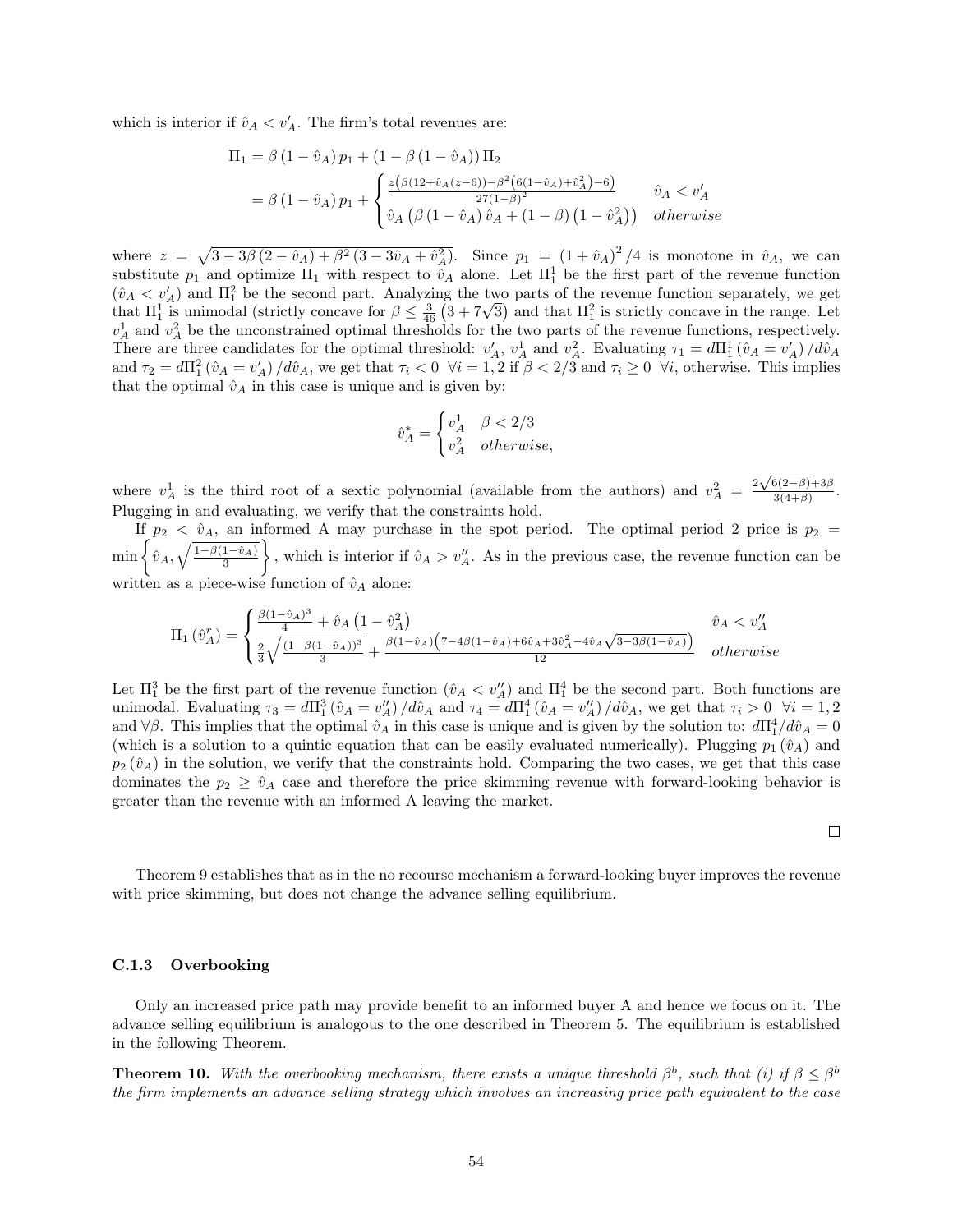which is interior if $\hat{v}_A < v'_A$. The firm's total revenues are:

$$\Pi_1 = \beta(1-\hat{v}_A)p_1 + (1-\beta(1-\hat{v}_A))\Pi_2$$
$$= \beta(1-\hat{v}_A)p_1 + \begin{cases} \frac{z\left(\beta(12+\hat{v}_A(z-6)) - \beta^2\left(6(1-\hat{v}_A)+\hat{v}_A^2\right)-6\right)}{27(1-\beta)^2} & \hat{v}_A < v'_A \\ \hat{v}_A\left(\beta(1-\hat{v}_A)\hat{v}_A + (1-\beta)\left(1-\hat{v}_A^2\right)\right) & otherwise \end{cases}$$

where $z = \sqrt{3 - 3\beta(2-\hat{v}_A) + \beta^2\left(3 - 3\hat{v}_A + \hat{v}_A^2\right)}$. Since $p_1 = (1+\hat{v}_A)^2/4$ is monotone in $\hat{v}_A$, we can substitute $p_1$ and optimize $\Pi_1$ with respect to $\hat{v}_A$ alone. Let $\Pi_1^1$ be the first part of the revenue function ($\hat{v}_A < v'_A$) and $\Pi_1^2$ be the second part. Analyzing the two parts of the revenue function separately, we get that $\Pi_1^1$ is unimodal (strictly concave for $\beta \leq \frac{3}{46}\left(3+7\sqrt{3}\right)$ and that $\Pi_1^2$ is strictly concave in the range. Let $v_A^1$ and $v_A^2$ be the unconstrained optimal thresholds for the two parts of the revenue functions, respectively. There are three candidates for the optimal threshold: $v'_A$, $v_A^1$ and $v_A^2$. Evaluating $\tau_1 = d\Pi_1^1\left(\hat{v}_A = v'_A\right)/d\hat{v}_A$ and $\tau_2 = d\Pi_1^2\left(\hat{v}_A = v'_A\right)/d\hat{v}_A$, we get that $\tau_i < 0 \ \ \forall i = 1,2$ if $\beta < 2/3$ and $\tau_i \geq 0 \ \ \forall i$, otherwise. This implies that the optimal $\hat{v}_A$ in this case is unique and is given by:

$$\hat{v}_A^* = \begin{cases} v_A^1 & \beta < 2/3 \\ v_A^2 & otherwise, \end{cases}$$

where $v_A^1$ is the third root of a sextic polynomial (available from the authors) and $v_A^2 = \frac{2\sqrt{6(2-\beta)}+3\beta}{3(4+\beta)}$. Plugging in and evaluating, we verify that the constraints hold.

If $p_2 < \hat{v}_A$, an informed A may purchase in the spot period. The optimal period 2 price is $p_2 = \min\left\{\hat{v}_A, \sqrt{\frac{1-\beta(1-\hat{v}_A)}{3}}\right\}$, which is interior if $\hat{v}_A > v''_A$. As in the previous case, the revenue function can be written as a piece-wise function of $\hat{v}_A$ alone:

$$\Pi_1\left(\hat{v}_A^r\right) = \begin{cases} \frac{\beta(1-\hat{v}_A)^3}{4} + \hat{v}_A\left(1-\hat{v}_A^2\right) & \hat{v}_A < v''_A \\ \frac{2}{3}\sqrt{\frac{(1-\beta(1-\hat{v}_A))^3}{3}} + \frac{\beta(1-\hat{v}_A)\left(7-4\beta(1-\hat{v}_A)+6\hat{v}_A+3\hat{v}_A^2-4\hat{v}_A\sqrt{3-3\beta(1-\hat{v}_A)}\right)}{12} & otherwise \end{cases}$$

Let $\Pi_1^3$ be the first part of the revenue function ($\hat{v}_A < v''_A$) and $\Pi_1^4$ be the second part. Both functions are unimodal. Evaluating $\tau_3 = d\Pi_1^3\left(\hat{v}_A = v''_A\right)/d\hat{v}_A$ and $\tau_4 = d\Pi_1^4\left(\hat{v}_A = v''_A\right)/d\hat{v}_A$, we get that $\tau_i > 0 \ \ \forall i = 1,2$ and $\forall \beta$. This implies that the optimal $\hat{v}_A$ in this case is unique and is given by the solution to: $d\Pi_1^4/d\hat{v}_A = 0$ (which is a solution to a quintic equation that can be easily evaluated numerically). Plugging $p_1(\hat{v}_A)$ and $p_2(\hat{v}_A)$ in the solution, we verify that the constraints hold. Comparing the two cases, we get that this case dominates the $p_2 \geq \hat{v}_A$ case and therefore the price skimming revenue with forward-looking behavior is greater than the revenue with an informed A leaving the market.

□

Theorem 9 establishes that as in the no recourse mechanism a forward-looking buyer improves the revenue with price skimming, but does not change the advance selling equilibrium.

### C.1.3 Overbooking

Only an increased price path may provide benefit to an informed buyer A and hence we focus on it. The advance selling equilibrium is analogous to the one described in Theorem 5. The equilibrium is established in the following Theorem.

**Theorem 10.** *With the overbooking mechanism, there exists a unique threshold $\beta^b$, such that (i) if $\beta \leq \beta^b$ the firm implements an advance selling strategy which involves an increasing price path equivalent to the case*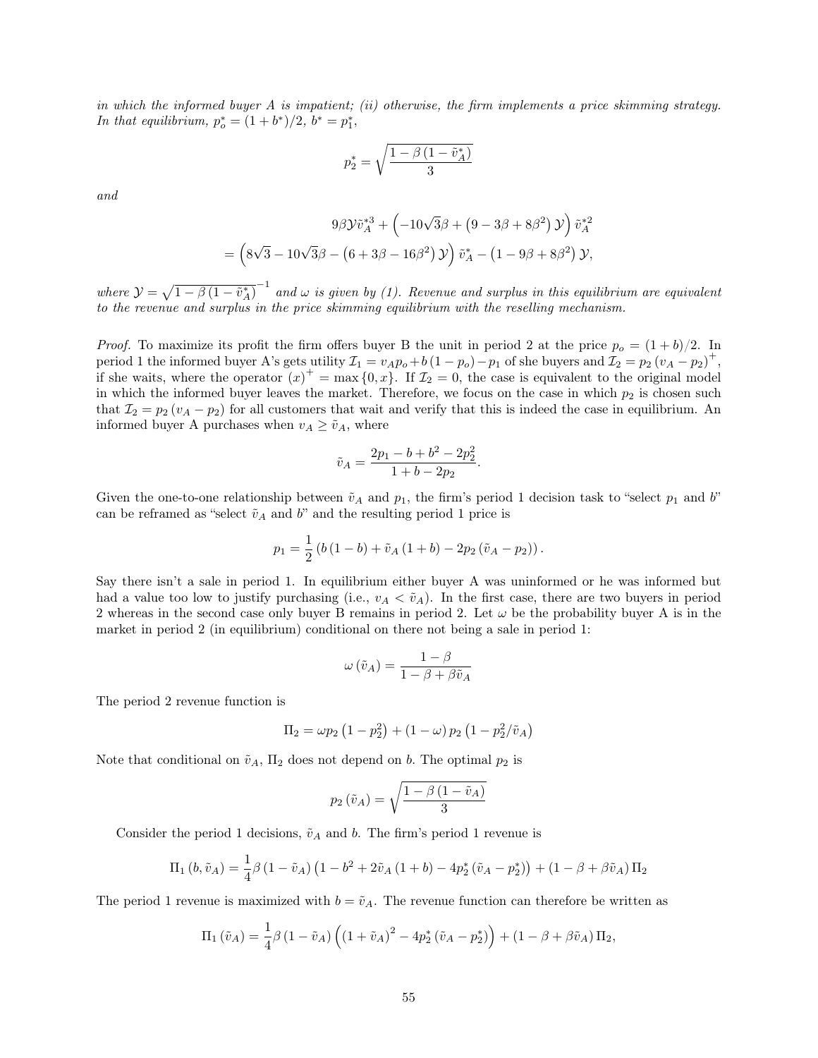*in which the informed buyer A is impatient; (ii) otherwise, the firm implements a price skimming strategy. In that equilibrium,* $p_o^* = (1+b^*)/2$, $b^* = p_1^*$,

$$p_2^* = \sqrt{\frac{1-\beta\left(1-\tilde{v}_A^*\right)}{3}}$$

*and*

$$9\beta\mathcal{Y}\tilde{v}_A^{*3} + \left(-10\sqrt{3}\beta + \left(9-3\beta+8\beta^2\right)\mathcal{Y}\right)\tilde{v}_A^{*2}$$
$$= \left(8\sqrt{3} - 10\sqrt{3}\beta - \left(6+3\beta-16\beta^2\right)\mathcal{Y}\right)\tilde{v}_A^* - \left(1-9\beta+8\beta^2\right)\mathcal{Y},$$

*where* $\mathcal{Y} = \sqrt{1-\beta\left(1-\tilde{v}_A^*\right)}^{-1}$ *and* $\omega$ *is given by (1). Revenue and surplus in this equilibrium are equivalent to the revenue and surplus in the price skimming equilibrium with the reselling mechanism.*

*Proof.* To maximize its profit the firm offers buyer B the unit in period 2 at the price $p_o = (1+b)/2$. In period 1 the informed buyer A's gets utility $\mathcal{I}_1 = v_A p_o + b(1-p_o) - p_1$ of she buyers and $\mathcal{I}_2 = p_2\left(v_A - p_2\right)^+$, if she waits, where the operator $(x)^+ = \max\{0, x\}$. If $\mathcal{I}_2 = 0$, the case is equivalent to the original model in which the informed buyer leaves the market. Therefore, we focus on the case in which $p_2$ is chosen such that $\mathcal{I}_2 = p_2\left(v_A - p_2\right)$ for all customers that wait and verify that this is indeed the case in equilibrium. An informed buyer A purchases when $v_A \geq \tilde{v}_A$, where

$$\tilde{v}_A = \frac{2p_1 - b + b^2 - 2p_2^2}{1+b-2p_2}.$$

Given the one-to-one relationship between $\tilde{v}_A$ and $p_1$, the firm's period 1 decision task to "select $p_1$ and $b$" can be reframed as "select $\tilde{v}_A$ and $b$" and the resulting period 1 price is

$$p_1 = \frac{1}{2}\left(b\left(1-b\right) + \tilde{v}_A\left(1+b\right) - 2p_2\left(\tilde{v}_A - p_2\right)\right).$$

Say there isn't a sale in period 1. In equilibrium either buyer A was uninformed or he was informed but had a value too low to justify purchasing (i.e., $v_A < \tilde{v}_A$). In the first case, there are two buyers in period 2 whereas in the second case only buyer B remains in period 2. Let $\omega$ be the probability buyer A is in the market in period 2 (in equilibrium) conditional on there not being a sale in period 1:

$$\omega\left(\tilde{v}_A\right) = \frac{1-\beta}{1-\beta+\beta\tilde{v}_A}$$

The period 2 revenue function is

$$\Pi_2 = \omega p_2\left(1-p_2^2\right) + \left(1-\omega\right)p_2\left(1-p_2^2/\tilde{v}_A\right)$$

Note that conditional on $\tilde{v}_A$, $\Pi_2$ does not depend on $b$. The optimal $p_2$ is

$$p_2\left(\tilde{v}_A\right) = \sqrt{\frac{1-\beta\left(1-\tilde{v}_A\right)}{3}}$$

Consider the period 1 decisions, $\tilde{v}_A$ and $b$. The firm's period 1 revenue is

$$\Pi_1\left(b, \tilde{v}_A\right) = \frac{1}{4}\beta\left(1-\tilde{v}_A\right)\left(1-b^2+2\tilde{v}_A\left(1+b\right) - 4p_2^*\left(\tilde{v}_A - p_2^*\right)\right) + \left(1-\beta+\beta\tilde{v}_A\right)\Pi_2$$

The period 1 revenue is maximized with $b = \tilde{v}_A$. The revenue function can therefore be written as

$$\Pi_1\left(\tilde{v}_A\right) = \frac{1}{4}\beta\left(1-\tilde{v}_A\right)\left(\left(1+\tilde{v}_A\right)^2 - 4p_2^*\left(\tilde{v}_A - p_2^*\right)\right) + \left(1-\beta+\beta\tilde{v}_A\right)\Pi_2,$$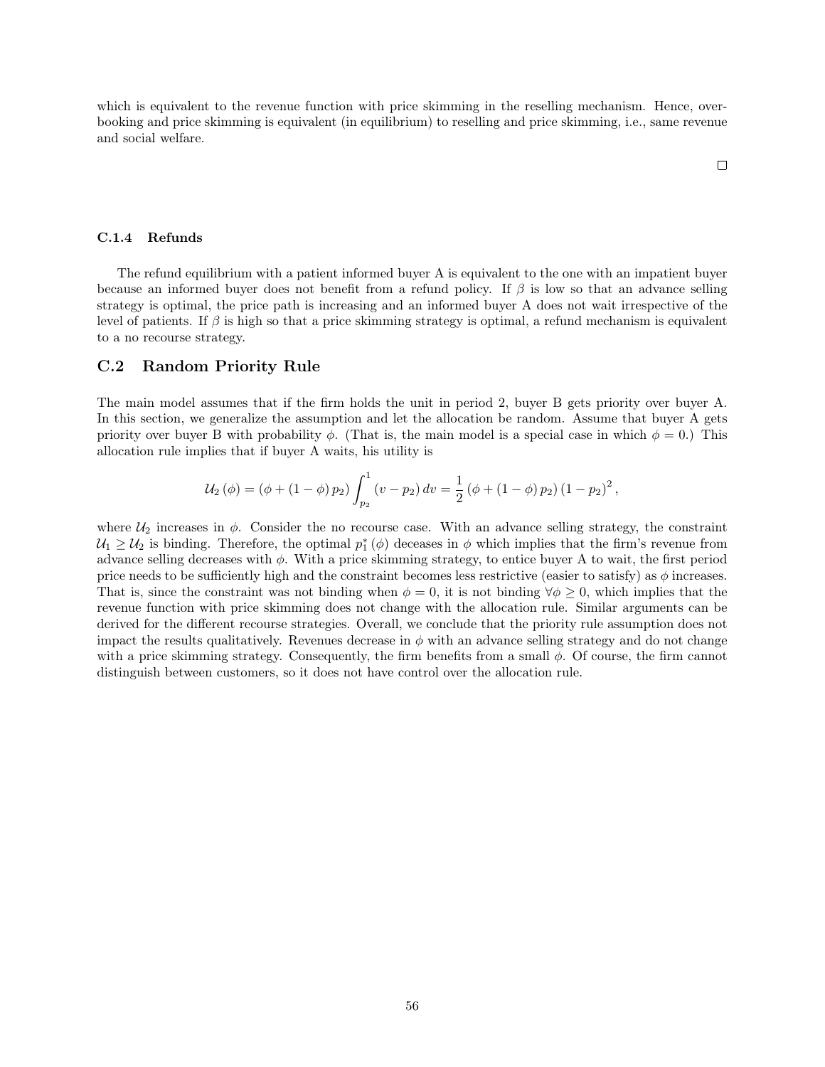which is equivalent to the revenue function with price skimming in the reselling mechanism. Hence, overbooking and price skimming is equivalent (in equilibrium) to reselling and price skimming, i.e., same revenue and social welfare.

□

#### C.1.4 Refunds

The refund equilibrium with a patient informed buyer A is equivalent to the one with an impatient buyer because an informed buyer does not benefit from a refund policy. If $\beta$ is low so that an advance selling strategy is optimal, the price path is increasing and an informed buyer A does not wait irrespective of the level of patients. If $\beta$ is high so that a price skimming strategy is optimal, a refund mechanism is equivalent to a no recourse strategy.

### C.2 Random Priority Rule

The main model assumes that if the firm holds the unit in period 2, buyer B gets priority over buyer A. In this section, we generalize the assumption and let the allocation be random. Assume that buyer A gets priority over buyer B with probability $\phi$. (That is, the main model is a special case in which $\phi = 0$.) This allocation rule implies that if buyer A waits, his utility is

$$\mathcal{U}_2(\phi) = (\phi + (1-\phi)\, p_2) \int_{p_2}^{1} (v - p_2)\, dv = \frac{1}{2}(\phi + (1-\phi)\, p_2)(1-p_2)^2,$$

where $\mathcal{U}_2$ increases in $\phi$. Consider the no recourse case. With an advance selling strategy, the constraint $\mathcal{U}_1 \geq \mathcal{U}_2$ is binding. Therefore, the optimal $p_1^*(\phi)$ deceases in $\phi$ which implies that the firm's revenue from advance selling decreases with $\phi$. With a price skimming strategy, to entice buyer A to wait, the first period price needs to be sufficiently high and the constraint becomes less restrictive (easier to satisfy) as $\phi$ increases. That is, since the constraint was not binding when $\phi = 0$, it is not binding $\forall \phi \geq 0$, which implies that the revenue function with price skimming does not change with the allocation rule. Similar arguments can be derived for the different recourse strategies. Overall, we conclude that the priority rule assumption does not impact the results qualitatively. Revenues decrease in $\phi$ with an advance selling strategy and do not change with a price skimming strategy. Consequently, the firm benefits from a small $\phi$. Of course, the firm cannot distinguish between customers, so it does not have control over the allocation rule.